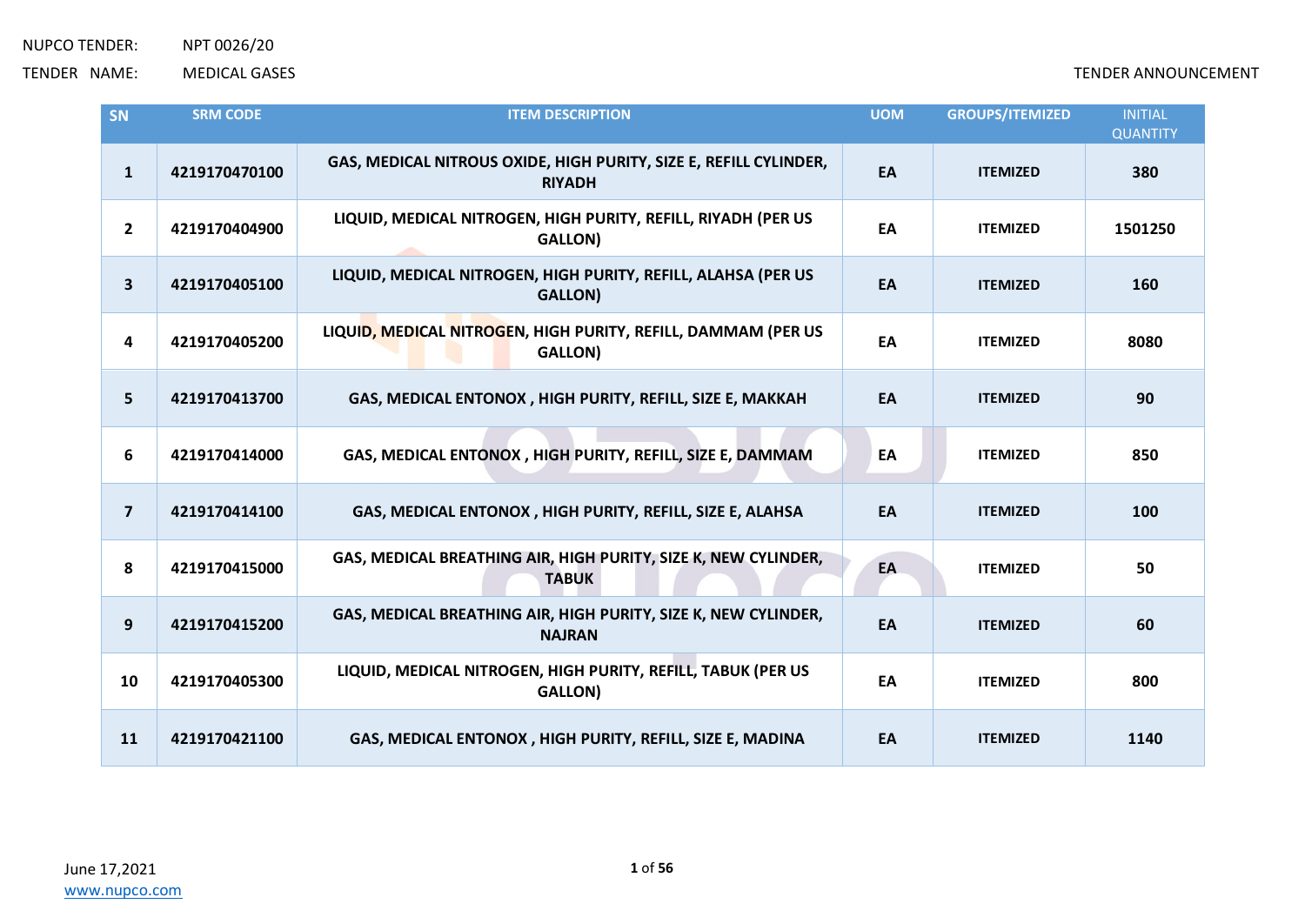NUPCO TENDER: NPT 0026/20

TENDER NAME: MEDICAL GASES

TENDER ANNOUNCEMENT

| SN | SRM CODE | ITEM DESCRIPTION | UOM | GROUPS/ITEMIZED | INITIAL QUANTITY |
|---|---|---|---|---|---|
| 1 | 4219170470100 | GAS, MEDICAL NITROUS OXIDE, HIGH PURITY, SIZE E, REFILL CYLINDER, RIYADH | EA | ITEMIZED | 380 |
| 2 | 4219170404900 | LIQUID, MEDICAL NITROGEN, HIGH PURITY, REFILL, RIYADH (PER US GALLON) | EA | ITEMIZED | 1501250 |
| 3 | 4219170405100 | LIQUID, MEDICAL NITROGEN, HIGH PURITY, REFILL, ALAHSA (PER US GALLON) | EA | ITEMIZED | 160 |
| 4 | 4219170405200 | LIQUID, MEDICAL NITROGEN, HIGH PURITY, REFILL, DAMMAM (PER US GALLON) | EA | ITEMIZED | 8080 |
| 5 | 4219170413700 | GAS, MEDICAL ENTONOX , HIGH PURITY, REFILL, SIZE E, MAKKAH | EA | ITEMIZED | 90 |
| 6 | 4219170414000 | GAS, MEDICAL ENTONOX , HIGH PURITY, REFILL, SIZE E, DAMMAM | EA | ITEMIZED | 850 |
| 7 | 4219170414100 | GAS, MEDICAL ENTONOX , HIGH PURITY, REFILL, SIZE E, ALAHSA | EA | ITEMIZED | 100 |
| 8 | 4219170415000 | GAS, MEDICAL BREATHING AIR, HIGH PURITY, SIZE K, NEW CYLINDER, TABUK | EA | ITEMIZED | 50 |
| 9 | 4219170415200 | GAS, MEDICAL BREATHING AIR, HIGH PURITY, SIZE K, NEW CYLINDER, NAJRAN | EA | ITEMIZED | 60 |
| 10 | 4219170405300 | LIQUID, MEDICAL NITROGEN, HIGH PURITY, REFILL, TABUK (PER US GALLON) | EA | ITEMIZED | 800 |
| 11 | 4219170421100 | GAS, MEDICAL ENTONOX , HIGH PURITY, REFILL, SIZE E, MADINA | EA | ITEMIZED | 1140 |

June 17,2021

www.nupco.com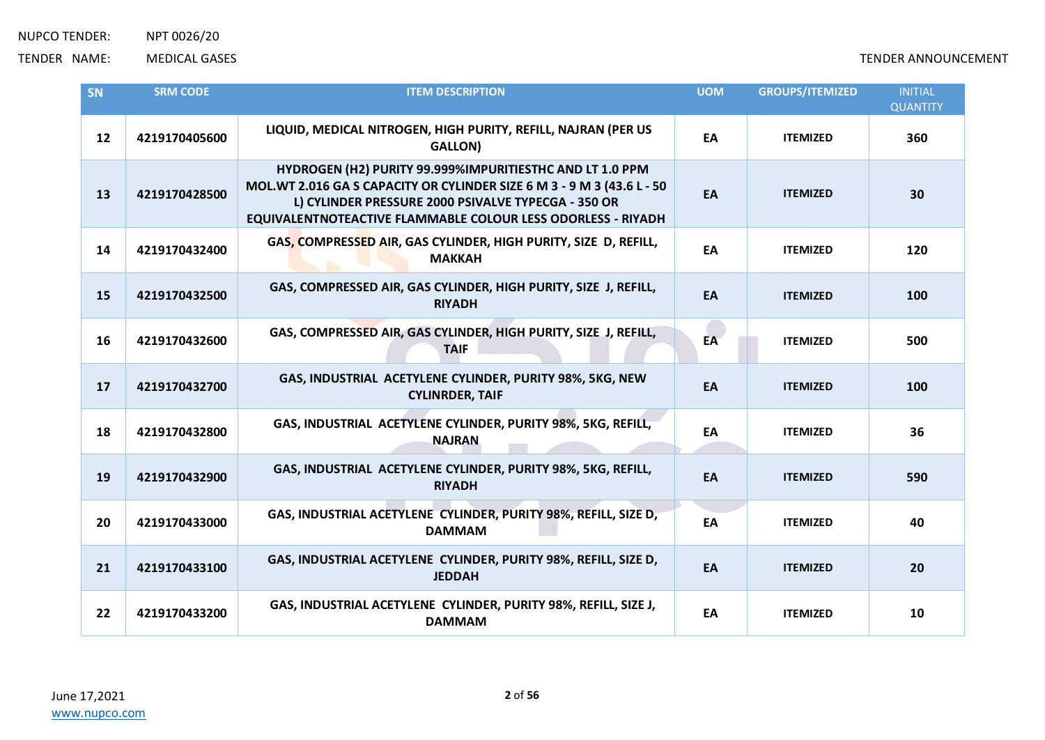NUPCO TENDER: NPT 0026/20

TENDER NAME: MEDICAL GASES

TENDER ANNOUNCEMENT

| SN | SRM CODE | ITEM DESCRIPTION | UOM | GROUPS/ITEMIZED | INITIAL QUANTITY |
|---|---|---|---|---|---|
| 12 | 4219170405600 | LIQUID, MEDICAL NITROGEN, HIGH PURITY, REFILL, NAJRAN (PER US GALLON) | EA | ITEMIZED | 360 |
| 13 | 4219170428500 | HYDROGEN (H2) PURITY 99.999%IMPURITIESTHC AND LT 1.0 PPM MOL.WT 2.016 GA S CAPACITY OR CYLINDER SIZE 6 M 3 - 9 M 3 (43.6 L - 50 L) CYLINDER PRESSURE 2000 PSIVALVE TYPECGA - 350 OR EQUIVALENTNOTEACTIVE FLAMMABLE COLOUR LESS ODORLESS - RIYADH | EA | ITEMIZED | 30 |
| 14 | 4219170432400 | GAS, COMPRESSED AIR, GAS CYLINDER, HIGH PURITY, SIZE D, REFILL, MAKKAH | EA | ITEMIZED | 120 |
| 15 | 4219170432500 | GAS, COMPRESSED AIR, GAS CYLINDER, HIGH PURITY, SIZE J, REFILL, RIYADH | EA | ITEMIZED | 100 |
| 16 | 4219170432600 | GAS, COMPRESSED AIR, GAS CYLINDER, HIGH PURITY, SIZE J, REFILL, TAIF | EA | ITEMIZED | 500 |
| 17 | 4219170432700 | GAS, INDUSTRIAL ACETYLENE CYLINDER, PURITY 98%, 5KG, NEW CYLINRDER, TAIF | EA | ITEMIZED | 100 |
| 18 | 4219170432800 | GAS, INDUSTRIAL ACETYLENE CYLINDER, PURITY 98%, 5KG, REFILL, NAJRAN | EA | ITEMIZED | 36 |
| 19 | 4219170432900 | GAS, INDUSTRIAL ACETYLENE CYLINDER, PURITY 98%, 5KG, REFILL, RIYADH | EA | ITEMIZED | 590 |
| 20 | 4219170433000 | GAS, INDUSTRIAL ACETYLENE CYLINDER, PURITY 98%, REFILL, SIZE D, DAMMAM | EA | ITEMIZED | 40 |
| 21 | 4219170433100 | GAS, INDUSTRIAL ACETYLENE CYLINDER, PURITY 98%, REFILL, SIZE D, JEDDAH | EA | ITEMIZED | 20 |
| 22 | 4219170433200 | GAS, INDUSTRIAL ACETYLENE CYLINDER, PURITY 98%, REFILL, SIZE J, DAMMAM | EA | ITEMIZED | 10 |

June 17,2021

www.nupco.com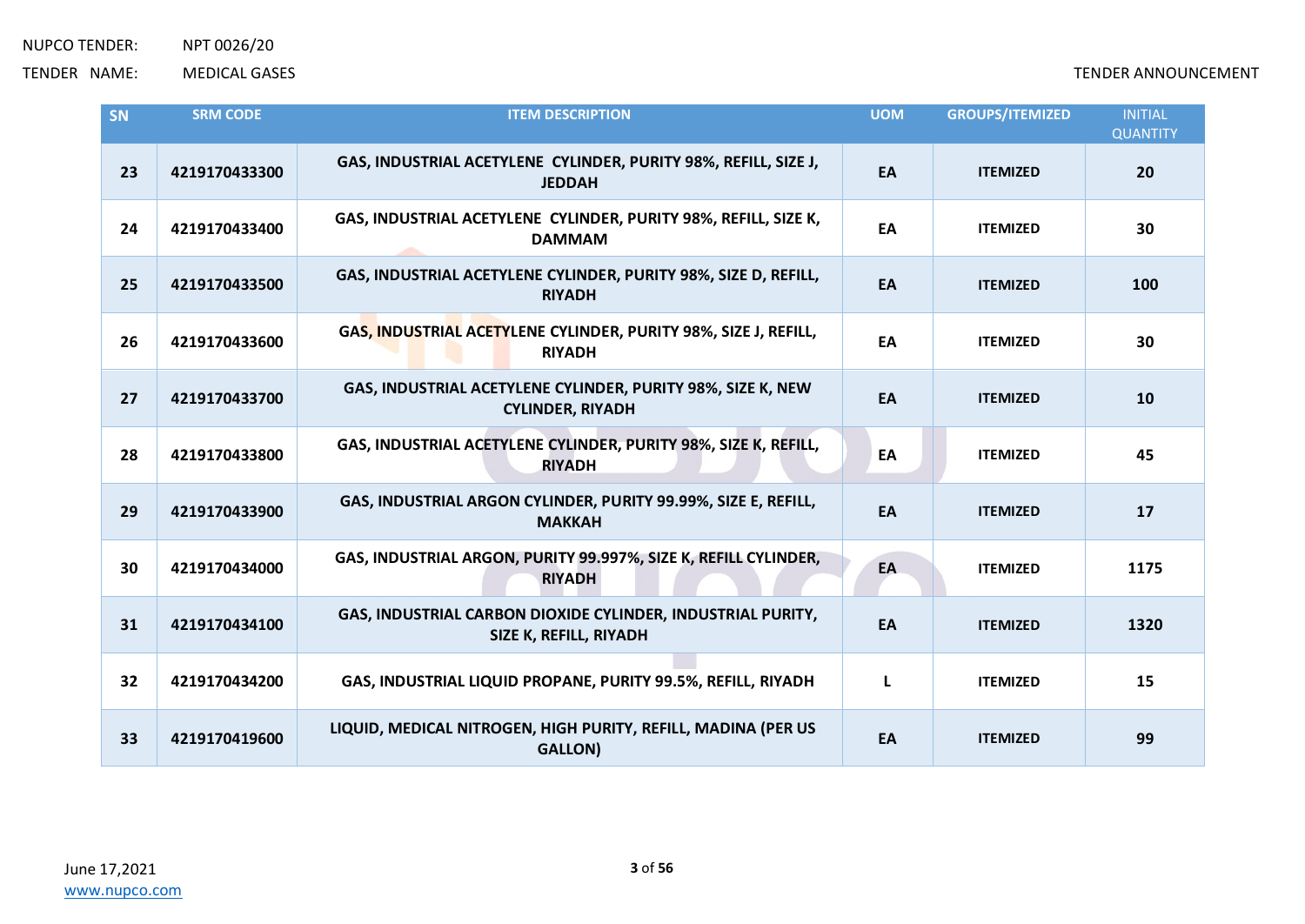| SN | SRM CODE | ITEM DESCRIPTION | UOM | GROUPS/ITEMIZED | INITIAL QUANTITY |
|---|---|---|---|---|---|
| 23 | 4219170433300 | GAS, INDUSTRIAL ACETYLENE CYLINDER, PURITY 98%, REFILL, SIZE J, JEDDAH | EA | ITEMIZED | 20 |
| 24 | 4219170433400 | GAS, INDUSTRIAL ACETYLENE CYLINDER, PURITY 98%, REFILL, SIZE K, DAMMAM | EA | ITEMIZED | 30 |
| 25 | 4219170433500 | GAS, INDUSTRIAL ACETYLENE CYLINDER, PURITY 98%, SIZE D, REFILL, RIYADH | EA | ITEMIZED | 100 |
| 26 | 4219170433600 | GAS, INDUSTRIAL ACETYLENE CYLINDER, PURITY 98%, SIZE J, REFILL, RIYADH | EA | ITEMIZED | 30 |
| 27 | 4219170433700 | GAS, INDUSTRIAL ACETYLENE CYLINDER, PURITY 98%, SIZE K, NEW CYLINDER, RIYADH | EA | ITEMIZED | 10 |
| 28 | 4219170433800 | GAS, INDUSTRIAL ACETYLENE CYLINDER, PURITY 98%, SIZE K, REFILL, RIYADH | EA | ITEMIZED | 45 |
| 29 | 4219170433900 | GAS, INDUSTRIAL ARGON CYLINDER, PURITY 99.99%, SIZE E, REFILL, MAKKAH | EA | ITEMIZED | 17 |
| 30 | 4219170434000 | GAS, INDUSTRIAL ARGON, PURITY 99.997%, SIZE K, REFILL CYLINDER, RIYADH | EA | ITEMIZED | 1175 |
| 31 | 4219170434100 | GAS, INDUSTRIAL CARBON DIOXIDE CYLINDER, INDUSTRIAL PURITY, SIZE K, REFILL, RIYADH | EA | ITEMIZED | 1320 |
| 32 | 4219170434200 | GAS, INDUSTRIAL LIQUID PROPANE, PURITY 99.5%, REFILL, RIYADH | L | ITEMIZED | 15 |
| 33 | 4219170419600 | LIQUID, MEDICAL NITROGEN, HIGH PURITY, REFILL, MADINA (PER US GALLON) | EA | ITEMIZED | 99 |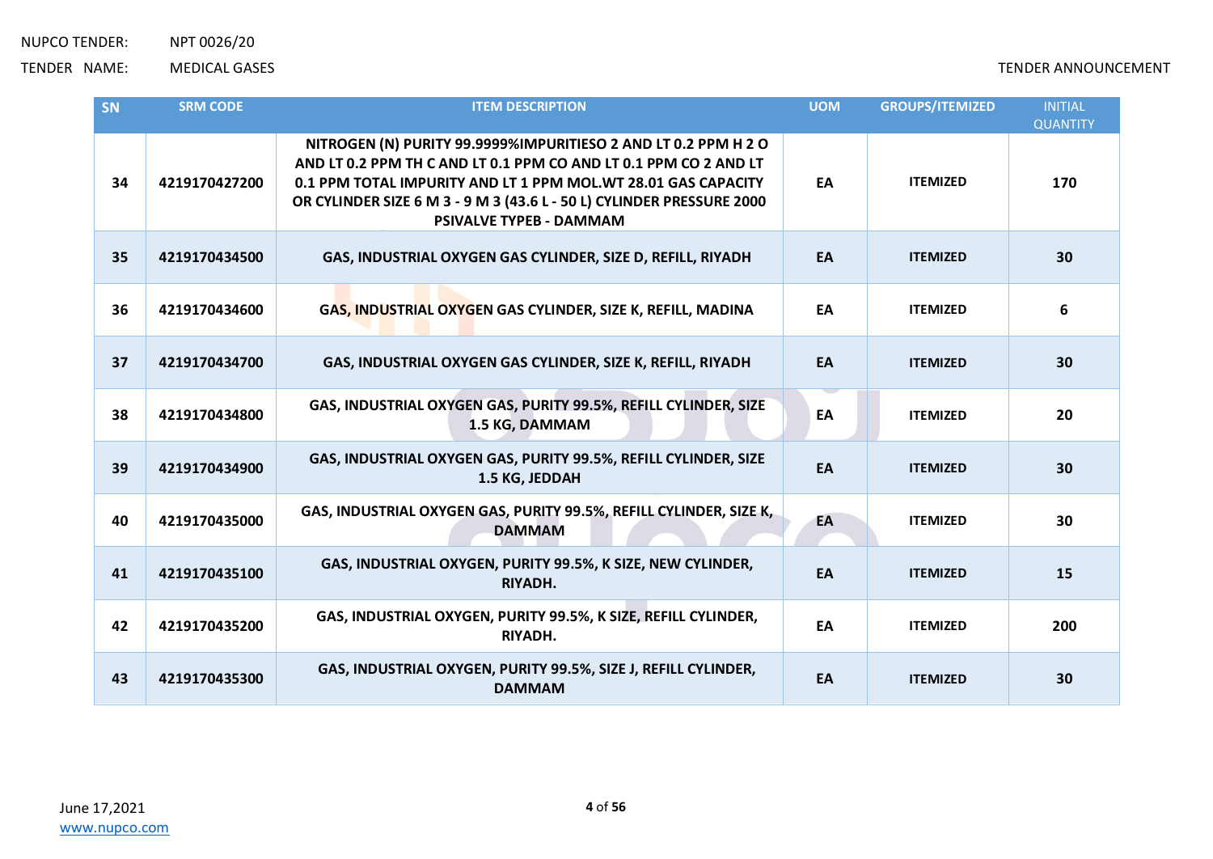NUPCO TENDER: NPT 0026/20

TENDER NAME: MEDICAL GASES

TENDER ANNOUNCEMENT

| SN | SRM CODE | ITEM DESCRIPTION | UOM | GROUPS/ITEMIZED | INITIAL QUANTITY |
|---|---|---|---|---|---|
| 34 | 4219170427200 | NITROGEN (N) PURITY 99.9999%IMPURITIESO 2 AND LT 0.2 PPM H 2 O AND LT 0.2 PPM TH C AND LT 0.1 PPM CO AND LT 0.1 PPM CO 2 AND LT 0.1 PPM TOTAL IMPURITY AND LT 1 PPM MOL.WT 28.01 GAS CAPACITY OR CYLINDER SIZE 6 M 3 - 9 M 3 (43.6 L - 50 L) CYLINDER PRESSURE 2000 PSIVALVE TYPEB - DAMMAM | EA | ITEMIZED | 170 |
| 35 | 4219170434500 | GAS, INDUSTRIAL OXYGEN GAS CYLINDER, SIZE D, REFILL, RIYADH | EA | ITEMIZED | 30 |
| 36 | 4219170434600 | GAS, INDUSTRIAL OXYGEN GAS CYLINDER, SIZE K, REFILL, MADINA | EA | ITEMIZED | 6 |
| 37 | 4219170434700 | GAS, INDUSTRIAL OXYGEN GAS CYLINDER, SIZE K, REFILL, RIYADH | EA | ITEMIZED | 30 |
| 38 | 4219170434800 | GAS, INDUSTRIAL OXYGEN GAS, PURITY 99.5%, REFILL CYLINDER, SIZE 1.5 KG, DAMMAM | EA | ITEMIZED | 20 |
| 39 | 4219170434900 | GAS, INDUSTRIAL OXYGEN GAS, PURITY 99.5%, REFILL CYLINDER, SIZE 1.5 KG, JEDDAH | EA | ITEMIZED | 30 |
| 40 | 4219170435000 | GAS, INDUSTRIAL OXYGEN GAS, PURITY 99.5%, REFILL CYLINDER, SIZE K, DAMMAM | EA | ITEMIZED | 30 |
| 41 | 4219170435100 | GAS, INDUSTRIAL OXYGEN, PURITY 99.5%, K SIZE, NEW CYLINDER, RIYADH. | EA | ITEMIZED | 15 |
| 42 | 4219170435200 | GAS, INDUSTRIAL OXYGEN, PURITY 99.5%, K SIZE, REFILL CYLINDER, RIYADH. | EA | ITEMIZED | 200 |
| 43 | 4219170435300 | GAS, INDUSTRIAL OXYGEN, PURITY 99.5%, SIZE J, REFILL CYLINDER, DAMMAM | EA | ITEMIZED | 30 |

June 17,2021

www.nupco.com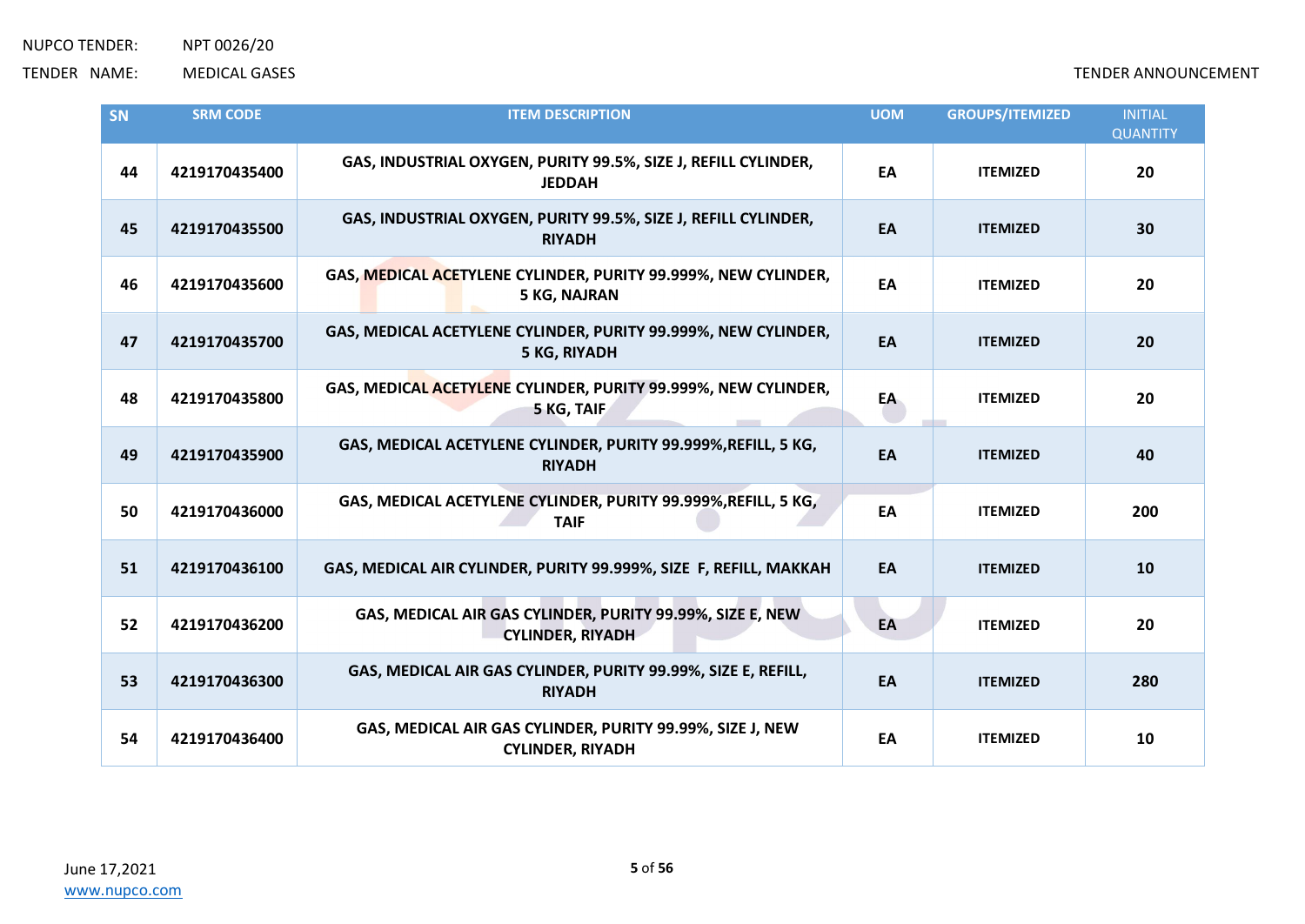| SN | SRM CODE | ITEM DESCRIPTION | UOM | GROUPS/ITEMIZED | INITIAL QUANTITY |
|---|---|---|---|---|---|
| 44 | 4219170435400 | GAS, INDUSTRIAL OXYGEN, PURITY 99.5%, SIZE J, REFILL CYLINDER, JEDDAH | EA | ITEMIZED | 20 |
| 45 | 4219170435500 | GAS, INDUSTRIAL OXYGEN, PURITY 99.5%, SIZE J, REFILL CYLINDER, RIYADH | EA | ITEMIZED | 30 |
| 46 | 4219170435600 | GAS, MEDICAL ACETYLENE CYLINDER, PURITY 99.999%, NEW CYLINDER, 5 KG, NAJRAN | EA | ITEMIZED | 20 |
| 47 | 4219170435700 | GAS, MEDICAL ACETYLENE CYLINDER, PURITY 99.999%, NEW CYLINDER, 5 KG, RIYADH | EA | ITEMIZED | 20 |
| 48 | 4219170435800 | GAS, MEDICAL ACETYLENE CYLINDER, PURITY 99.999%, NEW CYLINDER, 5 KG, TAIF | EA | ITEMIZED | 20 |
| 49 | 4219170435900 | GAS, MEDICAL ACETYLENE CYLINDER, PURITY 99.999%,REFILL, 5 KG, RIYADH | EA | ITEMIZED | 40 |
| 50 | 4219170436000 | GAS, MEDICAL ACETYLENE CYLINDER, PURITY 99.999%,REFILL, 5 KG, TAIF | EA | ITEMIZED | 200 |
| 51 | 4219170436100 | GAS, MEDICAL AIR CYLINDER, PURITY 99.999%, SIZE F, REFILL, MAKKAH | EA | ITEMIZED | 10 |
| 52 | 4219170436200 | GAS, MEDICAL AIR GAS CYLINDER, PURITY 99.99%, SIZE E, NEW CYLINDER, RIYADH | EA | ITEMIZED | 20 |
| 53 | 4219170436300 | GAS, MEDICAL AIR GAS CYLINDER, PURITY 99.99%, SIZE E, REFILL, RIYADH | EA | ITEMIZED | 280 |
| 54 | 4219170436400 | GAS, MEDICAL AIR GAS CYLINDER, PURITY 99.99%, SIZE J, NEW CYLINDER, RIYADH | EA | ITEMIZED | 10 |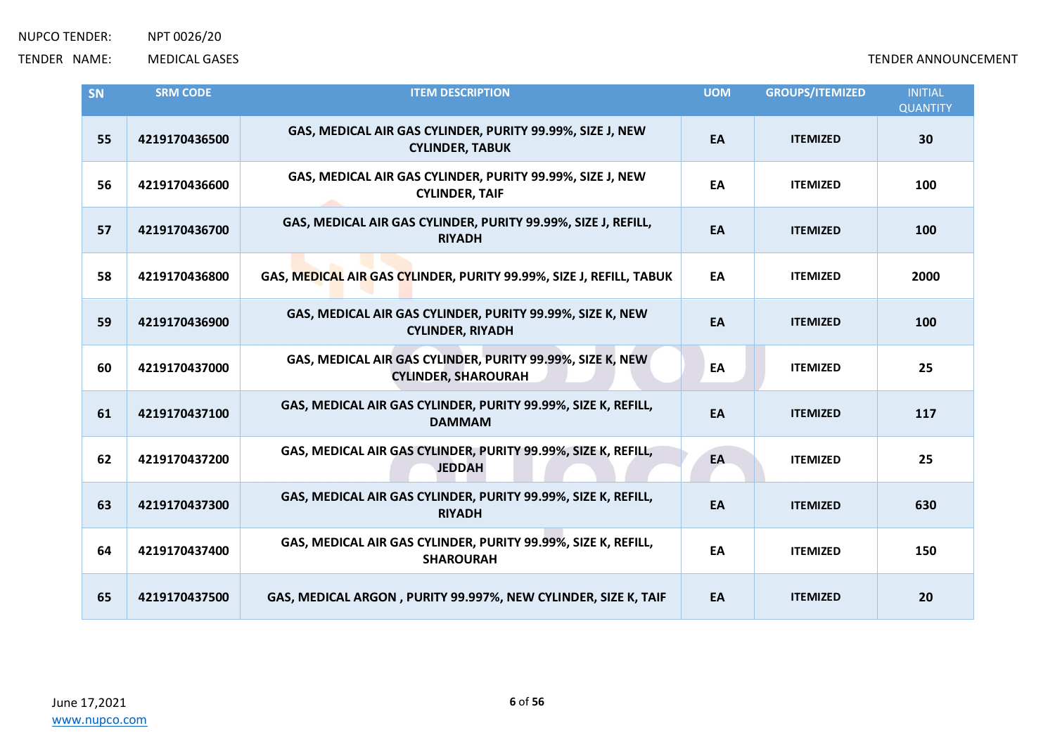| SN | SRM CODE | ITEM DESCRIPTION | UOM | GROUPS/ITEMIZED | INITIAL QUANTITY |
|---|---|---|---|---|---|
| 55 | 4219170436500 | GAS, MEDICAL AIR GAS CYLINDER, PURITY 99.99%, SIZE J, NEW CYLINDER, TABUK | EA | ITEMIZED | 30 |
| 56 | 4219170436600 | GAS, MEDICAL AIR GAS CYLINDER, PURITY 99.99%, SIZE J, NEW CYLINDER, TAIF | EA | ITEMIZED | 100 |
| 57 | 4219170436700 | GAS, MEDICAL AIR GAS CYLINDER, PURITY 99.99%, SIZE J, REFILL, RIYADH | EA | ITEMIZED | 100 |
| 58 | 4219170436800 | GAS, MEDICAL AIR GAS CYLINDER, PURITY 99.99%, SIZE J, REFILL, TABUK | EA | ITEMIZED | 2000 |
| 59 | 4219170436900 | GAS, MEDICAL AIR GAS CYLINDER, PURITY 99.99%, SIZE K, NEW CYLINDER, RIYADH | EA | ITEMIZED | 100 |
| 60 | 4219170437000 | GAS, MEDICAL AIR GAS CYLINDER, PURITY 99.99%, SIZE K, NEW CYLINDER, SHAROURAH | EA | ITEMIZED | 25 |
| 61 | 4219170437100 | GAS, MEDICAL AIR GAS CYLINDER, PURITY 99.99%, SIZE K, REFILL, DAMMAM | EA | ITEMIZED | 117 |
| 62 | 4219170437200 | GAS, MEDICAL AIR GAS CYLINDER, PURITY 99.99%, SIZE K, REFILL, JEDDAH | EA | ITEMIZED | 25 |
| 63 | 4219170437300 | GAS, MEDICAL AIR GAS CYLINDER, PURITY 99.99%, SIZE K, REFILL, RIYADH | EA | ITEMIZED | 630 |
| 64 | 4219170437400 | GAS, MEDICAL AIR GAS CYLINDER, PURITY 99.99%, SIZE K, REFILL, SHAROURAH | EA | ITEMIZED | 150 |
| 65 | 4219170437500 | GAS, MEDICAL ARGON , PURITY 99.997%, NEW CYLINDER, SIZE K, TAIF | EA | ITEMIZED | 20 |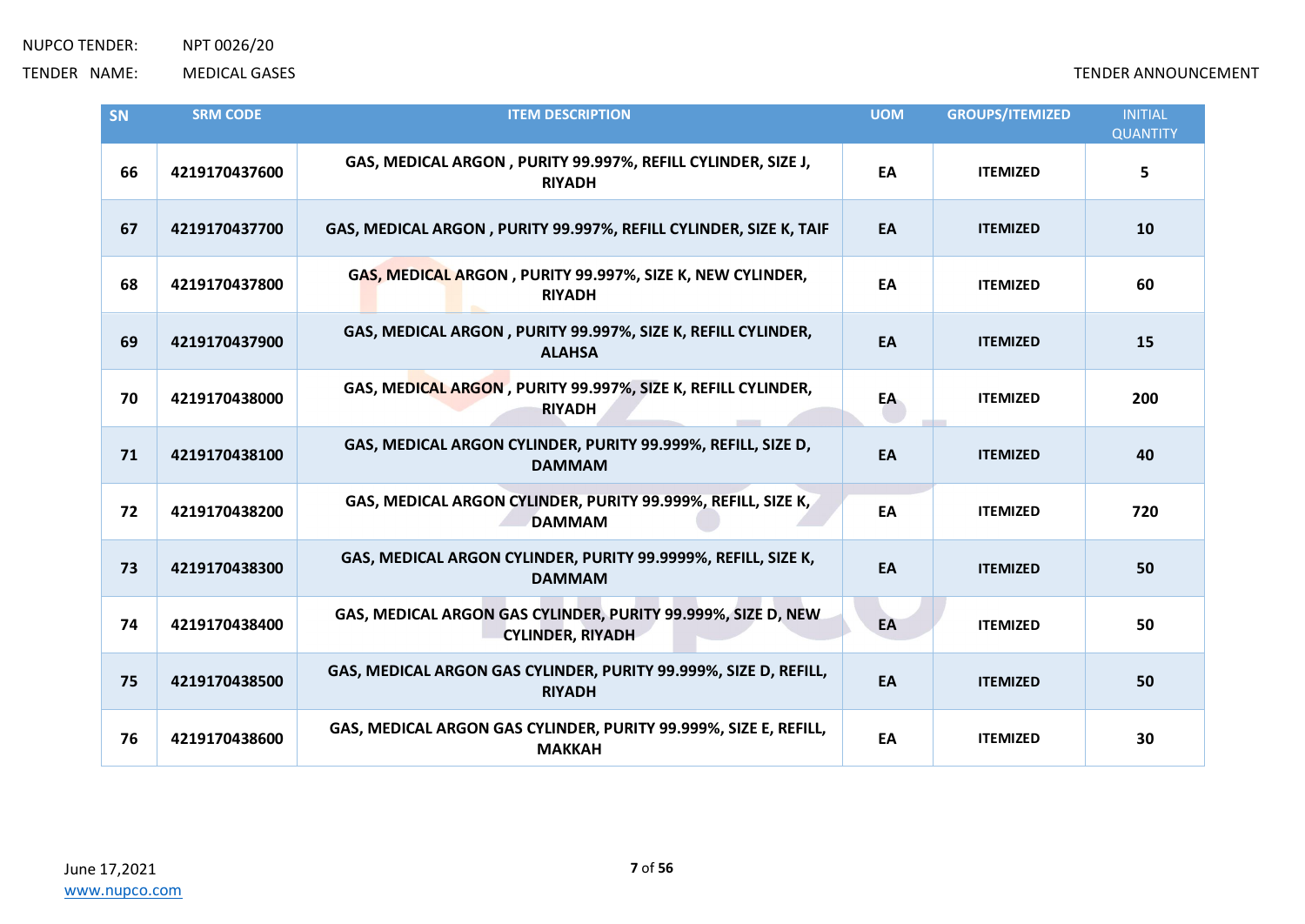NUPCO TENDER: NPT 0026/20

TENDER NAME: MEDICAL GASES

TENDER ANNOUNCEMENT

| SN | SRM CODE | ITEM DESCRIPTION | UOM | GROUPS/ITEMIZED | INITIAL QUANTITY |
|---|---|---|---|---|---|
| 66 | 4219170437600 | GAS, MEDICAL ARGON , PURITY 99.997%, REFILL CYLINDER, SIZE J, RIYADH | EA | ITEMIZED | 5 |
| 67 | 4219170437700 | GAS, MEDICAL ARGON , PURITY 99.997%, REFILL CYLINDER, SIZE K, TAIF | EA | ITEMIZED | 10 |
| 68 | 4219170437800 | GAS, MEDICAL ARGON , PURITY 99.997%, SIZE K, NEW CYLINDER, RIYADH | EA | ITEMIZED | 60 |
| 69 | 4219170437900 | GAS, MEDICAL ARGON , PURITY 99.997%, SIZE K, REFILL CYLINDER, ALAHSA | EA | ITEMIZED | 15 |
| 70 | 4219170438000 | GAS, MEDICAL ARGON , PURITY 99.997%, SIZE K, REFILL CYLINDER, RIYADH | EA | ITEMIZED | 200 |
| 71 | 4219170438100 | GAS, MEDICAL ARGON CYLINDER, PURITY 99.999%, REFILL, SIZE D, DAMMAM | EA | ITEMIZED | 40 |
| 72 | 4219170438200 | GAS, MEDICAL ARGON CYLINDER, PURITY 99.999%, REFILL, SIZE K, DAMMAM | EA | ITEMIZED | 720 |
| 73 | 4219170438300 | GAS, MEDICAL ARGON CYLINDER, PURITY 99.9999%, REFILL, SIZE K, DAMMAM | EA | ITEMIZED | 50 |
| 74 | 4219170438400 | GAS, MEDICAL ARGON GAS CYLINDER, PURITY 99.999%, SIZE D, NEW CYLINDER, RIYADH | EA | ITEMIZED | 50 |
| 75 | 4219170438500 | GAS, MEDICAL ARGON GAS CYLINDER, PURITY 99.999%, SIZE D, REFILL, RIYADH | EA | ITEMIZED | 50 |
| 76 | 4219170438600 | GAS, MEDICAL ARGON GAS CYLINDER, PURITY 99.999%, SIZE E, REFILL, MAKKAH | EA | ITEMIZED | 30 |

June 17,2021

www.nupco.com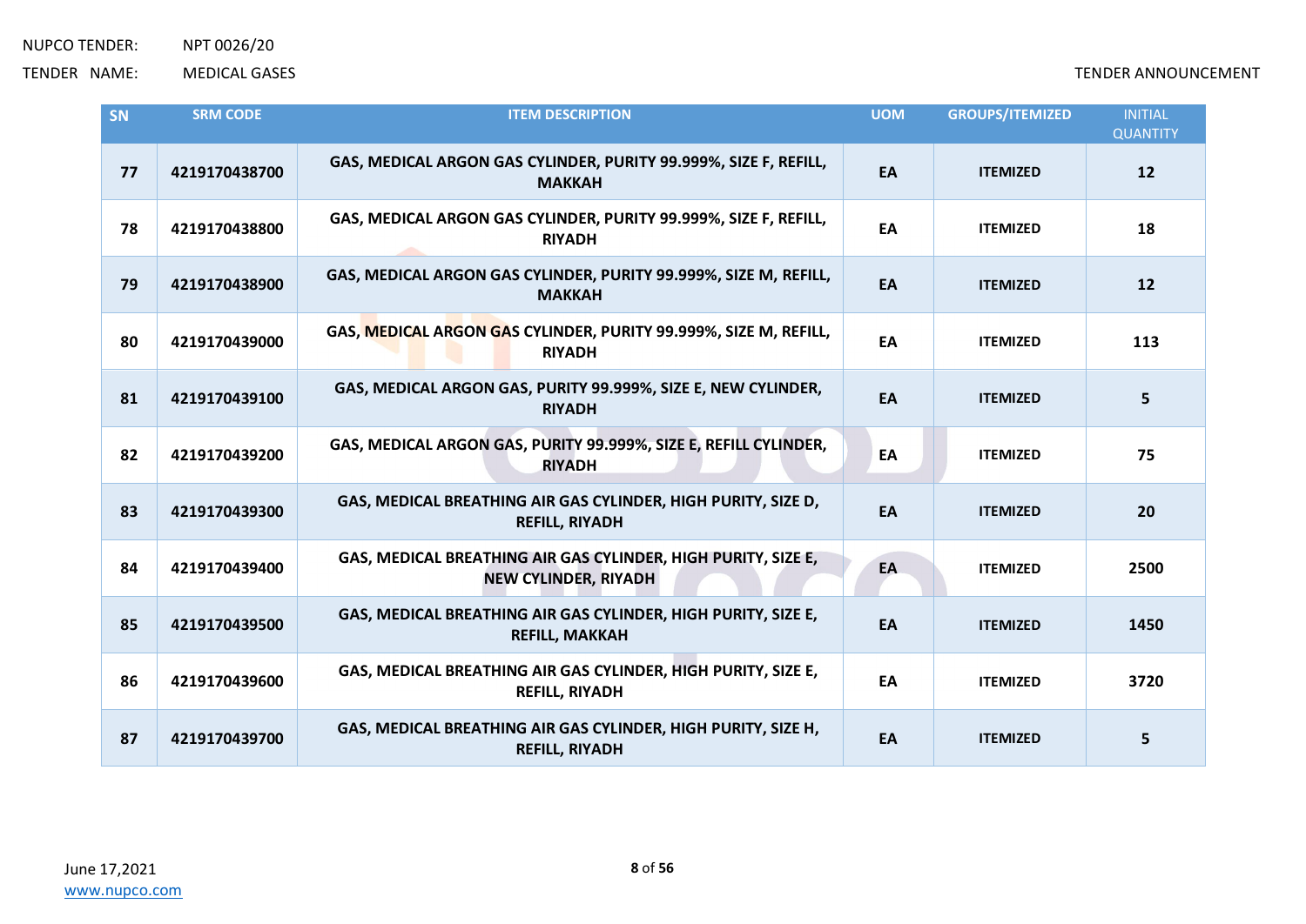| SN | SRM CODE | ITEM DESCRIPTION | UOM | GROUPS/ITEMIZED | INITIAL QUANTITY |
|---|---|---|---|---|---|
| 77 | 4219170438700 | GAS, MEDICAL ARGON GAS CYLINDER, PURITY 99.999%, SIZE F, REFILL, MAKKAH | EA | ITEMIZED | 12 |
| 78 | 4219170438800 | GAS, MEDICAL ARGON GAS CYLINDER, PURITY 99.999%, SIZE F, REFILL, RIYADH | EA | ITEMIZED | 18 |
| 79 | 4219170438900 | GAS, MEDICAL ARGON GAS CYLINDER, PURITY 99.999%, SIZE M, REFILL, MAKKAH | EA | ITEMIZED | 12 |
| 80 | 4219170439000 | GAS, MEDICAL ARGON GAS CYLINDER, PURITY 99.999%, SIZE M, REFILL, RIYADH | EA | ITEMIZED | 113 |
| 81 | 4219170439100 | GAS, MEDICAL ARGON GAS, PURITY 99.999%, SIZE E, NEW CYLINDER, RIYADH | EA | ITEMIZED | 5 |
| 82 | 4219170439200 | GAS, MEDICAL ARGON GAS, PURITY 99.999%, SIZE E, REFILL CYLINDER, RIYADH | EA | ITEMIZED | 75 |
| 83 | 4219170439300 | GAS, MEDICAL BREATHING AIR GAS CYLINDER, HIGH PURITY, SIZE D, REFILL, RIYADH | EA | ITEMIZED | 20 |
| 84 | 4219170439400 | GAS, MEDICAL BREATHING AIR GAS CYLINDER, HIGH PURITY, SIZE E, NEW CYLINDER, RIYADH | EA | ITEMIZED | 2500 |
| 85 | 4219170439500 | GAS, MEDICAL BREATHING AIR GAS CYLINDER, HIGH PURITY, SIZE E, REFILL, MAKKAH | EA | ITEMIZED | 1450 |
| 86 | 4219170439600 | GAS, MEDICAL BREATHING AIR GAS CYLINDER, HIGH PURITY, SIZE E, REFILL, RIYADH | EA | ITEMIZED | 3720 |
| 87 | 4219170439700 | GAS, MEDICAL BREATHING AIR GAS CYLINDER, HIGH PURITY, SIZE H, REFILL, RIYADH | EA | ITEMIZED | 5 |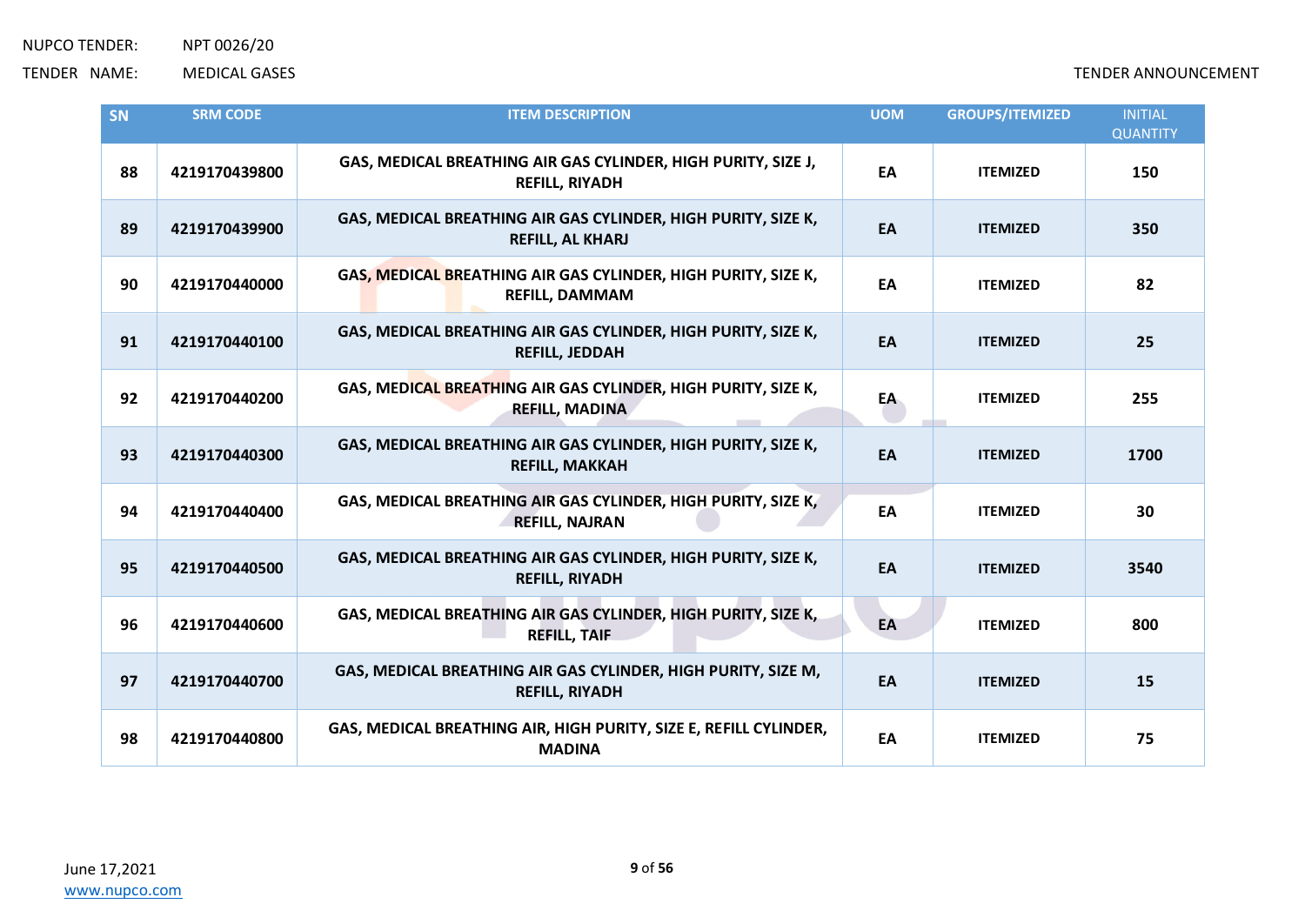NUPCO TENDER: NPT 0026/20

TENDER NAME: MEDICAL GASES

TENDER ANNOUNCEMENT

| SN | SRM CODE | ITEM DESCRIPTION | UOM | GROUPS/ITEMIZED | INITIAL QUANTITY |
|---|---|---|---|---|---|
| 88 | 4219170439800 | GAS, MEDICAL BREATHING AIR GAS CYLINDER, HIGH PURITY, SIZE J, REFILL, RIYADH | EA | ITEMIZED | 150 |
| 89 | 4219170439900 | GAS, MEDICAL BREATHING AIR GAS CYLINDER, HIGH PURITY, SIZE K, REFILL, AL KHARJ | EA | ITEMIZED | 350 |
| 90 | 4219170440000 | GAS, MEDICAL BREATHING AIR GAS CYLINDER, HIGH PURITY, SIZE K, REFILL, DAMMAM | EA | ITEMIZED | 82 |
| 91 | 4219170440100 | GAS, MEDICAL BREATHING AIR GAS CYLINDER, HIGH PURITY, SIZE K, REFILL, JEDDAH | EA | ITEMIZED | 25 |
| 92 | 4219170440200 | GAS, MEDICAL BREATHING AIR GAS CYLINDER, HIGH PURITY, SIZE K, REFILL, MADINA | EA | ITEMIZED | 255 |
| 93 | 4219170440300 | GAS, MEDICAL BREATHING AIR GAS CYLINDER, HIGH PURITY, SIZE K, REFILL, MAKKAH | EA | ITEMIZED | 1700 |
| 94 | 4219170440400 | GAS, MEDICAL BREATHING AIR GAS CYLINDER, HIGH PURITY, SIZE K, REFILL, NAJRAN | EA | ITEMIZED | 30 |
| 95 | 4219170440500 | GAS, MEDICAL BREATHING AIR GAS CYLINDER, HIGH PURITY, SIZE K, REFILL, RIYADH | EA | ITEMIZED | 3540 |
| 96 | 4219170440600 | GAS, MEDICAL BREATHING AIR GAS CYLINDER, HIGH PURITY, SIZE K, REFILL, TAIF | EA | ITEMIZED | 800 |
| 97 | 4219170440700 | GAS, MEDICAL BREATHING AIR GAS CYLINDER, HIGH PURITY, SIZE M, REFILL, RIYADH | EA | ITEMIZED | 15 |
| 98 | 4219170440800 | GAS, MEDICAL BREATHING AIR, HIGH PURITY, SIZE E, REFILL CYLINDER, MADINA | EA | ITEMIZED | 75 |

June 17,2021

www.nupco.com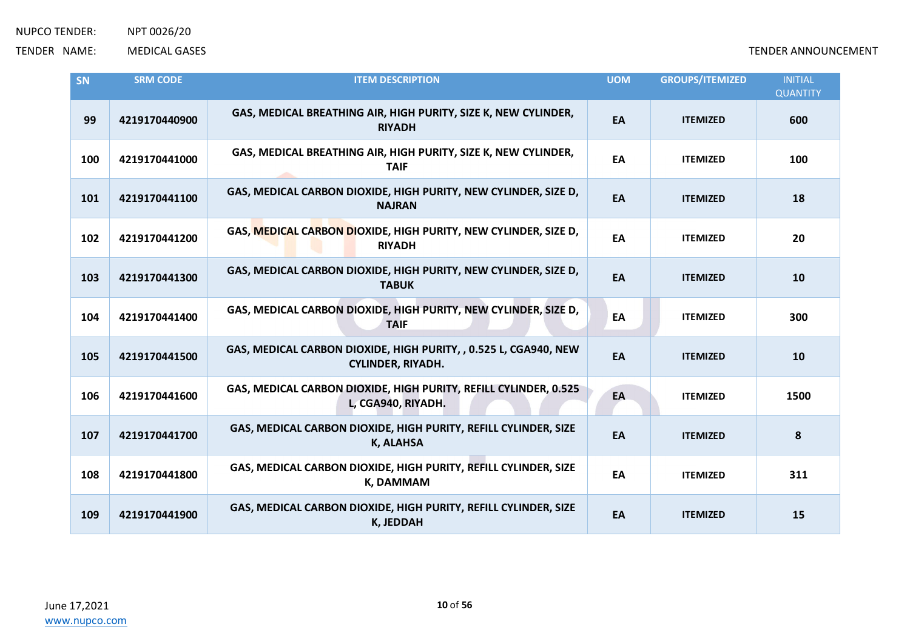| SN | SRM CODE | ITEM DESCRIPTION | UOM | GROUPS/ITEMIZED | INITIAL QUANTITY |
|---|---|---|---|---|---|
| 99 | 4219170440900 | GAS, MEDICAL BREATHING AIR, HIGH PURITY, SIZE K, NEW CYLINDER, RIYADH | EA | ITEMIZED | 600 |
| 100 | 4219170441000 | GAS, MEDICAL BREATHING AIR, HIGH PURITY, SIZE K, NEW CYLINDER, TAIF | EA | ITEMIZED | 100 |
| 101 | 4219170441100 | GAS, MEDICAL CARBON DIOXIDE, HIGH PURITY, NEW CYLINDER, SIZE D, NAJRAN | EA | ITEMIZED | 18 |
| 102 | 4219170441200 | GAS, MEDICAL CARBON DIOXIDE, HIGH PURITY, NEW CYLINDER, SIZE D, RIYADH | EA | ITEMIZED | 20 |
| 103 | 4219170441300 | GAS, MEDICAL CARBON DIOXIDE, HIGH PURITY, NEW CYLINDER, SIZE D, TABUK | EA | ITEMIZED | 10 |
| 104 | 4219170441400 | GAS, MEDICAL CARBON DIOXIDE, HIGH PURITY, NEW CYLINDER, SIZE D, TAIF | EA | ITEMIZED | 300 |
| 105 | 4219170441500 | GAS, MEDICAL CARBON DIOXIDE, HIGH PURITY, , 0.525 L, CGA940, NEW CYLINDER, RIYADH. | EA | ITEMIZED | 10 |
| 106 | 4219170441600 | GAS, MEDICAL CARBON DIOXIDE, HIGH PURITY, REFILL CYLINDER, 0.525 L, CGA940, RIYADH. | EA | ITEMIZED | 1500 |
| 107 | 4219170441700 | GAS, MEDICAL CARBON DIOXIDE, HIGH PURITY, REFILL CYLINDER, SIZE K, ALAHSA | EA | ITEMIZED | 8 |
| 108 | 4219170441800 | GAS, MEDICAL CARBON DIOXIDE, HIGH PURITY, REFILL CYLINDER, SIZE K, DAMMAM | EA | ITEMIZED | 311 |
| 109 | 4219170441900 | GAS, MEDICAL CARBON DIOXIDE, HIGH PURITY, REFILL CYLINDER, SIZE K, JEDDAH | EA | ITEMIZED | 15 |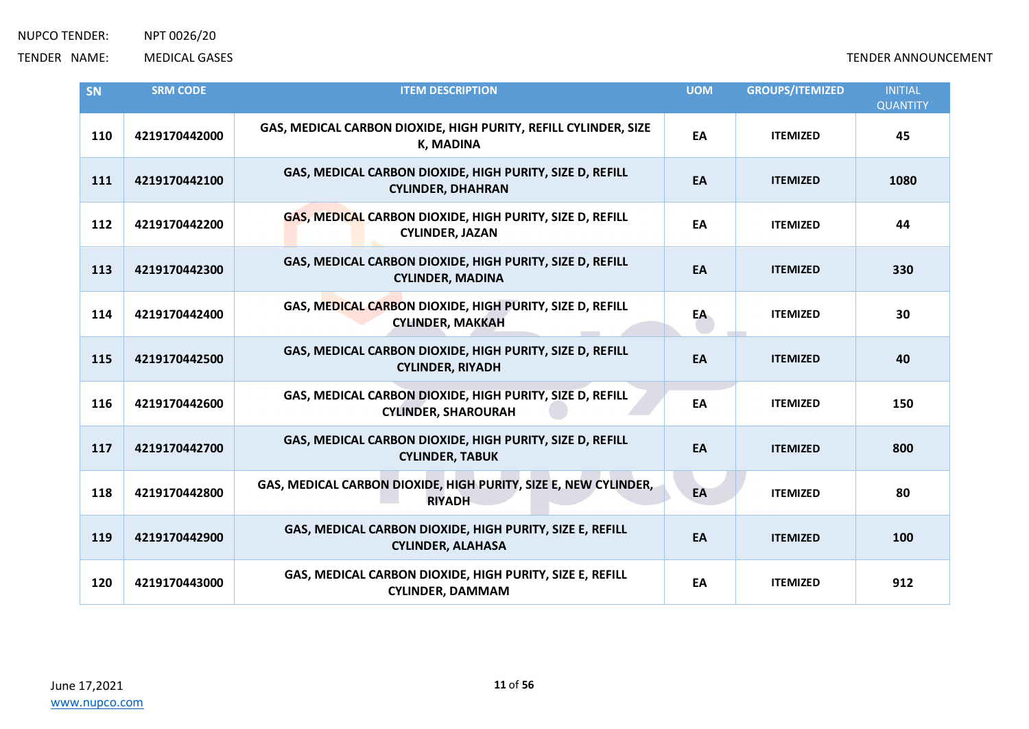| SN | SRM CODE | ITEM DESCRIPTION | UOM | GROUPS/ITEMIZED | INITIAL QUANTITY |
|---|---|---|---|---|---|
| 110 | 4219170442000 | GAS, MEDICAL CARBON DIOXIDE, HIGH PURITY, REFILL CYLINDER, SIZE K, MADINA | EA | ITEMIZED | 45 |
| 111 | 4219170442100 | GAS, MEDICAL CARBON DIOXIDE, HIGH PURITY, SIZE D, REFILL CYLINDER, DHAHRAN | EA | ITEMIZED | 1080 |
| 112 | 4219170442200 | GAS, MEDICAL CARBON DIOXIDE, HIGH PURITY, SIZE D, REFILL CYLINDER, JAZAN | EA | ITEMIZED | 44 |
| 113 | 4219170442300 | GAS, MEDICAL CARBON DIOXIDE, HIGH PURITY, SIZE D, REFILL CYLINDER, MADINA | EA | ITEMIZED | 330 |
| 114 | 4219170442400 | GAS, MEDICAL CARBON DIOXIDE, HIGH PURITY, SIZE D, REFILL CYLINDER, MAKKAH | EA | ITEMIZED | 30 |
| 115 | 4219170442500 | GAS, MEDICAL CARBON DIOXIDE, HIGH PURITY, SIZE D, REFILL CYLINDER, RIYADH | EA | ITEMIZED | 40 |
| 116 | 4219170442600 | GAS, MEDICAL CARBON DIOXIDE, HIGH PURITY, SIZE D, REFILL CYLINDER, SHAROURAH | EA | ITEMIZED | 150 |
| 117 | 4219170442700 | GAS, MEDICAL CARBON DIOXIDE, HIGH PURITY, SIZE D, REFILL CYLINDER, TABUK | EA | ITEMIZED | 800 |
| 118 | 4219170442800 | GAS, MEDICAL CARBON DIOXIDE, HIGH PURITY, SIZE E, NEW CYLINDER, RIYADH | EA | ITEMIZED | 80 |
| 119 | 4219170442900 | GAS, MEDICAL CARBON DIOXIDE, HIGH PURITY, SIZE E, REFILL CYLINDER, ALAHASA | EA | ITEMIZED | 100 |
| 120 | 4219170443000 | GAS, MEDICAL CARBON DIOXIDE, HIGH PURITY, SIZE E, REFILL CYLINDER, DAMMAM | EA | ITEMIZED | 912 |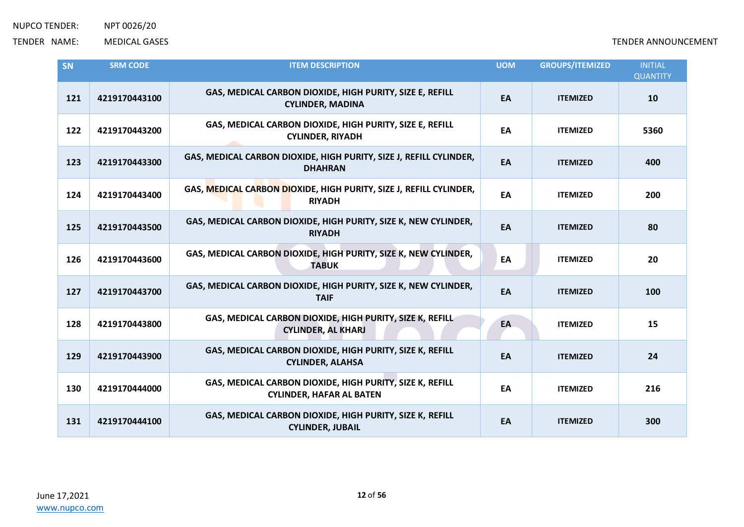| SN | SRM CODE | ITEM DESCRIPTION | UOM | GROUPS/ITEMIZED | INITIAL QUANTITY |
| --- | --- | --- | --- | --- | --- |
| 121 | 4219170443100 | GAS, MEDICAL CARBON DIOXIDE, HIGH PURITY, SIZE E, REFILL CYLINDER, MADINA | EA | ITEMIZED | 10 |
| 122 | 4219170443200 | GAS, MEDICAL CARBON DIOXIDE, HIGH PURITY, SIZE E, REFILL CYLINDER, RIYADH | EA | ITEMIZED | 5360 |
| 123 | 4219170443300 | GAS, MEDICAL CARBON DIOXIDE, HIGH PURITY, SIZE J, REFILL CYLINDER, DHAHRAN | EA | ITEMIZED | 400 |
| 124 | 4219170443400 | GAS, MEDICAL CARBON DIOXIDE, HIGH PURITY, SIZE J, REFILL CYLINDER, RIYADH | EA | ITEMIZED | 200 |
| 125 | 4219170443500 | GAS, MEDICAL CARBON DIOXIDE, HIGH PURITY, SIZE K, NEW CYLINDER, RIYADH | EA | ITEMIZED | 80 |
| 126 | 4219170443600 | GAS, MEDICAL CARBON DIOXIDE, HIGH PURITY, SIZE K, NEW CYLINDER, TABUK | EA | ITEMIZED | 20 |
| 127 | 4219170443700 | GAS, MEDICAL CARBON DIOXIDE, HIGH PURITY, SIZE K, NEW CYLINDER, TAIF | EA | ITEMIZED | 100 |
| 128 | 4219170443800 | GAS, MEDICAL CARBON DIOXIDE, HIGH PURITY, SIZE K, REFILL CYLINDER, AL KHARJ | EA | ITEMIZED | 15 |
| 129 | 4219170443900 | GAS, MEDICAL CARBON DIOXIDE, HIGH PURITY, SIZE K, REFILL CYLINDER, ALAHSA | EA | ITEMIZED | 24 |
| 130 | 4219170444000 | GAS, MEDICAL CARBON DIOXIDE, HIGH PURITY, SIZE K, REFILL CYLINDER, HAFAR AL BATEN | EA | ITEMIZED | 216 |
| 131 | 4219170444100 | GAS, MEDICAL CARBON DIOXIDE, HIGH PURITY, SIZE K, REFILL CYLINDER, JUBAIL | EA | ITEMIZED | 300 |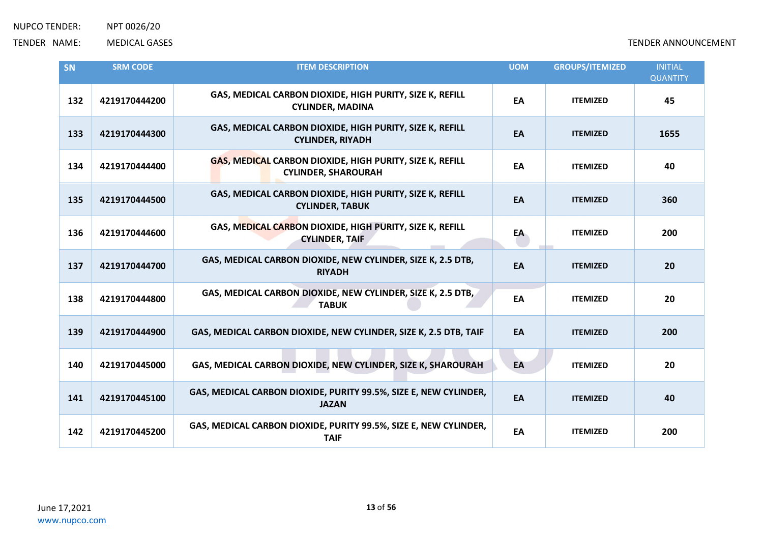| SN | SRM CODE | ITEM DESCRIPTION | UOM | GROUPS/ITEMIZED | INITIAL QUANTITY |
|---|---|---|---|---|---|
| 132 | 4219170444200 | GAS, MEDICAL CARBON DIOXIDE, HIGH PURITY, SIZE K, REFILL CYLINDER, MADINA | EA | ITEMIZED | 45 |
| 133 | 4219170444300 | GAS, MEDICAL CARBON DIOXIDE, HIGH PURITY, SIZE K, REFILL CYLINDER, RIYADH | EA | ITEMIZED | 1655 |
| 134 | 4219170444400 | GAS, MEDICAL CARBON DIOXIDE, HIGH PURITY, SIZE K, REFILL CYLINDER, SHAROURAH | EA | ITEMIZED | 40 |
| 135 | 4219170444500 | GAS, MEDICAL CARBON DIOXIDE, HIGH PURITY, SIZE K, REFILL CYLINDER, TABUK | EA | ITEMIZED | 360 |
| 136 | 4219170444600 | GAS, MEDICAL CARBON DIOXIDE, HIGH PURITY, SIZE K, REFILL CYLINDER, TAIF | EA | ITEMIZED | 200 |
| 137 | 4219170444700 | GAS, MEDICAL CARBON DIOXIDE, NEW CYLINDER, SIZE K, 2.5 DTB, RIYADH | EA | ITEMIZED | 20 |
| 138 | 4219170444800 | GAS, MEDICAL CARBON DIOXIDE, NEW CYLINDER, SIZE K, 2.5 DTB, TABUK | EA | ITEMIZED | 20 |
| 139 | 4219170444900 | GAS, MEDICAL CARBON DIOXIDE, NEW CYLINDER, SIZE K, 2.5 DTB, TAIF | EA | ITEMIZED | 200 |
| 140 | 4219170445000 | GAS, MEDICAL CARBON DIOXIDE, NEW CYLINDER, SIZE K, SHAROURAH | EA | ITEMIZED | 20 |
| 141 | 4219170445100 | GAS, MEDICAL CARBON DIOXIDE, PURITY 99.5%, SIZE E, NEW CYLINDER, JAZAN | EA | ITEMIZED | 40 |
| 142 | 4219170445200 | GAS, MEDICAL CARBON DIOXIDE, PURITY 99.5%, SIZE E, NEW CYLINDER, TAIF | EA | ITEMIZED | 200 |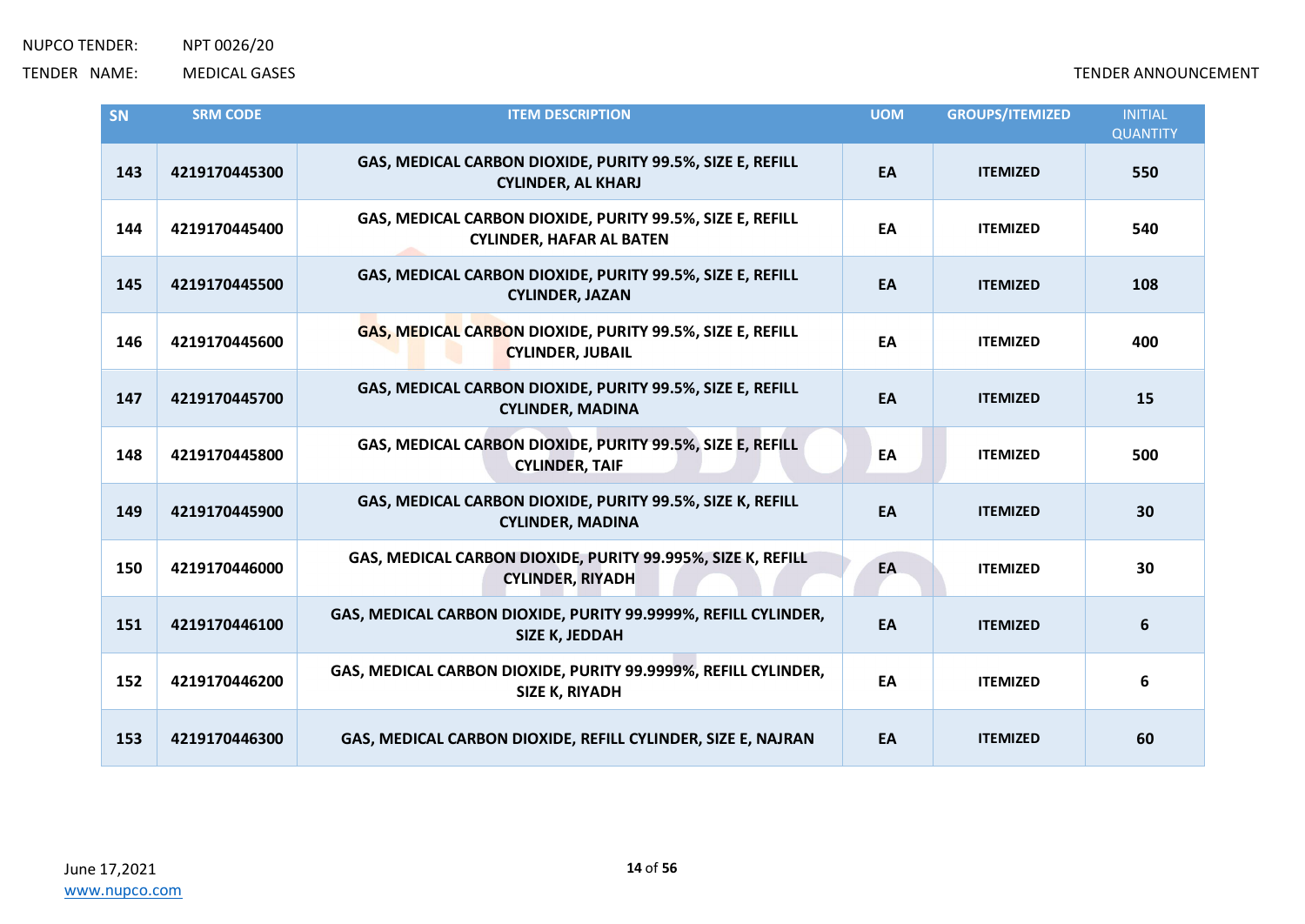| SN | SRM CODE | ITEM DESCRIPTION | UOM | GROUPS/ITEMIZED | INITIAL QUANTITY |
|---|---|---|---|---|---|
| 143 | 4219170445300 | GAS, MEDICAL CARBON DIOXIDE, PURITY 99.5%, SIZE E, REFILL CYLINDER, AL KHARJ | EA | ITEMIZED | 550 |
| 144 | 4219170445400 | GAS, MEDICAL CARBON DIOXIDE, PURITY 99.5%, SIZE E, REFILL CYLINDER, HAFAR AL BATEN | EA | ITEMIZED | 540 |
| 145 | 4219170445500 | GAS, MEDICAL CARBON DIOXIDE, PURITY 99.5%, SIZE E, REFILL CYLINDER, JAZAN | EA | ITEMIZED | 108 |
| 146 | 4219170445600 | GAS, MEDICAL CARBON DIOXIDE, PURITY 99.5%, SIZE E, REFILL CYLINDER, JUBAIL | EA | ITEMIZED | 400 |
| 147 | 4219170445700 | GAS, MEDICAL CARBON DIOXIDE, PURITY 99.5%, SIZE E, REFILL CYLINDER, MADINA | EA | ITEMIZED | 15 |
| 148 | 4219170445800 | GAS, MEDICAL CARBON DIOXIDE, PURITY 99.5%, SIZE E, REFILL CYLINDER, TAIF | EA | ITEMIZED | 500 |
| 149 | 4219170445900 | GAS, MEDICAL CARBON DIOXIDE, PURITY 99.5%, SIZE K, REFILL CYLINDER, MADINA | EA | ITEMIZED | 30 |
| 150 | 4219170446000 | GAS, MEDICAL CARBON DIOXIDE, PURITY 99.995%, SIZE K, REFILL CYLINDER, RIYADH | EA | ITEMIZED | 30 |
| 151 | 4219170446100 | GAS, MEDICAL CARBON DIOXIDE, PURITY 99.9999%, REFILL CYLINDER, SIZE K, JEDDAH | EA | ITEMIZED | 6 |
| 152 | 4219170446200 | GAS, MEDICAL CARBON DIOXIDE, PURITY 99.9999%, REFILL CYLINDER, SIZE K, RIYADH | EA | ITEMIZED | 6 |
| 153 | 4219170446300 | GAS, MEDICAL CARBON DIOXIDE, REFILL CYLINDER, SIZE E, NAJRAN | EA | ITEMIZED | 60 |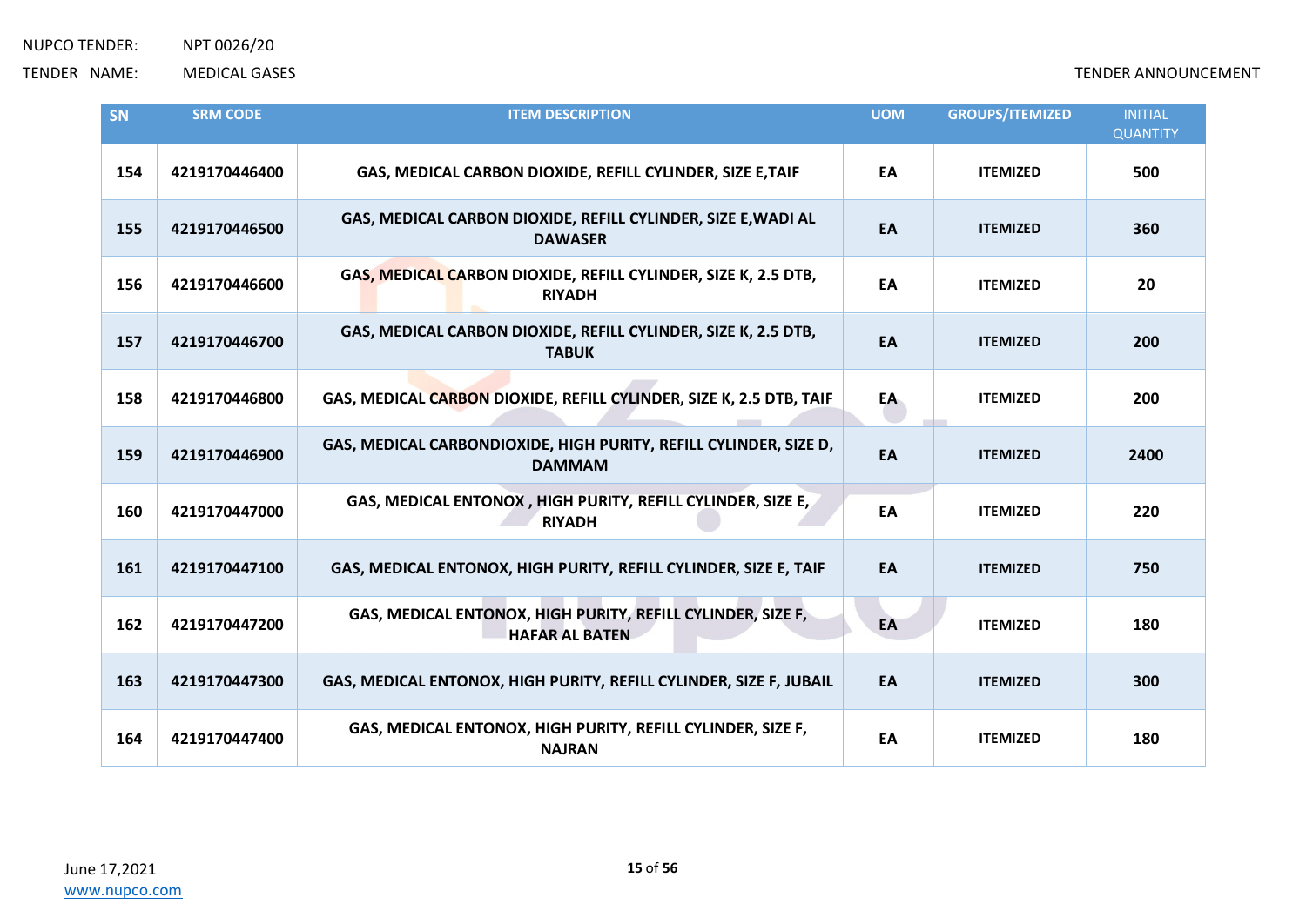NUPCO TENDER: NPT 0026/20

TENDER NAME: MEDICAL GASES

TENDER ANNOUNCEMENT

| SN | SRM CODE | ITEM DESCRIPTION | UOM | GROUPS/ITEMIZED | INITIAL QUANTITY |
|---|---|---|---|---|---|
| 154 | 4219170446400 | GAS, MEDICAL CARBON DIOXIDE, REFILL CYLINDER, SIZE E,TAIF | EA | ITEMIZED | 500 |
| 155 | 4219170446500 | GAS, MEDICAL CARBON DIOXIDE, REFILL CYLINDER, SIZE E,WADI AL DAWASER | EA | ITEMIZED | 360 |
| 156 | 4219170446600 | GAS, MEDICAL CARBON DIOXIDE, REFILL CYLINDER, SIZE K, 2.5 DTB, RIYADH | EA | ITEMIZED | 20 |
| 157 | 4219170446700 | GAS, MEDICAL CARBON DIOXIDE, REFILL CYLINDER, SIZE K, 2.5 DTB, TABUK | EA | ITEMIZED | 200 |
| 158 | 4219170446800 | GAS, MEDICAL CARBON DIOXIDE, REFILL CYLINDER, SIZE K, 2.5 DTB, TAIF | EA | ITEMIZED | 200 |
| 159 | 4219170446900 | GAS, MEDICAL CARBONDIOXIDE, HIGH PURITY, REFILL CYLINDER, SIZE D, DAMMAM | EA | ITEMIZED | 2400 |
| 160 | 4219170447000 | GAS, MEDICAL ENTONOX , HIGH PURITY, REFILL CYLINDER, SIZE E, RIYADH | EA | ITEMIZED | 220 |
| 161 | 4219170447100 | GAS, MEDICAL ENTONOX, HIGH PURITY, REFILL CYLINDER, SIZE E, TAIF | EA | ITEMIZED | 750 |
| 162 | 4219170447200 | GAS, MEDICAL ENTONOX, HIGH PURITY, REFILL CYLINDER, SIZE F, HAFAR AL BATEN | EA | ITEMIZED | 180 |
| 163 | 4219170447300 | GAS, MEDICAL ENTONOX, HIGH PURITY, REFILL CYLINDER, SIZE F, JUBAIL | EA | ITEMIZED | 300 |
| 164 | 4219170447400 | GAS, MEDICAL ENTONOX, HIGH PURITY, REFILL CYLINDER, SIZE F, NAJRAN | EA | ITEMIZED | 180 |

June 17,2021

www.nupco.com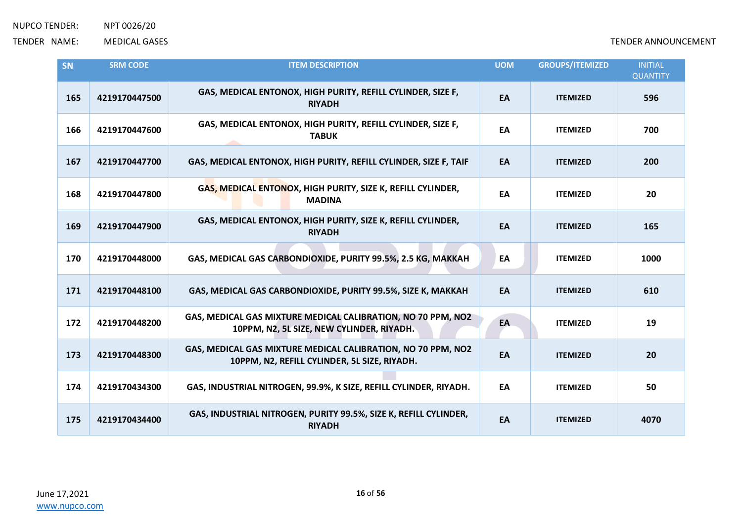| SN | SRM CODE | ITEM DESCRIPTION | UOM | GROUPS/ITEMIZED | INITIAL QUANTITY |
|---|---|---|---|---|---|
| 165 | 4219170447500 | GAS, MEDICAL ENTONOX, HIGH PURITY, REFILL CYLINDER, SIZE F, RIYADH | EA | ITEMIZED | 596 |
| 166 | 4219170447600 | GAS, MEDICAL ENTONOX, HIGH PURITY, REFILL CYLINDER, SIZE F, TABUK | EA | ITEMIZED | 700 |
| 167 | 4219170447700 | GAS, MEDICAL ENTONOX, HIGH PURITY, REFILL CYLINDER, SIZE F, TAIF | EA | ITEMIZED | 200 |
| 168 | 4219170447800 | GAS, MEDICAL ENTONOX, HIGH PURITY, SIZE K, REFILL CYLINDER, MADINA | EA | ITEMIZED | 20 |
| 169 | 4219170447900 | GAS, MEDICAL ENTONOX, HIGH PURITY, SIZE K, REFILL CYLINDER, RIYADH | EA | ITEMIZED | 165 |
| 170 | 4219170448000 | GAS, MEDICAL GAS CARBONDIOXIDE, PURITY 99.5%, 2.5 KG, MAKKAH | EA | ITEMIZED | 1000 |
| 171 | 4219170448100 | GAS, MEDICAL GAS CARBONDIOXIDE, PURITY 99.5%, SIZE K, MAKKAH | EA | ITEMIZED | 610 |
| 172 | 4219170448200 | GAS, MEDICAL GAS MIXTURE MEDICAL CALIBRATION, NO 70 PPM, NO2 10PPM, N2, 5L SIZE, NEW CYLINDER, RIYADH. | EA | ITEMIZED | 19 |
| 173 | 4219170448300 | GAS, MEDICAL GAS MIXTURE MEDICAL CALIBRATION, NO 70 PPM, NO2 10PPM, N2, REFILL CYLINDER, 5L SIZE, RIYADH. | EA | ITEMIZED | 20 |
| 174 | 4219170434300 | GAS, INDUSTRIAL NITROGEN, 99.9%, K SIZE, REFILL CYLINDER, RIYADH. | EA | ITEMIZED | 50 |
| 175 | 4219170434400 | GAS, INDUSTRIAL NITROGEN, PURITY 99.5%, SIZE K, REFILL CYLINDER, RIYADH | EA | ITEMIZED | 4070 |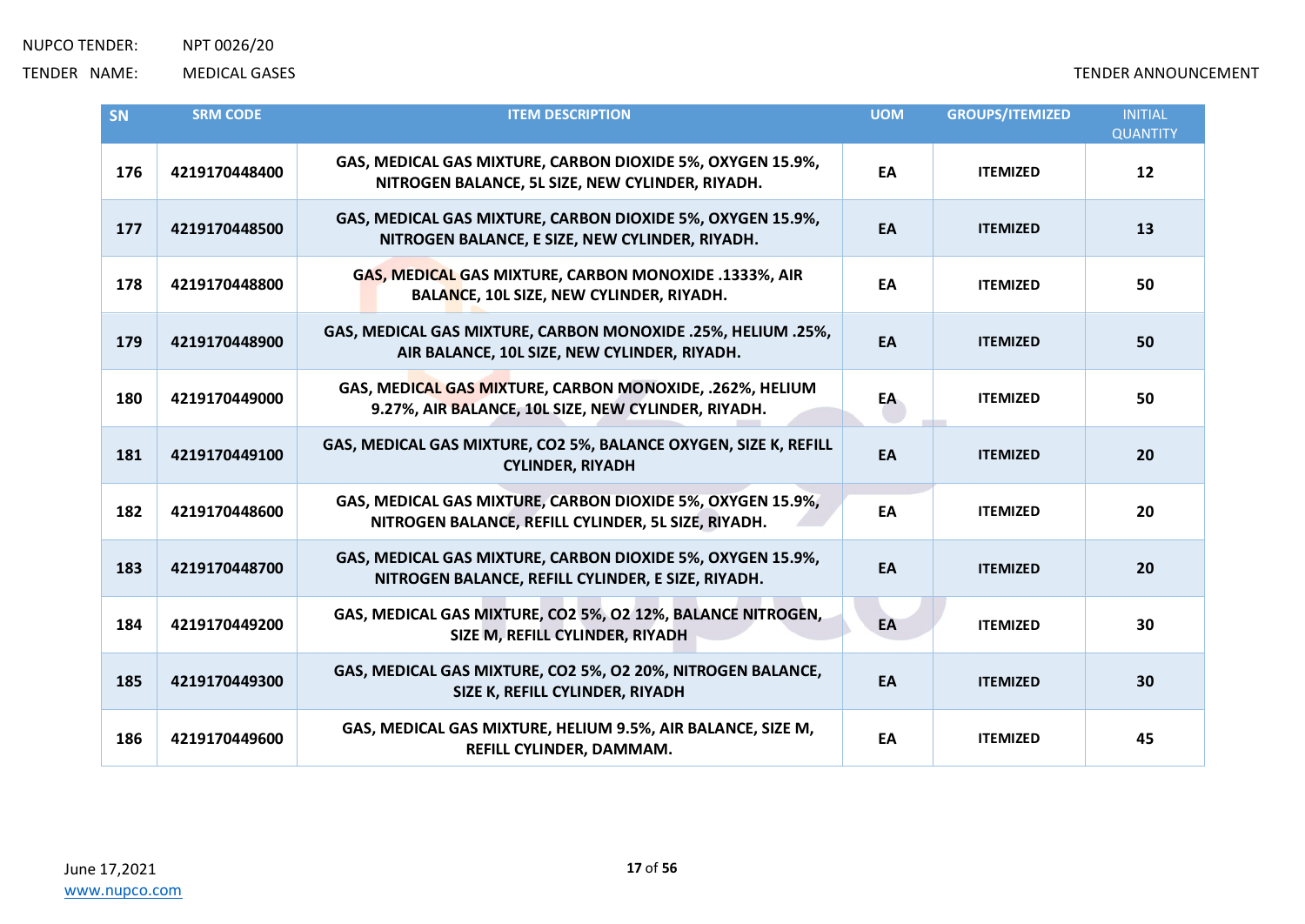| SN | SRM CODE | ITEM DESCRIPTION | UOM | GROUPS/ITEMIZED | INITIAL QUANTITY |
|---|---|---|---|---|---|
| 176 | 4219170448400 | GAS, MEDICAL GAS MIXTURE, CARBON DIOXIDE 5%, OXYGEN 15.9%, NITROGEN BALANCE, 5L SIZE, NEW CYLINDER, RIYADH. | EA | ITEMIZED | 12 |
| 177 | 4219170448500 | GAS, MEDICAL GAS MIXTURE, CARBON DIOXIDE 5%, OXYGEN 15.9%, NITROGEN BALANCE, E SIZE, NEW CYLINDER, RIYADH. | EA | ITEMIZED | 13 |
| 178 | 4219170448800 | GAS, MEDICAL GAS MIXTURE, CARBON MONOXIDE .1333%, AIR BALANCE, 10L SIZE, NEW CYLINDER, RIYADH. | EA | ITEMIZED | 50 |
| 179 | 4219170448900 | GAS, MEDICAL GAS MIXTURE, CARBON MONOXIDE .25%, HELIUM .25%, AIR BALANCE, 10L SIZE, NEW CYLINDER, RIYADH. | EA | ITEMIZED | 50 |
| 180 | 4219170449000 | GAS, MEDICAL GAS MIXTURE, CARBON MONOXIDE, .262%, HELIUM 9.27%, AIR BALANCE, 10L SIZE, NEW CYLINDER, RIYADH. | EA | ITEMIZED | 50 |
| 181 | 4219170449100 | GAS, MEDICAL GAS MIXTURE, CO2 5%, BALANCE OXYGEN, SIZE K, REFILL CYLINDER, RIYADH | EA | ITEMIZED | 20 |
| 182 | 4219170448600 | GAS, MEDICAL GAS MIXTURE, CARBON DIOXIDE 5%, OXYGEN 15.9%, NITROGEN BALANCE, REFILL CYLINDER, 5L SIZE, RIYADH. | EA | ITEMIZED | 20 |
| 183 | 4219170448700 | GAS, MEDICAL GAS MIXTURE, CARBON DIOXIDE 5%, OXYGEN 15.9%, NITROGEN BALANCE, REFILL CYLINDER, E SIZE, RIYADH. | EA | ITEMIZED | 20 |
| 184 | 4219170449200 | GAS, MEDICAL GAS MIXTURE, CO2 5%, O2 12%, BALANCE NITROGEN, SIZE M, REFILL CYLINDER, RIYADH | EA | ITEMIZED | 30 |
| 185 | 4219170449300 | GAS, MEDICAL GAS MIXTURE, CO2 5%, O2 20%, NITROGEN BALANCE, SIZE K, REFILL CYLINDER, RIYADH | EA | ITEMIZED | 30 |
| 186 | 4219170449600 | GAS, MEDICAL GAS MIXTURE, HELIUM 9.5%, AIR BALANCE, SIZE M, REFILL CYLINDER, DAMMAM. | EA | ITEMIZED | 45 |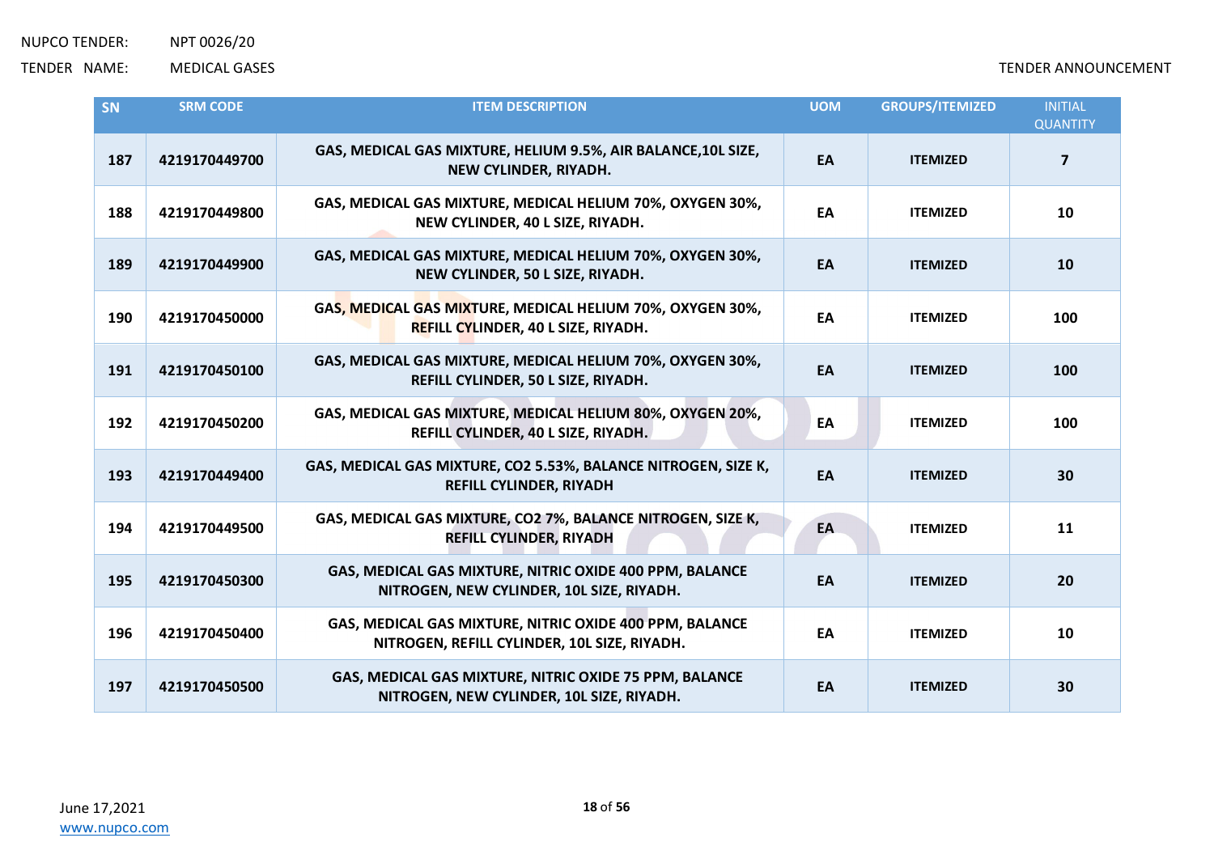NUPCO TENDER: NPT 0026/20

TENDER NAME: MEDICAL GASES

TENDER ANNOUNCEMENT

| SN | SRM CODE | ITEM DESCRIPTION | UOM | GROUPS/ITEMIZED | INITIAL QUANTITY |
|---|---|---|---|---|---|
| 187 | 4219170449700 | GAS, MEDICAL GAS MIXTURE, HELIUM 9.5%, AIR BALANCE,10L SIZE, NEW CYLINDER, RIYADH. | EA | ITEMIZED | 7 |
| 188 | 4219170449800 | GAS, MEDICAL GAS MIXTURE, MEDICAL HELIUM 70%, OXYGEN 30%, NEW CYLINDER, 40 L SIZE, RIYADH. | EA | ITEMIZED | 10 |
| 189 | 4219170449900 | GAS, MEDICAL GAS MIXTURE, MEDICAL HELIUM 70%, OXYGEN 30%, NEW CYLINDER, 50 L SIZE, RIYADH. | EA | ITEMIZED | 10 |
| 190 | 4219170450000 | GAS, MEDICAL GAS MIXTURE, MEDICAL HELIUM 70%, OXYGEN 30%, REFILL CYLINDER, 40 L SIZE, RIYADH. | EA | ITEMIZED | 100 |
| 191 | 4219170450100 | GAS, MEDICAL GAS MIXTURE, MEDICAL HELIUM 70%, OXYGEN 30%, REFILL CYLINDER, 50 L SIZE, RIYADH. | EA | ITEMIZED | 100 |
| 192 | 4219170450200 | GAS, MEDICAL GAS MIXTURE, MEDICAL HELIUM 80%, OXYGEN 20%, REFILL CYLINDER, 40 L SIZE, RIYADH. | EA | ITEMIZED | 100 |
| 193 | 4219170449400 | GAS, MEDICAL GAS MIXTURE, $CO_2$ 5.53%, BALANCE NITROGEN, SIZE K, REFILL CYLINDER, RIYADH | EA | ITEMIZED | 30 |
| 194 | 4219170449500 | GAS, MEDICAL GAS MIXTURE, $CO_2$ 7%, BALANCE NITROGEN, SIZE K, REFILL CYLINDER, RIYADH | EA | ITEMIZED | 11 |
| 195 | 4219170450300 | GAS, MEDICAL GAS MIXTURE, NITRIC OXIDE 400 PPM, BALANCE NITROGEN, NEW CYLINDER, 10L SIZE, RIYADH. | EA | ITEMIZED | 20 |
| 196 | 4219170450400 | GAS, MEDICAL GAS MIXTURE, NITRIC OXIDE 400 PPM, BALANCE NITROGEN, REFILL CYLINDER, 10L SIZE, RIYADH. | EA | ITEMIZED | 10 |
| 197 | 4219170450500 | GAS, MEDICAL GAS MIXTURE, NITRIC OXIDE 75 PPM, BALANCE NITROGEN, NEW CYLINDER, 10L SIZE, RIYADH. | EA | ITEMIZED | 30 |

June 17,2021

www.nupco.com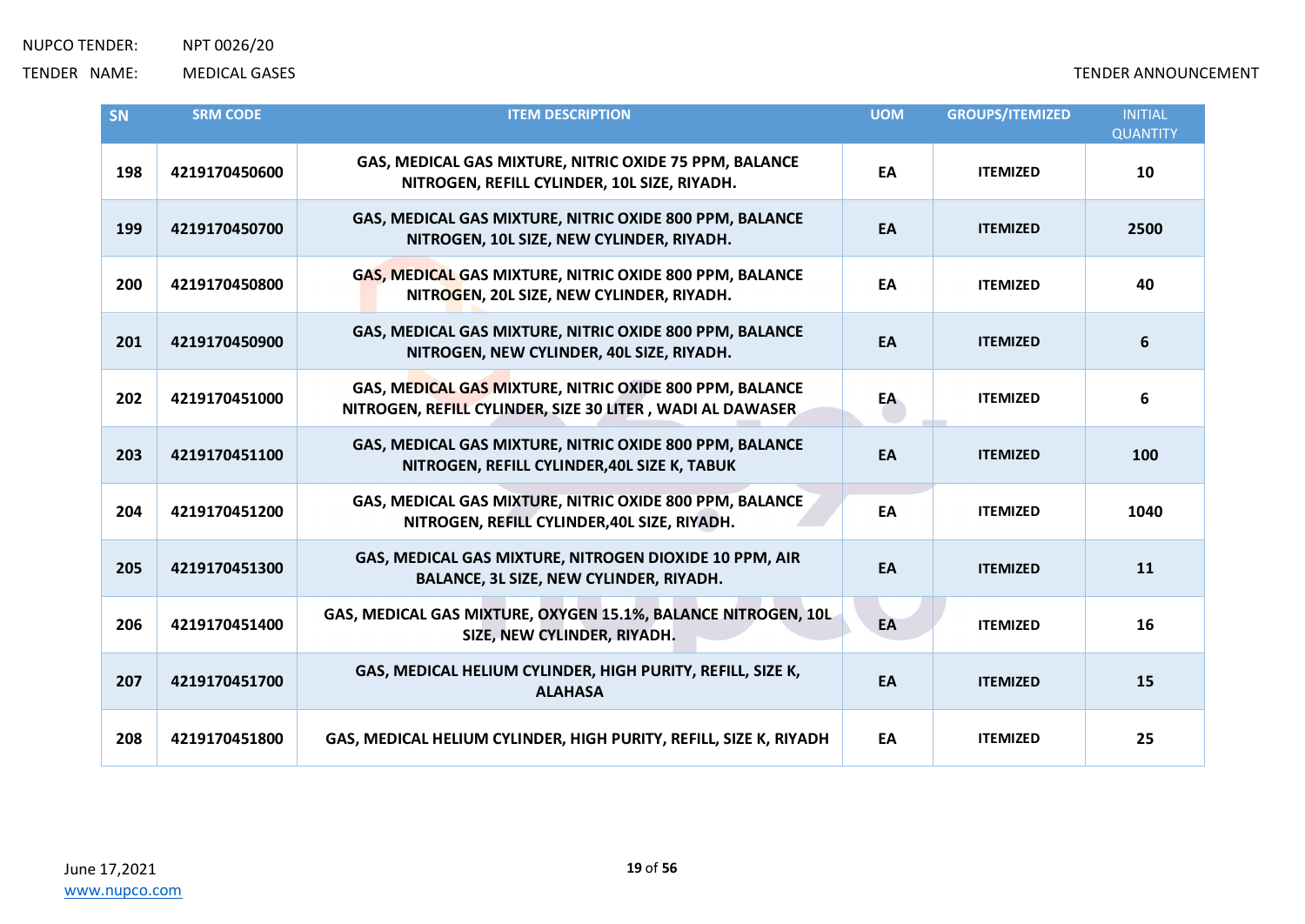NUPCO TENDER: NPT 0026/20

TENDER NAME: MEDICAL GASES

TENDER ANNOUNCEMENT

| SN | SRM CODE | ITEM DESCRIPTION | UOM | GROUPS/ITEMIZED | INITIAL QUANTITY |
|---|---|---|---|---|---|
| 198 | 4219170450600 | GAS, MEDICAL GAS MIXTURE, NITRIC OXIDE 75 PPM, BALANCE NITROGEN, REFILL CYLINDER, 10L SIZE, RIYADH. | EA | ITEMIZED | 10 |
| 199 | 4219170450700 | GAS, MEDICAL GAS MIXTURE, NITRIC OXIDE 800 PPM, BALANCE NITROGEN, 10L SIZE, NEW CYLINDER, RIYADH. | EA | ITEMIZED | 2500 |
| 200 | 4219170450800 | GAS, MEDICAL GAS MIXTURE, NITRIC OXIDE 800 PPM, BALANCE NITROGEN, 20L SIZE, NEW CYLINDER, RIYADH. | EA | ITEMIZED | 40 |
| 201 | 4219170450900 | GAS, MEDICAL GAS MIXTURE, NITRIC OXIDE 800 PPM, BALANCE NITROGEN, NEW CYLINDER, 40L SIZE, RIYADH. | EA | ITEMIZED | 6 |
| 202 | 4219170451000 | GAS, MEDICAL GAS MIXTURE, NITRIC OXIDE 800 PPM, BALANCE NITROGEN, REFILL CYLINDER, SIZE 30 LITER , WADI AL DAWASER | EA | ITEMIZED | 6 |
| 203 | 4219170451100 | GAS, MEDICAL GAS MIXTURE, NITRIC OXIDE 800 PPM, BALANCE NITROGEN, REFILL CYLINDER,40L SIZE K, TABUK | EA | ITEMIZED | 100 |
| 204 | 4219170451200 | GAS, MEDICAL GAS MIXTURE, NITRIC OXIDE 800 PPM, BALANCE NITROGEN, REFILL CYLINDER,40L SIZE, RIYADH. | EA | ITEMIZED | 1040 |
| 205 | 4219170451300 | GAS, MEDICAL GAS MIXTURE, NITROGEN DIOXIDE 10 PPM, AIR BALANCE, 3L SIZE, NEW CYLINDER, RIYADH. | EA | ITEMIZED | 11 |
| 206 | 4219170451400 | GAS, MEDICAL GAS MIXTURE, OXYGEN 15.1%, BALANCE NITROGEN, 10L SIZE, NEW CYLINDER, RIYADH. | EA | ITEMIZED | 16 |
| 207 | 4219170451700 | GAS, MEDICAL HELIUM CYLINDER, HIGH PURITY, REFILL, SIZE K, ALAHASA | EA | ITEMIZED | 15 |
| 208 | 4219170451800 | GAS, MEDICAL HELIUM CYLINDER, HIGH PURITY, REFILL, SIZE K, RIYADH | EA | ITEMIZED | 25 |

June 17,2021

www.nupco.com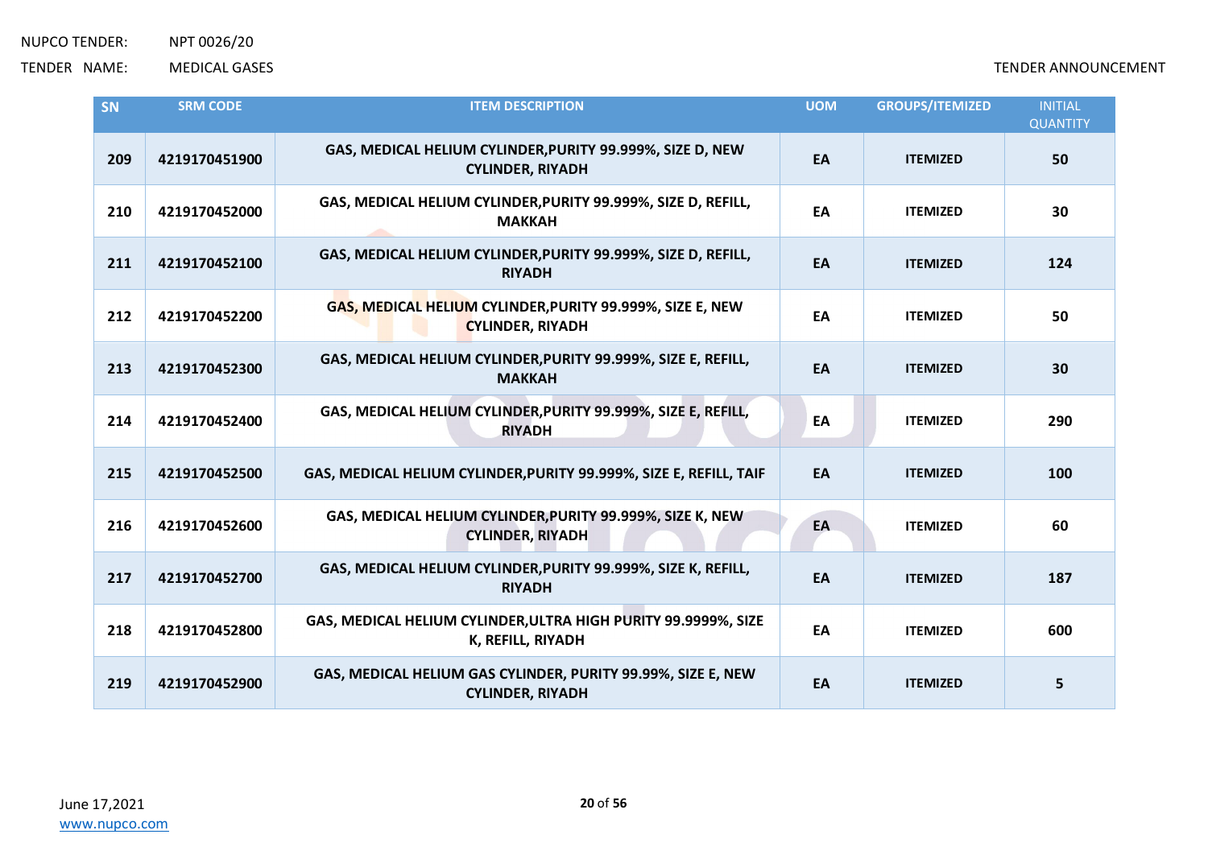| SN | SRM CODE | ITEM DESCRIPTION | UOM | GROUPS/ITEMIZED | INITIAL QUANTITY |
|---|---|---|---|---|---|
| 209 | 4219170451900 | GAS, MEDICAL HELIUM CYLINDER,PURITY 99.999%, SIZE D, NEW CYLINDER, RIYADH | EA | ITEMIZED | 50 |
| 210 | 4219170452000 | GAS, MEDICAL HELIUM CYLINDER,PURITY 99.999%, SIZE D, REFILL, MAKKAH | EA | ITEMIZED | 30 |
| 211 | 4219170452100 | GAS, MEDICAL HELIUM CYLINDER,PURITY 99.999%, SIZE D, REFILL, RIYADH | EA | ITEMIZED | 124 |
| 212 | 4219170452200 | GAS, MEDICAL HELIUM CYLINDER,PURITY 99.999%, SIZE E, NEW CYLINDER, RIYADH | EA | ITEMIZED | 50 |
| 213 | 4219170452300 | GAS, MEDICAL HELIUM CYLINDER,PURITY 99.999%, SIZE E, REFILL, MAKKAH | EA | ITEMIZED | 30 |
| 214 | 4219170452400 | GAS, MEDICAL HELIUM CYLINDER,PURITY 99.999%, SIZE E, REFILL, RIYADH | EA | ITEMIZED | 290 |
| 215 | 4219170452500 | GAS, MEDICAL HELIUM CYLINDER,PURITY 99.999%, SIZE E, REFILL, TAIF | EA | ITEMIZED | 100 |
| 216 | 4219170452600 | GAS, MEDICAL HELIUM CYLINDER,PURITY 99.999%, SIZE K, NEW CYLINDER, RIYADH | EA | ITEMIZED | 60 |
| 217 | 4219170452700 | GAS, MEDICAL HELIUM CYLINDER,PURITY 99.999%, SIZE K, REFILL, RIYADH | EA | ITEMIZED | 187 |
| 218 | 4219170452800 | GAS, MEDICAL HELIUM CYLINDER,ULTRA HIGH PURITY 99.9999%, SIZE K, REFILL, RIYADH | EA | ITEMIZED | 600 |
| 219 | 4219170452900 | GAS, MEDICAL HELIUM GAS CYLINDER, PURITY 99.99%, SIZE E, NEW CYLINDER, RIYADH | EA | ITEMIZED | 5 |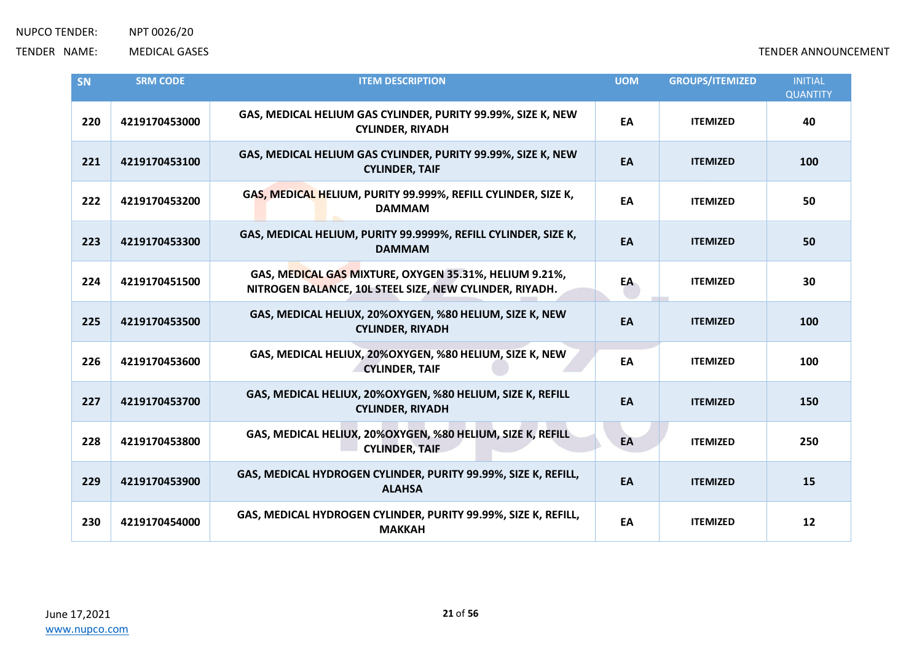| SN | SRM CODE | ITEM DESCRIPTION | UOM | GROUPS/ITEMIZED | INITIAL QUANTITY |
|---|---|---|---|---|---|
| 220 | 4219170453000 | GAS, MEDICAL HELIUM GAS CYLINDER, PURITY 99.99%, SIZE K, NEW CYLINDER, RIYADH | EA | ITEMIZED | 40 |
| 221 | 4219170453100 | GAS, MEDICAL HELIUM GAS CYLINDER, PURITY 99.99%, SIZE K, NEW CYLINDER, TAIF | EA | ITEMIZED | 100 |
| 222 | 4219170453200 | GAS, MEDICAL HELIUM, PURITY 99.999%, REFILL CYLINDER, SIZE K, DAMMAM | EA | ITEMIZED | 50 |
| 223 | 4219170453300 | GAS, MEDICAL HELIUM, PURITY 99.9999%, REFILL CYLINDER, SIZE K, DAMMAM | EA | ITEMIZED | 50 |
| 224 | 4219170451500 | GAS, MEDICAL GAS MIXTURE, OXYGEN 35.31%, HELIUM 9.21%, NITROGEN BALANCE, 10L STEEL SIZE, NEW CYLINDER, RIYADH. | EA | ITEMIZED | 30 |
| 225 | 4219170453500 | GAS, MEDICAL HELIUX, 20%OXYGEN, %80 HELIUM, SIZE K, NEW CYLINDER, RIYADH | EA | ITEMIZED | 100 |
| 226 | 4219170453600 | GAS, MEDICAL HELIUX, 20%OXYGEN, %80 HELIUM, SIZE K, NEW CYLINDER, TAIF | EA | ITEMIZED | 100 |
| 227 | 4219170453700 | GAS, MEDICAL HELIUX, 20%OXYGEN, %80 HELIUM, SIZE K, REFILL CYLINDER, RIYADH | EA | ITEMIZED | 150 |
| 228 | 4219170453800 | GAS, MEDICAL HELIUX, 20%OXYGEN, %80 HELIUM, SIZE K, REFILL CYLINDER, TAIF | EA | ITEMIZED | 250 |
| 229 | 4219170453900 | GAS, MEDICAL HYDROGEN CYLINDER, PURITY 99.99%, SIZE K, REFILL, ALAHSA | EA | ITEMIZED | 15 |
| 230 | 4219170454000 | GAS, MEDICAL HYDROGEN CYLINDER, PURITY 99.99%, SIZE K, REFILL, MAKKAH | EA | ITEMIZED | 12 |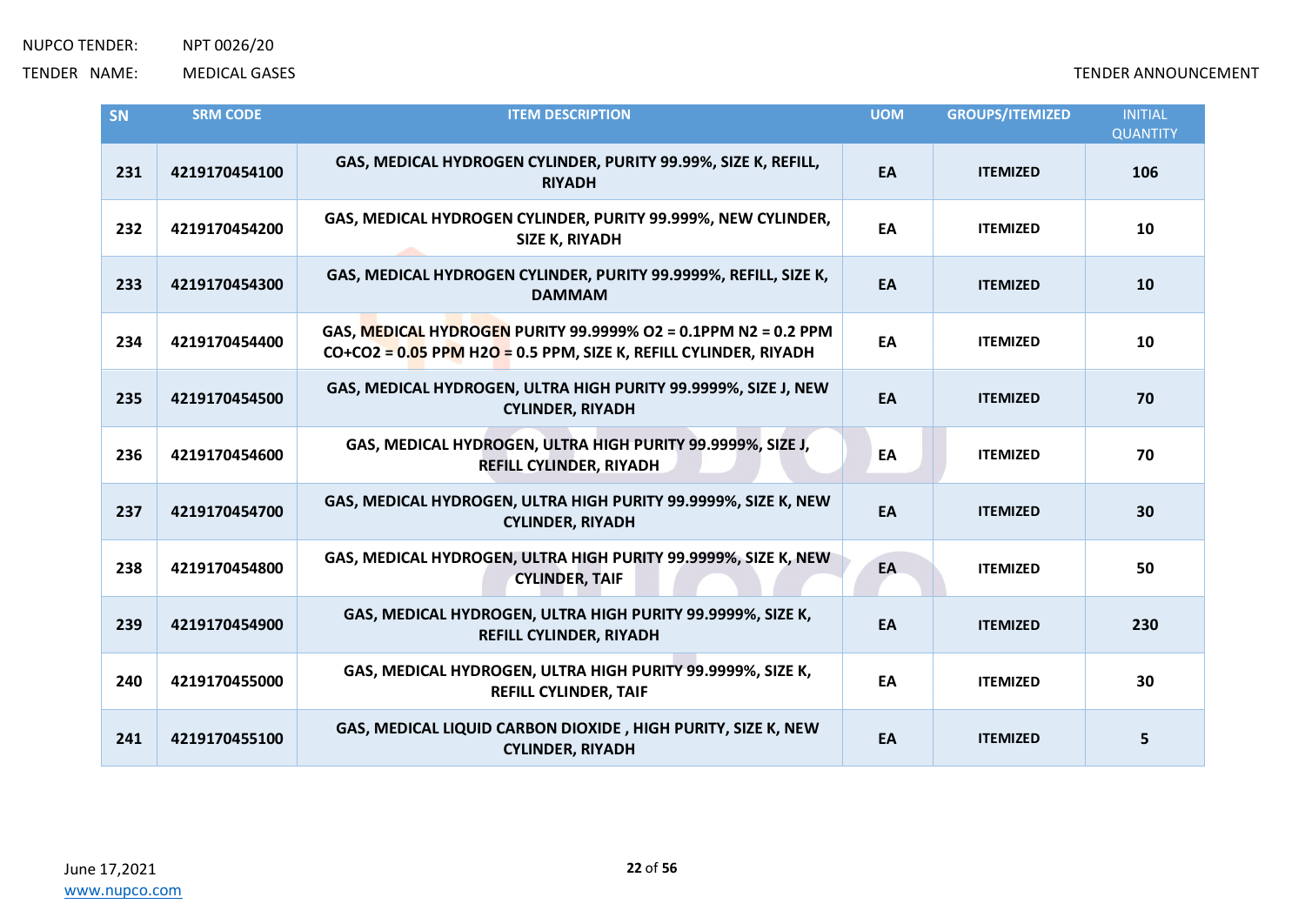| SN | SRM CODE | ITEM DESCRIPTION | UOM | GROUPS/ITEMIZED | INITIAL QUANTITY |
|---|---|---|---|---|---|
| 231 | 4219170454100 | GAS, MEDICAL HYDROGEN CYLINDER, PURITY 99.99%, SIZE K, REFILL, RIYADH | EA | ITEMIZED | 106 |
| 232 | 4219170454200 | GAS, MEDICAL HYDROGEN CYLINDER, PURITY 99.999%, NEW CYLINDER, SIZE K, RIYADH | EA | ITEMIZED | 10 |
| 233 | 4219170454300 | GAS, MEDICAL HYDROGEN CYLINDER, PURITY 99.9999%, REFILL, SIZE K, DAMMAM | EA | ITEMIZED | 10 |
| 234 | 4219170454400 | GAS, MEDICAL HYDROGEN PURITY 99.9999% O2 = 0.1PPM N2 = 0.2 PPM CO+CO2 = 0.05 PPM H2O = 0.5 PPM, SIZE K, REFILL CYLINDER, RIYADH | EA | ITEMIZED | 10 |
| 235 | 4219170454500 | GAS, MEDICAL HYDROGEN, ULTRA HIGH PURITY 99.9999%, SIZE J, NEW CYLINDER, RIYADH | EA | ITEMIZED | 70 |
| 236 | 4219170454600 | GAS, MEDICAL HYDROGEN, ULTRA HIGH PURITY 99.9999%, SIZE J, REFILL CYLINDER, RIYADH | EA | ITEMIZED | 70 |
| 237 | 4219170454700 | GAS, MEDICAL HYDROGEN, ULTRA HIGH PURITY 99.9999%, SIZE K, NEW CYLINDER, RIYADH | EA | ITEMIZED | 30 |
| 238 | 4219170454800 | GAS, MEDICAL HYDROGEN, ULTRA HIGH PURITY 99.9999%, SIZE K, NEW CYLINDER, TAIF | EA | ITEMIZED | 50 |
| 239 | 4219170454900 | GAS, MEDICAL HYDROGEN, ULTRA HIGH PURITY 99.9999%, SIZE K, REFILL CYLINDER, RIYADH | EA | ITEMIZED | 230 |
| 240 | 4219170455000 | GAS, MEDICAL HYDROGEN, ULTRA HIGH PURITY 99.9999%, SIZE K, REFILL CYLINDER, TAIF | EA | ITEMIZED | 30 |
| 241 | 4219170455100 | GAS, MEDICAL LIQUID CARBON DIOXIDE , HIGH PURITY, SIZE K, NEW CYLINDER, RIYADH | EA | ITEMIZED | 5 |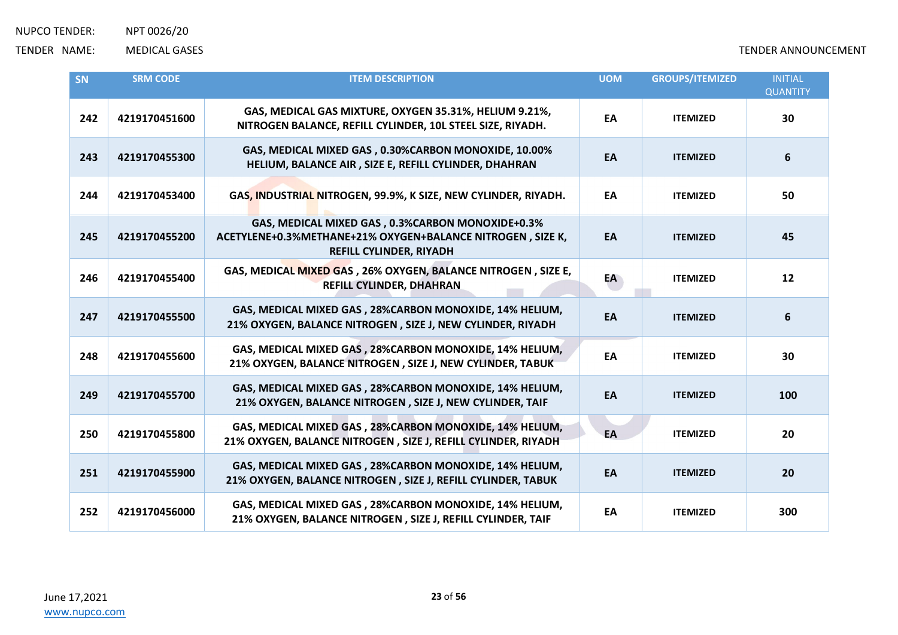NUPCO TENDER: NPT 0026/20

TENDER NAME: MEDICAL GASES

TENDER ANNOUNCEMENT

| SN | SRM CODE | ITEM DESCRIPTION | UOM | GROUPS/ITEMIZED | INITIAL QUANTITY |
|---|---|---|---|---|---|
| 242 | 4219170451600 | GAS, MEDICAL GAS MIXTURE, OXYGEN 35.31%, HELIUM 9.21%, NITROGEN BALANCE, REFILL CYLINDER, 10L STEEL SIZE, RIYADH. | EA | ITEMIZED | 30 |
| 243 | 4219170455300 | GAS, MEDICAL MIXED GAS , 0.30%CARBON MONOXIDE, 10.00% HELIUM, BALANCE AIR , SIZE E, REFILL CYLINDER, DHAHRAN | EA | ITEMIZED | 6 |
| 244 | 4219170453400 | GAS, INDUSTRIAL NITROGEN, 99.9%, K SIZE, NEW CYLINDER, RIYADH. | EA | ITEMIZED | 50 |
| 245 | 4219170455200 | GAS, MEDICAL MIXED GAS , 0.3%CARBON MONOXIDE+0.3% ACETYLENE+0.3%METHANE+21% OXYGEN+BALANCE NITROGEN , SIZE K, REFILL CYLINDER, RIYADH | EA | ITEMIZED | 45 |
| 246 | 4219170455400 | GAS, MEDICAL MIXED GAS , 26% OXYGEN, BALANCE NITROGEN , SIZE E, REFILL CYLINDER, DHAHRAN | EA | ITEMIZED | 12 |
| 247 | 4219170455500 | GAS, MEDICAL MIXED GAS , 28%CARBON MONOXIDE, 14% HELIUM, 21% OXYGEN, BALANCE NITROGEN , SIZE J, NEW CYLINDER, RIYADH | EA | ITEMIZED | 6 |
| 248 | 4219170455600 | GAS, MEDICAL MIXED GAS , 28%CARBON MONOXIDE, 14% HELIUM, 21% OXYGEN, BALANCE NITROGEN , SIZE J, NEW CYLINDER, TABUK | EA | ITEMIZED | 30 |
| 249 | 4219170455700 | GAS, MEDICAL MIXED GAS , 28%CARBON MONOXIDE, 14% HELIUM, 21% OXYGEN, BALANCE NITROGEN , SIZE J, NEW CYLINDER, TAIF | EA | ITEMIZED | 100 |
| 250 | 4219170455800 | GAS, MEDICAL MIXED GAS , 28%CARBON MONOXIDE, 14% HELIUM, 21% OXYGEN, BALANCE NITROGEN , SIZE J, REFILL CYLINDER, RIYADH | EA | ITEMIZED | 20 |
| 251 | 4219170455900 | GAS, MEDICAL MIXED GAS , 28%CARBON MONOXIDE, 14% HELIUM, 21% OXYGEN, BALANCE NITROGEN , SIZE J, REFILL CYLINDER, TABUK | EA | ITEMIZED | 20 |
| 252 | 4219170456000 | GAS, MEDICAL MIXED GAS , 28%CARBON MONOXIDE, 14% HELIUM, 21% OXYGEN, BALANCE NITROGEN , SIZE J, REFILL CYLINDER, TAIF | EA | ITEMIZED | 300 |

June 17,2021
www.nupco.com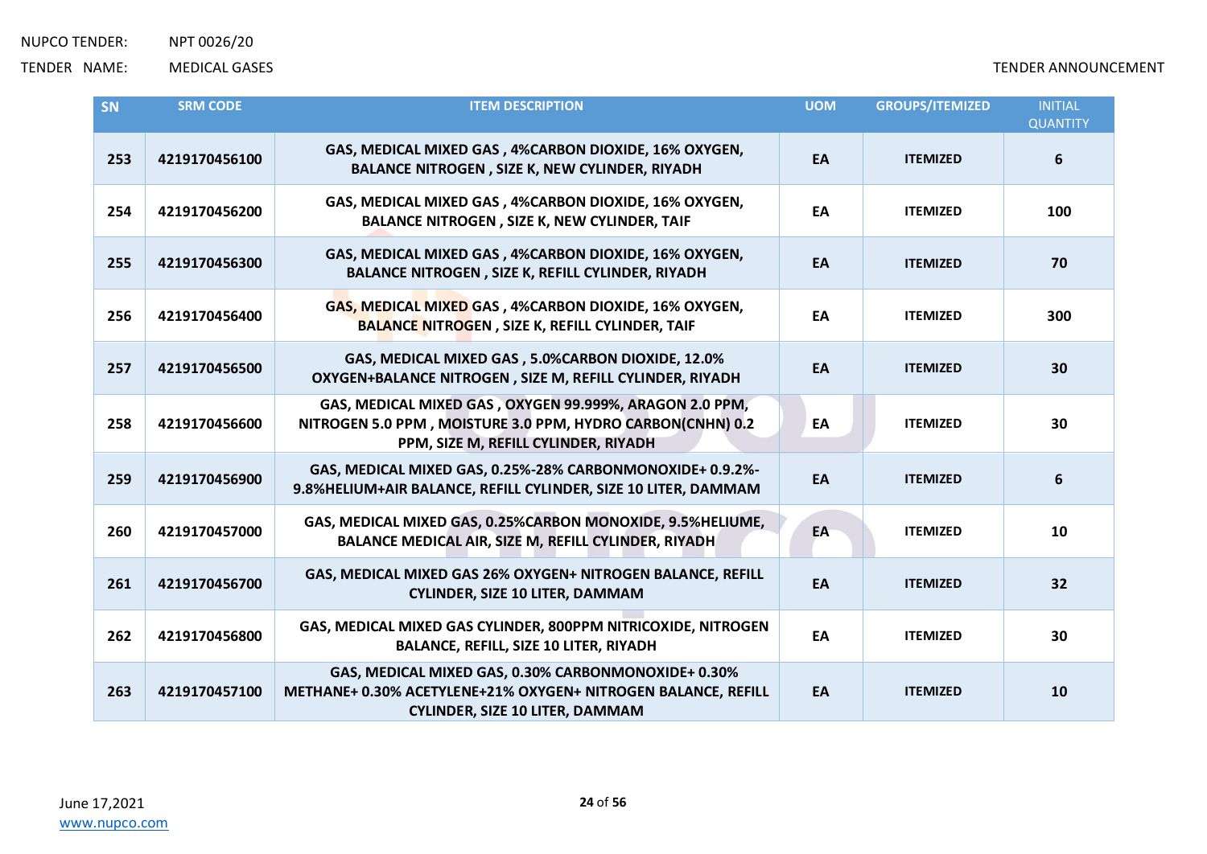NUPCO TENDER: NPT 0026/20

TENDER NAME: MEDICAL GASES

TENDER ANNOUNCEMENT

| SN | SRM CODE | ITEM DESCRIPTION | UOM | GROUPS/ITEMIZED | INITIAL QUANTITY |
|---|---|---|---|---|---|
| 253 | 4219170456100 | GAS, MEDICAL MIXED GAS , 4%CARBON DIOXIDE, 16% OXYGEN, BALANCE NITROGEN , SIZE K, NEW CYLINDER, RIYADH | EA | ITEMIZED | 6 |
| 254 | 4219170456200 | GAS, MEDICAL MIXED GAS , 4%CARBON DIOXIDE, 16% OXYGEN, BALANCE NITROGEN , SIZE K, NEW CYLINDER, TAIF | EA | ITEMIZED | 100 |
| 255 | 4219170456300 | GAS, MEDICAL MIXED GAS , 4%CARBON DIOXIDE, 16% OXYGEN, BALANCE NITROGEN , SIZE K, REFILL CYLINDER, RIYADH | EA | ITEMIZED | 70 |
| 256 | 4219170456400 | GAS, MEDICAL MIXED GAS , 4%CARBON DIOXIDE, 16% OXYGEN, BALANCE NITROGEN , SIZE K, REFILL CYLINDER, TAIF | EA | ITEMIZED | 300 |
| 257 | 4219170456500 | GAS, MEDICAL MIXED GAS , 5.0%CARBON DIOXIDE, 12.0% OXYGEN+BALANCE NITROGEN , SIZE M, REFILL CYLINDER, RIYADH | EA | ITEMIZED | 30 |
| 258 | 4219170456600 | GAS, MEDICAL MIXED GAS , OXYGEN 99.999%, ARAGON 2.0 PPM, NITROGEN 5.0 PPM , MOISTURE 3.0 PPM, HYDRO CARBON(CNHN) 0.2 PPM, SIZE M, REFILL CYLINDER, RIYADH | EA | ITEMIZED | 30 |
| 259 | 4219170456900 | GAS, MEDICAL MIXED GAS, 0.25%-28% CARBONMONOXIDE+ 0.9.2%-9.8%HELIUM+AIR BALANCE, REFILL CYLINDER, SIZE 10 LITER, DAMMAM | EA | ITEMIZED | 6 |
| 260 | 4219170457000 | GAS, MEDICAL MIXED GAS, 0.25%CARBON MONOXIDE, 9.5%HELIUME, BALANCE MEDICAL AIR, SIZE M, REFILL CYLINDER, RIYADH | EA | ITEMIZED | 10 |
| 261 | 4219170456700 | GAS, MEDICAL MIXED GAS 26% OXYGEN+ NITROGEN BALANCE, REFILL CYLINDER, SIZE 10 LITER, DAMMAM | EA | ITEMIZED | 32 |
| 262 | 4219170456800 | GAS, MEDICAL MIXED GAS CYLINDER, 800PPM NITRICOXIDE, NITROGEN BALANCE, REFILL, SIZE 10 LITER, RIYADH | EA | ITEMIZED | 30 |
| 263 | 4219170457100 | GAS, MEDICAL MIXED GAS, 0.30% CARBONMONOXIDE+ 0.30% METHANE+ 0.30% ACETYLENE+21% OXYGEN+ NITROGEN BALANCE, REFILL CYLINDER, SIZE 10 LITER, DAMMAM | EA | ITEMIZED | 10 |

June 17,2021

www.nupco.com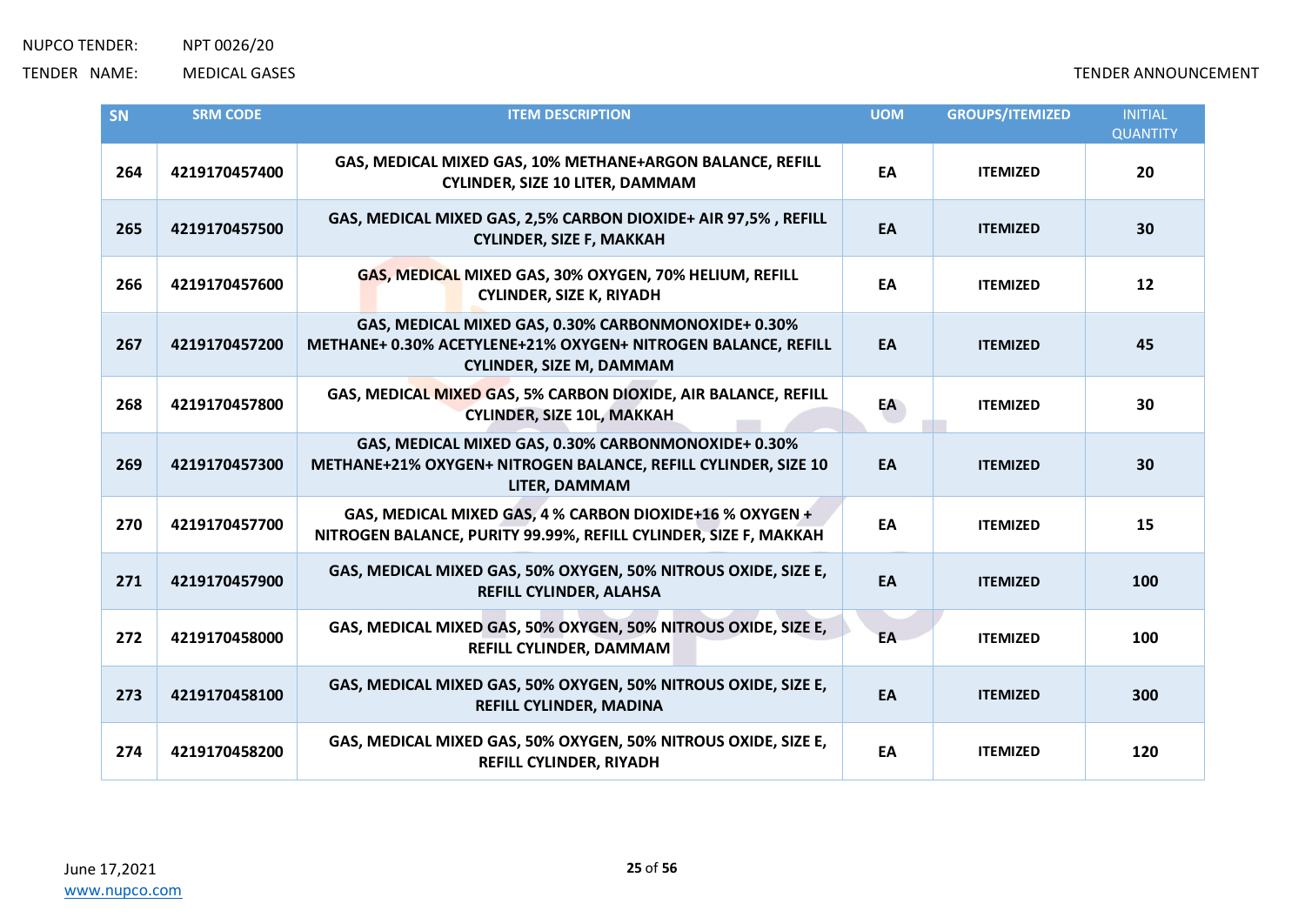| SN | SRM CODE | ITEM DESCRIPTION | UOM | GROUPS/ITEMIZED | INITIAL QUANTITY |
|---|---|---|---|---|---|
| 264 | 4219170457400 | GAS, MEDICAL MIXED GAS, 10% METHANE+ARGON BALANCE, REFILL CYLINDER, SIZE 10 LITER, DAMMAM | EA | ITEMIZED | 20 |
| 265 | 4219170457500 | GAS, MEDICAL MIXED GAS, 2,5% CARBON DIOXIDE+ AIR 97,5% , REFILL CYLINDER, SIZE F, MAKKAH | EA | ITEMIZED | 30 |
| 266 | 4219170457600 | GAS, MEDICAL MIXED GAS, 30% OXYGEN, 70% HELIUM, REFILL CYLINDER, SIZE K, RIYADH | EA | ITEMIZED | 12 |
| 267 | 4219170457200 | GAS, MEDICAL MIXED GAS, 0.30% CARBONMONOXIDE+ 0.30% METHANE+ 0.30% ACETYLENE+21% OXYGEN+ NITROGEN BALANCE, REFILL CYLINDER, SIZE M, DAMMAM | EA | ITEMIZED | 45 |
| 268 | 4219170457800 | GAS, MEDICAL MIXED GAS, 5% CARBON DIOXIDE, AIR BALANCE, REFILL CYLINDER, SIZE 10L, MAKKAH | EA | ITEMIZED | 30 |
| 269 | 4219170457300 | GAS, MEDICAL MIXED GAS, 0.30% CARBONMONOXIDE+ 0.30% METHANE+21% OXYGEN+ NITROGEN BALANCE, REFILL CYLINDER, SIZE 10 LITER, DAMMAM | EA | ITEMIZED | 30 |
| 270 | 4219170457700 | GAS, MEDICAL MIXED GAS, 4 % CARBON DIOXIDE+16 % OXYGEN + NITROGEN BALANCE, PURITY 99.99%, REFILL CYLINDER, SIZE F, MAKKAH | EA | ITEMIZED | 15 |
| 271 | 4219170457900 | GAS, MEDICAL MIXED GAS, 50% OXYGEN, 50% NITROUS OXIDE, SIZE E, REFILL CYLINDER, ALAHSA | EA | ITEMIZED | 100 |
| 272 | 4219170458000 | GAS, MEDICAL MIXED GAS, 50% OXYGEN, 50% NITROUS OXIDE, SIZE E, REFILL CYLINDER, DAMMAM | EA | ITEMIZED | 100 |
| 273 | 4219170458100 | GAS, MEDICAL MIXED GAS, 50% OXYGEN, 50% NITROUS OXIDE, SIZE E, REFILL CYLINDER, MADINA | EA | ITEMIZED | 300 |
| 274 | 4219170458200 | GAS, MEDICAL MIXED GAS, 50% OXYGEN, 50% NITROUS OXIDE, SIZE E, REFILL CYLINDER, RIYADH | EA | ITEMIZED | 120 |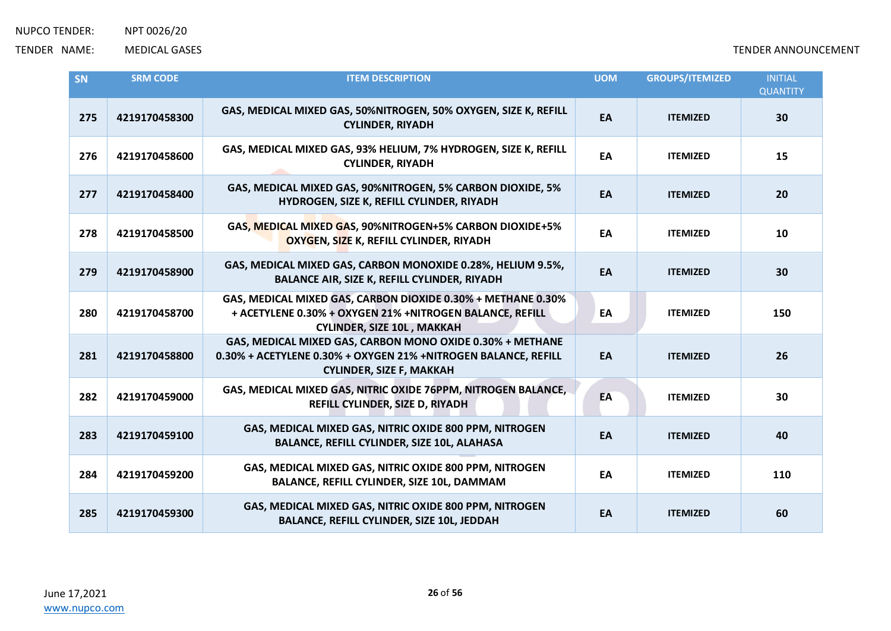| SN | SRM CODE | ITEM DESCRIPTION | UOM | GROUPS/ITEMIZED | INITIAL QUANTITY |
|---|---|---|---|---|---|
| 275 | 4219170458300 | GAS, MEDICAL MIXED GAS, 50%NITROGEN, 50% OXYGEN, SIZE K, REFILL CYLINDER, RIYADH | EA | ITEMIZED | 30 |
| 276 | 4219170458600 | GAS, MEDICAL MIXED GAS, 93% HELIUM, 7% HYDROGEN, SIZE K, REFILL CYLINDER, RIYADH | EA | ITEMIZED | 15 |
| 277 | 4219170458400 | GAS, MEDICAL MIXED GAS, 90%NITROGEN, 5% CARBON DIOXIDE, 5% HYDROGEN, SIZE K, REFILL CYLINDER, RIYADH | EA | ITEMIZED | 20 |
| 278 | 4219170458500 | GAS, MEDICAL MIXED GAS, 90%NITROGEN+5% CARBON DIOXIDE+5% OXYGEN, SIZE K, REFILL CYLINDER, RIYADH | EA | ITEMIZED | 10 |
| 279 | 4219170458900 | GAS, MEDICAL MIXED GAS, CARBON MONOXIDE 0.28%, HELIUM 9.5%, BALANCE AIR, SIZE K, REFILL CYLINDER, RIYADH | EA | ITEMIZED | 30 |
| 280 | 4219170458700 | GAS, MEDICAL MIXED GAS, CARBON DIOXIDE 0.30% + METHANE 0.30% + ACETYLENE 0.30% + OXYGEN 21% +NITROGEN BALANCE, REFILL CYLINDER, SIZE 10L , MAKKAH | EA | ITEMIZED | 150 |
| 281 | 4219170458800 | GAS, MEDICAL MIXED GAS, CARBON MONO OXIDE 0.30% + METHANE 0.30% + ACETYLENE 0.30% + OXYGEN 21% +NITROGEN BALANCE, REFILL CYLINDER, SIZE F, MAKKAH | EA | ITEMIZED | 26 |
| 282 | 4219170459000 | GAS, MEDICAL MIXED GAS, NITRIC OXIDE 76PPM, NITROGEN BALANCE, REFILL CYLINDER, SIZE D, RIYADH | EA | ITEMIZED | 30 |
| 283 | 4219170459100 | GAS, MEDICAL MIXED GAS, NITRIC OXIDE 800 PPM, NITROGEN BALANCE, REFILL CYLINDER, SIZE 10L, ALAHASA | EA | ITEMIZED | 40 |
| 284 | 4219170459200 | GAS, MEDICAL MIXED GAS, NITRIC OXIDE 800 PPM, NITROGEN BALANCE, REFILL CYLINDER, SIZE 10L, DAMMAM | EA | ITEMIZED | 110 |
| 285 | 4219170459300 | GAS, MEDICAL MIXED GAS, NITRIC OXIDE 800 PPM, NITROGEN BALANCE, REFILL CYLINDER, SIZE 10L, JEDDAH | EA | ITEMIZED | 60 |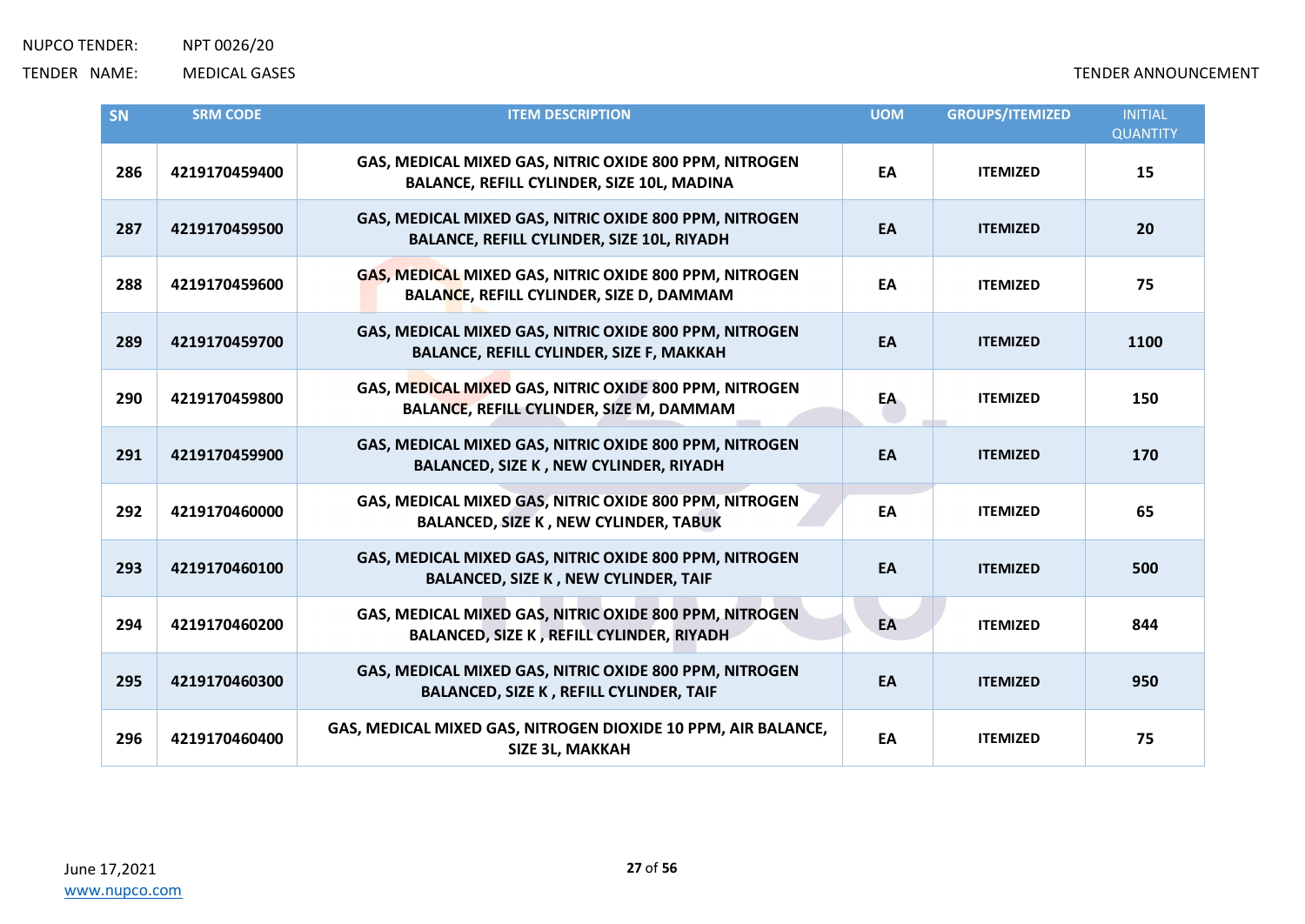| SN | SRM CODE | ITEM DESCRIPTION | UOM | GROUPS/ITEMIZED | INITIAL QUANTITY |
|---|---|---|---|---|---|
| 286 | 4219170459400 | GAS, MEDICAL MIXED GAS, NITRIC OXIDE 800 PPM, NITROGEN BALANCE, REFILL CYLINDER, SIZE 10L, MADINA | EA | ITEMIZED | 15 |
| 287 | 4219170459500 | GAS, MEDICAL MIXED GAS, NITRIC OXIDE 800 PPM, NITROGEN BALANCE, REFILL CYLINDER, SIZE 10L, RIYADH | EA | ITEMIZED | 20 |
| 288 | 4219170459600 | GAS, MEDICAL MIXED GAS, NITRIC OXIDE 800 PPM, NITROGEN BALANCE, REFILL CYLINDER, SIZE D, DAMMAM | EA | ITEMIZED | 75 |
| 289 | 4219170459700 | GAS, MEDICAL MIXED GAS, NITRIC OXIDE 800 PPM, NITROGEN BALANCE, REFILL CYLINDER, SIZE F, MAKKAH | EA | ITEMIZED | 1100 |
| 290 | 4219170459800 | GAS, MEDICAL MIXED GAS, NITRIC OXIDE 800 PPM, NITROGEN BALANCE, REFILL CYLINDER, SIZE M, DAMMAM | EA | ITEMIZED | 150 |
| 291 | 4219170459900 | GAS, MEDICAL MIXED GAS, NITRIC OXIDE 800 PPM, NITROGEN BALANCED, SIZE K , NEW CYLINDER, RIYADH | EA | ITEMIZED | 170 |
| 292 | 4219170460000 | GAS, MEDICAL MIXED GAS, NITRIC OXIDE 800 PPM, NITROGEN BALANCED, SIZE K , NEW CYLINDER, TABUK | EA | ITEMIZED | 65 |
| 293 | 4219170460100 | GAS, MEDICAL MIXED GAS, NITRIC OXIDE 800 PPM, NITROGEN BALANCED, SIZE K , NEW CYLINDER, TAIF | EA | ITEMIZED | 500 |
| 294 | 4219170460200 | GAS, MEDICAL MIXED GAS, NITRIC OXIDE 800 PPM, NITROGEN BALANCED, SIZE K , REFILL CYLINDER, RIYADH | EA | ITEMIZED | 844 |
| 295 | 4219170460300 | GAS, MEDICAL MIXED GAS, NITRIC OXIDE 800 PPM, NITROGEN BALANCED, SIZE K , REFILL CYLINDER, TAIF | EA | ITEMIZED | 950 |
| 296 | 4219170460400 | GAS, MEDICAL MIXED GAS, NITROGEN DIOXIDE 10 PPM, AIR BALANCE, SIZE 3L, MAKKAH | EA | ITEMIZED | 75 |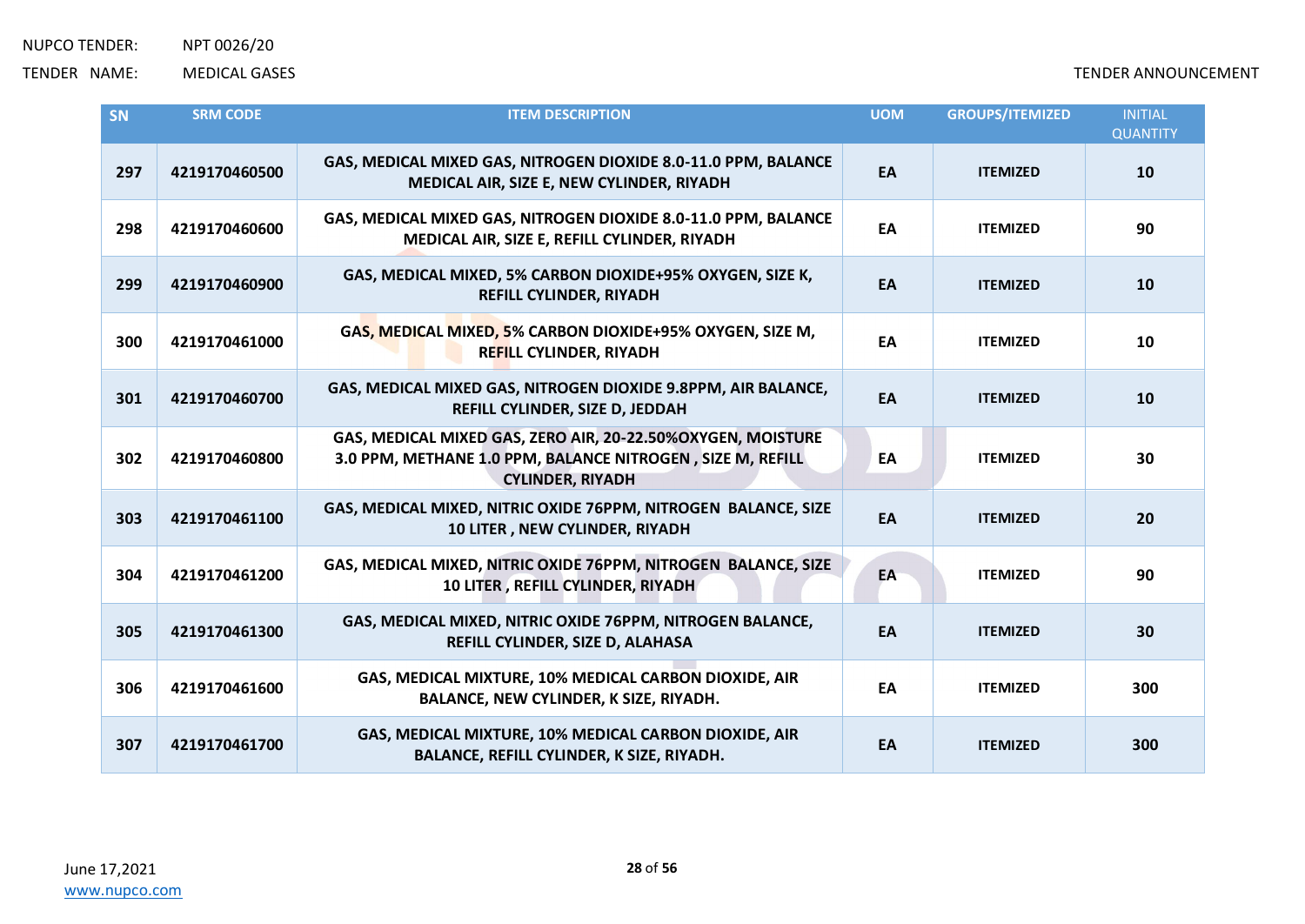NUPCO TENDER: NPT 0026/20

TENDER NAME: MEDICAL GASES

TENDER ANNOUNCEMENT

| SN | SRM CODE | ITEM DESCRIPTION | UOM | GROUPS/ITEMIZED | INITIAL QUANTITY |
|---|---|---|---|---|---|
| 297 | 4219170460500 | GAS, MEDICAL MIXED GAS, NITROGEN DIOXIDE 8.0-11.0 PPM, BALANCE MEDICAL AIR, SIZE E, NEW CYLINDER, RIYADH | EA | ITEMIZED | 10 |
| 298 | 4219170460600 | GAS, MEDICAL MIXED GAS, NITROGEN DIOXIDE 8.0-11.0 PPM, BALANCE MEDICAL AIR, SIZE E, REFILL CYLINDER, RIYADH | EA | ITEMIZED | 90 |
| 299 | 4219170460900 | GAS, MEDICAL MIXED, 5% CARBON DIOXIDE+95% OXYGEN, SIZE K, REFILL CYLINDER, RIYADH | EA | ITEMIZED | 10 |
| 300 | 4219170461000 | GAS, MEDICAL MIXED, 5% CARBON DIOXIDE+95% OXYGEN, SIZE M, REFILL CYLINDER, RIYADH | EA | ITEMIZED | 10 |
| 301 | 4219170460700 | GAS, MEDICAL MIXED GAS, NITROGEN DIOXIDE 9.8PPM, AIR BALANCE, REFILL CYLINDER, SIZE D, JEDDAH | EA | ITEMIZED | 10 |
| 302 | 4219170460800 | GAS, MEDICAL MIXED GAS, ZERO AIR, 20-22.50%OXYGEN, MOISTURE 3.0 PPM, METHANE 1.0 PPM, BALANCE NITROGEN , SIZE M, REFILL CYLINDER, RIYADH | EA | ITEMIZED | 30 |
| 303 | 4219170461100 | GAS, MEDICAL MIXED, NITRIC OXIDE 76PPM, NITROGEN BALANCE, SIZE 10 LITER , NEW CYLINDER, RIYADH | EA | ITEMIZED | 20 |
| 304 | 4219170461200 | GAS, MEDICAL MIXED, NITRIC OXIDE 76PPM, NITROGEN BALANCE, SIZE 10 LITER , REFILL CYLINDER, RIYADH | EA | ITEMIZED | 90 |
| 305 | 4219170461300 | GAS, MEDICAL MIXED, NITRIC OXIDE 76PPM, NITROGEN BALANCE, REFILL CYLINDER, SIZE D, ALAHASA | EA | ITEMIZED | 30 |
| 306 | 4219170461600 | GAS, MEDICAL MIXTURE, 10% MEDICAL CARBON DIOXIDE, AIR BALANCE, NEW CYLINDER, K SIZE, RIYADH. | EA | ITEMIZED | 300 |
| 307 | 4219170461700 | GAS, MEDICAL MIXTURE, 10% MEDICAL CARBON DIOXIDE, AIR BALANCE, REFILL CYLINDER, K SIZE, RIYADH. | EA | ITEMIZED | 300 |

June 17,2021

www.nupco.com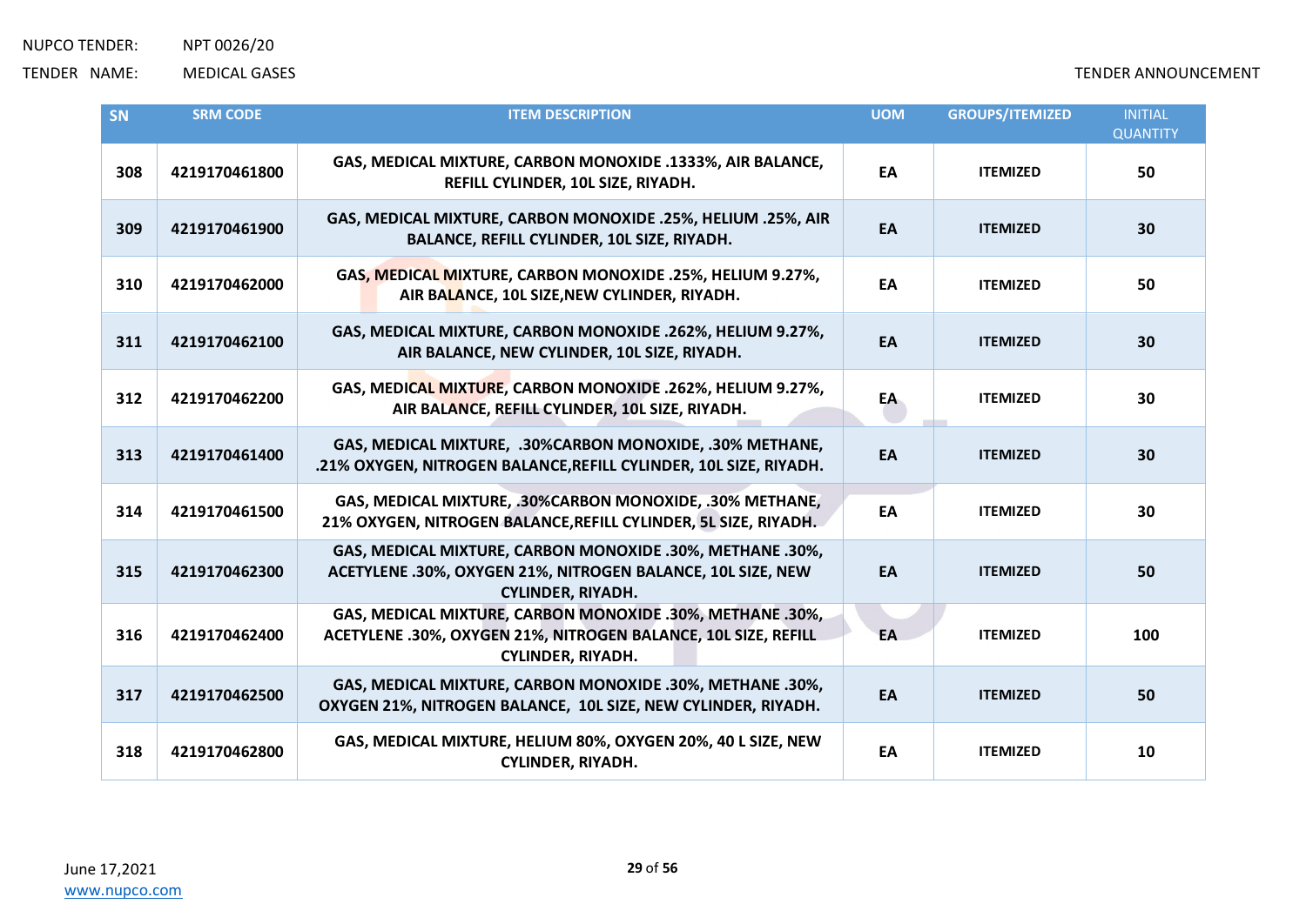NUPCO TENDER: NPT 0026/20

TENDER NAME: MEDICAL GASES

TENDER ANNOUNCEMENT

| SN | SRM CODE | ITEM DESCRIPTION | UOM | GROUPS/ITEMIZED | INITIAL QUANTITY |
|---|---|---|---|---|---|
| 308 | 4219170461800 | GAS, MEDICAL MIXTURE, CARBON MONOXIDE .1333%, AIR BALANCE, REFILL CYLINDER, 10L SIZE, RIYADH. | EA | ITEMIZED | 50 |
| 309 | 4219170461900 | GAS, MEDICAL MIXTURE, CARBON MONOXIDE .25%, HELIUM .25%, AIR BALANCE, REFILL CYLINDER, 10L SIZE, RIYADH. | EA | ITEMIZED | 30 |
| 310 | 4219170462000 | GAS, MEDICAL MIXTURE, CARBON MONOXIDE .25%, HELIUM 9.27%, AIR BALANCE, 10L SIZE,NEW CYLINDER, RIYADH. | EA | ITEMIZED | 50 |
| 311 | 4219170462100 | GAS, MEDICAL MIXTURE, CARBON MONOXIDE .262%, HELIUM 9.27%, AIR BALANCE, NEW CYLINDER, 10L SIZE, RIYADH. | EA | ITEMIZED | 30 |
| 312 | 4219170462200 | GAS, MEDICAL MIXTURE, CARBON MONOXIDE .262%, HELIUM 9.27%, AIR BALANCE, REFILL CYLINDER, 10L SIZE, RIYADH. | EA | ITEMIZED | 30 |
| 313 | 4219170461400 | GAS, MEDICAL MIXTURE, .30%CARBON MONOXIDE, .30% METHANE, .21% OXYGEN, NITROGEN BALANCE,REFILL CYLINDER, 10L SIZE, RIYADH. | EA | ITEMIZED | 30 |
| 314 | 4219170461500 | GAS, MEDICAL MIXTURE, .30%CARBON MONOXIDE, .30% METHANE, 21% OXYGEN, NITROGEN BALANCE,REFILL CYLINDER, 5L SIZE, RIYADH. | EA | ITEMIZED | 30 |
| 315 | 4219170462300 | GAS, MEDICAL MIXTURE, CARBON MONOXIDE .30%, METHANE .30%, ACETYLENE .30%, OXYGEN 21%, NITROGEN BALANCE, 10L SIZE, NEW CYLINDER, RIYADH. | EA | ITEMIZED | 50 |
| 316 | 4219170462400 | GAS, MEDICAL MIXTURE, CARBON MONOXIDE .30%, METHANE .30%, ACETYLENE .30%, OXYGEN 21%, NITROGEN BALANCE, 10L SIZE, REFILL CYLINDER, RIYADH. | EA | ITEMIZED | 100 |
| 317 | 4219170462500 | GAS, MEDICAL MIXTURE, CARBON MONOXIDE .30%, METHANE .30%, OXYGEN 21%, NITROGEN BALANCE, 10L SIZE, NEW CYLINDER, RIYADH. | EA | ITEMIZED | 50 |
| 318 | 4219170462800 | GAS, MEDICAL MIXTURE, HELIUM 80%, OXYGEN 20%, 40 L SIZE, NEW CYLINDER, RIYADH. | EA | ITEMIZED | 10 |

June 17,2021

www.nupco.com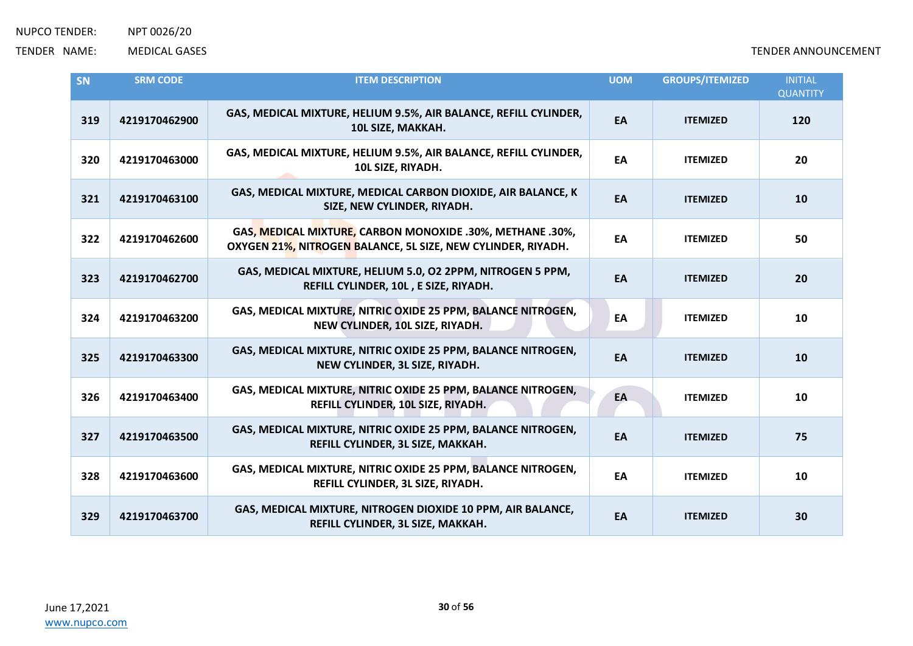| SN | SRM CODE | ITEM DESCRIPTION | UOM | GROUPS/ITEMIZED | INITIAL QUANTITY |
|---|---|---|---|---|---|
| 319 | 4219170462900 | GAS, MEDICAL MIXTURE, HELIUM 9.5%, AIR BALANCE, REFILL CYLINDER, 10L SIZE, MAKKAH. | EA | ITEMIZED | 120 |
| 320 | 4219170463000 | GAS, MEDICAL MIXTURE, HELIUM 9.5%, AIR BALANCE, REFILL CYLINDER, 10L SIZE, RIYADH. | EA | ITEMIZED | 20 |
| 321 | 4219170463100 | GAS, MEDICAL MIXTURE, MEDICAL CARBON DIOXIDE, AIR BALANCE, K SIZE, NEW CYLINDER, RIYADH. | EA | ITEMIZED | 10 |
| 322 | 4219170462600 | GAS, MEDICAL MIXTURE, CARBON MONOXIDE .30%, METHANE .30%, OXYGEN 21%, NITROGEN BALANCE, 5L SIZE, NEW CYLINDER, RIYADH. | EA | ITEMIZED | 50 |
| 323 | 4219170462700 | GAS, MEDICAL MIXTURE, HELIUM 5.0, O2 2PPM, NITROGEN 5 PPM, REFILL CYLINDER, 10L , E SIZE, RIYADH. | EA | ITEMIZED | 20 |
| 324 | 4219170463200 | GAS, MEDICAL MIXTURE, NITRIC OXIDE 25 PPM, BALANCE NITROGEN, NEW CYLINDER, 10L SIZE, RIYADH. | EA | ITEMIZED | 10 |
| 325 | 4219170463300 | GAS, MEDICAL MIXTURE, NITRIC OXIDE 25 PPM, BALANCE NITROGEN, NEW CYLINDER, 3L SIZE, RIYADH. | EA | ITEMIZED | 10 |
| 326 | 4219170463400 | GAS, MEDICAL MIXTURE, NITRIC OXIDE 25 PPM, BALANCE NITROGEN, REFILL CYLINDER, 10L SIZE, RIYADH. | EA | ITEMIZED | 10 |
| 327 | 4219170463500 | GAS, MEDICAL MIXTURE, NITRIC OXIDE 25 PPM, BALANCE NITROGEN, REFILL CYLINDER, 3L SIZE, MAKKAH. | EA | ITEMIZED | 75 |
| 328 | 4219170463600 | GAS, MEDICAL MIXTURE, NITRIC OXIDE 25 PPM, BALANCE NITROGEN, REFILL CYLINDER, 3L SIZE, RIYADH. | EA | ITEMIZED | 10 |
| 329 | 4219170463700 | GAS, MEDICAL MIXTURE, NITROGEN DIOXIDE 10 PPM, AIR BALANCE, REFILL CYLINDER, 3L SIZE, MAKKAH. | EA | ITEMIZED | 30 |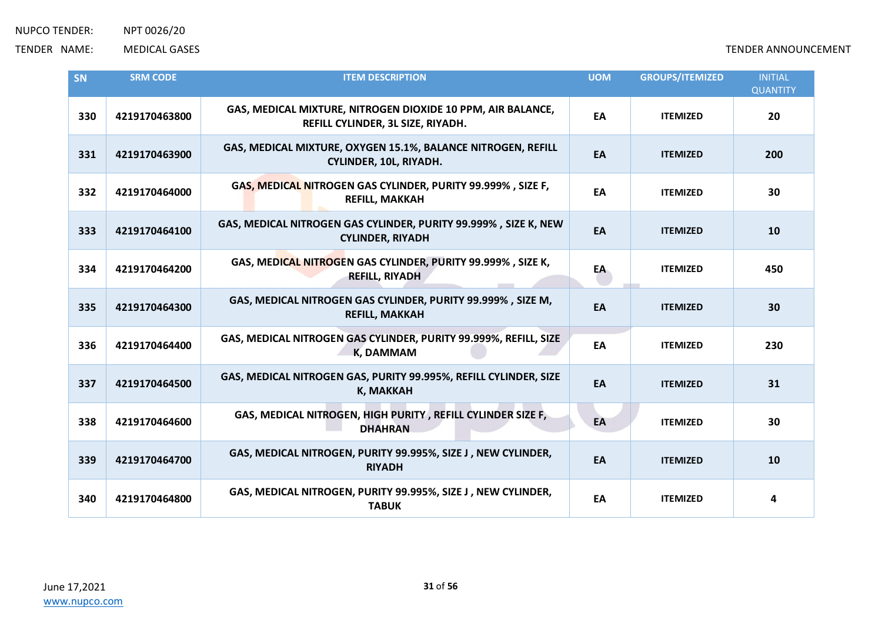NUPCO TENDER: NPT 0026/20

TENDER NAME: MEDICAL GASES

TENDER ANNOUNCEMENT

| SN | SRM CODE | ITEM DESCRIPTION | UOM | GROUPS/ITEMIZED | INITIAL QUANTITY |
|---|---|---|---|---|---|
| 330 | 4219170463800 | GAS, MEDICAL MIXTURE, NITROGEN DIOXIDE 10 PPM, AIR BALANCE, REFILL CYLINDER, 3L SIZE, RIYADH. | EA | ITEMIZED | 20 |
| 331 | 4219170463900 | GAS, MEDICAL MIXTURE, OXYGEN 15.1%, BALANCE NITROGEN, REFILL CYLINDER, 10L, RIYADH. | EA | ITEMIZED | 200 |
| 332 | 4219170464000 | GAS, MEDICAL NITROGEN GAS CYLINDER, PURITY 99.999% , SIZE F, REFILL, MAKKAH | EA | ITEMIZED | 30 |
| 333 | 4219170464100 | GAS, MEDICAL NITROGEN GAS CYLINDER, PURITY 99.999% , SIZE K, NEW CYLINDER, RIYADH | EA | ITEMIZED | 10 |
| 334 | 4219170464200 | GAS, MEDICAL NITROGEN GAS CYLINDER, PURITY 99.999% , SIZE K, REFILL, RIYADH | EA | ITEMIZED | 450 |
| 335 | 4219170464300 | GAS, MEDICAL NITROGEN GAS CYLINDER, PURITY 99.999% , SIZE M, REFILL, MAKKAH | EA | ITEMIZED | 30 |
| 336 | 4219170464400 | GAS, MEDICAL NITROGEN GAS CYLINDER, PURITY 99.999%, REFILL, SIZE K, DAMMAM | EA | ITEMIZED | 230 |
| 337 | 4219170464500 | GAS, MEDICAL NITROGEN GAS, PURITY 99.995%, REFILL CYLINDER, SIZE K, MAKKAH | EA | ITEMIZED | 31 |
| 338 | 4219170464600 | GAS, MEDICAL NITROGEN, HIGH PURITY , REFILL CYLINDER SIZE F, DHAHRAN | EA | ITEMIZED | 30 |
| 339 | 4219170464700 | GAS, MEDICAL NITROGEN, PURITY 99.995%, SIZE J , NEW CYLINDER, RIYADH | EA | ITEMIZED | 10 |
| 340 | 4219170464800 | GAS, MEDICAL NITROGEN, PURITY 99.995%, SIZE J , NEW CYLINDER, TABUK | EA | ITEMIZED | 4 |

June 17,2021

www.nupco.com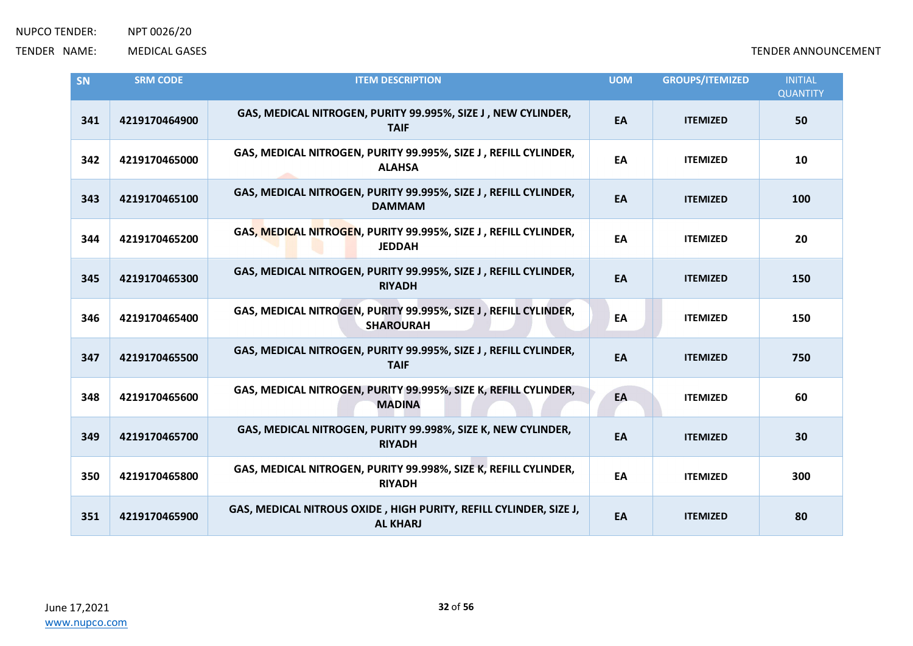| SN | SRM CODE | ITEM DESCRIPTION | UOM | GROUPS/ITEMIZED | INITIAL QUANTITY |
|---|---|---|---|---|---|
| 341 | 4219170464900 | GAS, MEDICAL NITROGEN, PURITY 99.995%, SIZE J , NEW CYLINDER, TAIF | EA | ITEMIZED | 50 |
| 342 | 4219170465000 | GAS, MEDICAL NITROGEN, PURITY 99.995%, SIZE J , REFILL CYLINDER, ALAHSA | EA | ITEMIZED | 10 |
| 343 | 4219170465100 | GAS, MEDICAL NITROGEN, PURITY 99.995%, SIZE J , REFILL CYLINDER, DAMMAM | EA | ITEMIZED | 100 |
| 344 | 4219170465200 | GAS, MEDICAL NITROGEN, PURITY 99.995%, SIZE J , REFILL CYLINDER, JEDDAH | EA | ITEMIZED | 20 |
| 345 | 4219170465300 | GAS, MEDICAL NITROGEN, PURITY 99.995%, SIZE J , REFILL CYLINDER, RIYADH | EA | ITEMIZED | 150 |
| 346 | 4219170465400 | GAS, MEDICAL NITROGEN, PURITY 99.995%, SIZE J , REFILL CYLINDER, SHAROURAH | EA | ITEMIZED | 150 |
| 347 | 4219170465500 | GAS, MEDICAL NITROGEN, PURITY 99.995%, SIZE J , REFILL CYLINDER, TAIF | EA | ITEMIZED | 750 |
| 348 | 4219170465600 | GAS, MEDICAL NITROGEN, PURITY 99.995%, SIZE K, REFILL CYLINDER, MADINA | EA | ITEMIZED | 60 |
| 349 | 4219170465700 | GAS, MEDICAL NITROGEN, PURITY 99.998%, SIZE K, NEW CYLINDER, RIYADH | EA | ITEMIZED | 30 |
| 350 | 4219170465800 | GAS, MEDICAL NITROGEN, PURITY 99.998%, SIZE K, REFILL CYLINDER, RIYADH | EA | ITEMIZED | 300 |
| 351 | 4219170465900 | GAS, MEDICAL NITROUS OXIDE , HIGH PURITY, REFILL CYLINDER, SIZE J, AL KHARJ | EA | ITEMIZED | 80 |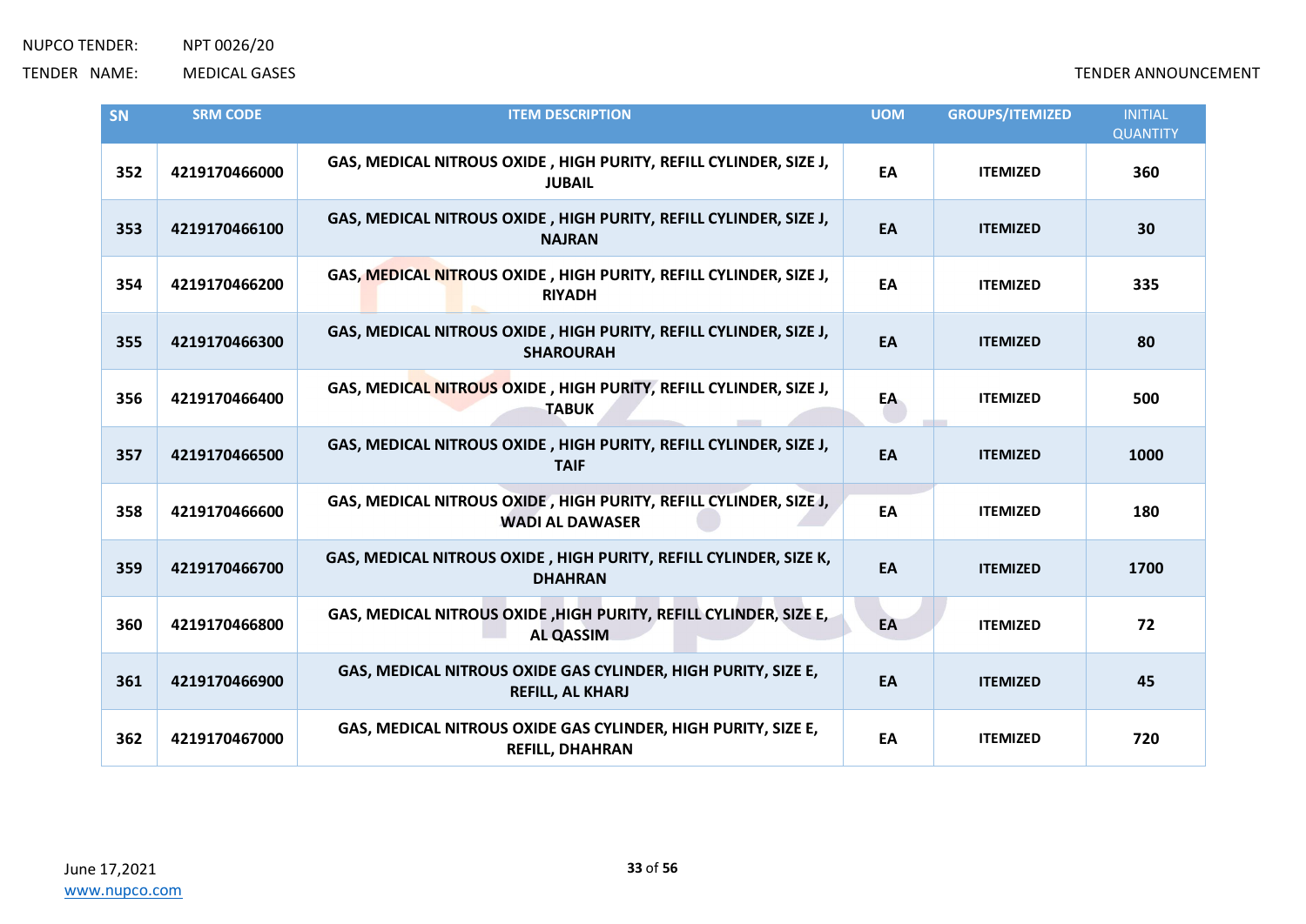| SN | SRM CODE | ITEM DESCRIPTION | UOM | GROUPS/ITEMIZED | INITIAL QUANTITY |
|---|---|---|---|---|---|
| 352 | 4219170466000 | GAS, MEDICAL NITROUS OXIDE , HIGH PURITY, REFILL CYLINDER, SIZE J, JUBAIL | EA | ITEMIZED | 360 |
| 353 | 4219170466100 | GAS, MEDICAL NITROUS OXIDE , HIGH PURITY, REFILL CYLINDER, SIZE J, NAJRAN | EA | ITEMIZED | 30 |
| 354 | 4219170466200 | GAS, MEDICAL NITROUS OXIDE , HIGH PURITY, REFILL CYLINDER, SIZE J, RIYADH | EA | ITEMIZED | 335 |
| 355 | 4219170466300 | GAS, MEDICAL NITROUS OXIDE , HIGH PURITY, REFILL CYLINDER, SIZE J, SHAROURAH | EA | ITEMIZED | 80 |
| 356 | 4219170466400 | GAS, MEDICAL NITROUS OXIDE , HIGH PURITY, REFILL CYLINDER, SIZE J, TABUK | EA | ITEMIZED | 500 |
| 357 | 4219170466500 | GAS, MEDICAL NITROUS OXIDE , HIGH PURITY, REFILL CYLINDER, SIZE J, TAIF | EA | ITEMIZED | 1000 |
| 358 | 4219170466600 | GAS, MEDICAL NITROUS OXIDE , HIGH PURITY, REFILL CYLINDER, SIZE J, WADI AL DAWASER | EA | ITEMIZED | 180 |
| 359 | 4219170466700 | GAS, MEDICAL NITROUS OXIDE , HIGH PURITY, REFILL CYLINDER, SIZE K, DHAHRAN | EA | ITEMIZED | 1700 |
| 360 | 4219170466800 | GAS, MEDICAL NITROUS OXIDE ,HIGH PURITY, REFILL CYLINDER, SIZE E, AL QASSIM | EA | ITEMIZED | 72 |
| 361 | 4219170466900 | GAS, MEDICAL NITROUS OXIDE GAS CYLINDER, HIGH PURITY, SIZE E, REFILL, AL KHARJ | EA | ITEMIZED | 45 |
| 362 | 4219170467000 | GAS, MEDICAL NITROUS OXIDE GAS CYLINDER, HIGH PURITY, SIZE E, REFILL, DHAHRAN | EA | ITEMIZED | 720 |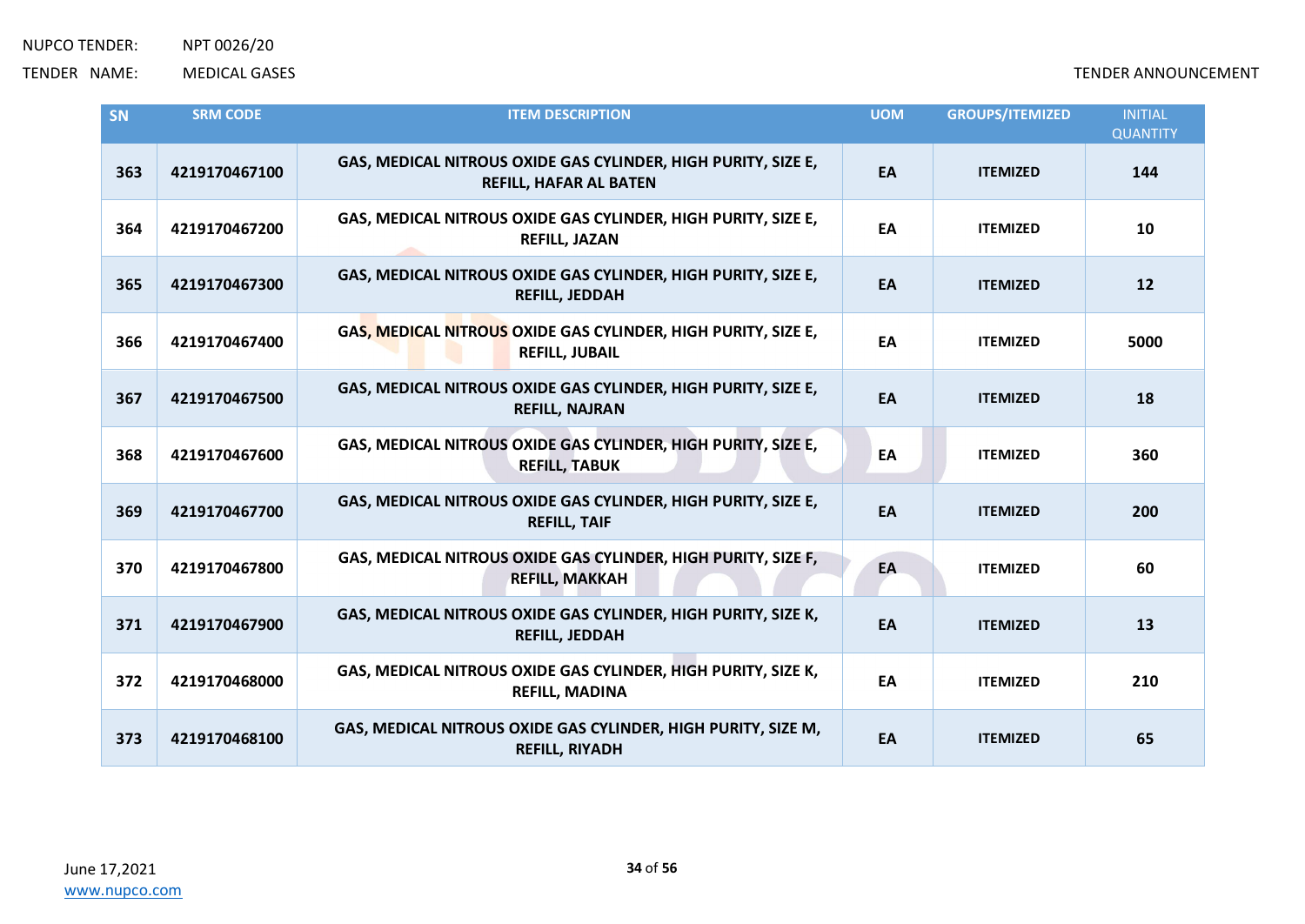NUPCO TENDER: NPT 0026/20

TENDER NAME: MEDICAL GASES

TENDER ANNOUNCEMENT

| SN | SRM CODE | ITEM DESCRIPTION | UOM | GROUPS/ITEMIZED | INITIAL QUANTITY |
|---|---|---|---|---|---|
| 363 | 4219170467100 | GAS, MEDICAL NITROUS OXIDE GAS CYLINDER, HIGH PURITY, SIZE E, REFILL, HAFAR AL BATEN | EA | ITEMIZED | 144 |
| 364 | 4219170467200 | GAS, MEDICAL NITROUS OXIDE GAS CYLINDER, HIGH PURITY, SIZE E, REFILL, JAZAN | EA | ITEMIZED | 10 |
| 365 | 4219170467300 | GAS, MEDICAL NITROUS OXIDE GAS CYLINDER, HIGH PURITY, SIZE E, REFILL, JEDDAH | EA | ITEMIZED | 12 |
| 366 | 4219170467400 | GAS, MEDICAL NITROUS OXIDE GAS CYLINDER, HIGH PURITY, SIZE E, REFILL, JUBAIL | EA | ITEMIZED | 5000 |
| 367 | 4219170467500 | GAS, MEDICAL NITROUS OXIDE GAS CYLINDER, HIGH PURITY, SIZE E, REFILL, NAJRAN | EA | ITEMIZED | 18 |
| 368 | 4219170467600 | GAS, MEDICAL NITROUS OXIDE GAS CYLINDER, HIGH PURITY, SIZE E, REFILL, TABUK | EA | ITEMIZED | 360 |
| 369 | 4219170467700 | GAS, MEDICAL NITROUS OXIDE GAS CYLINDER, HIGH PURITY, SIZE E, REFILL, TAIF | EA | ITEMIZED | 200 |
| 370 | 4219170467800 | GAS, MEDICAL NITROUS OXIDE GAS CYLINDER, HIGH PURITY, SIZE F, REFILL, MAKKAH | EA | ITEMIZED | 60 |
| 371 | 4219170467900 | GAS, MEDICAL NITROUS OXIDE GAS CYLINDER, HIGH PURITY, SIZE K, REFILL, JEDDAH | EA | ITEMIZED | 13 |
| 372 | 4219170468000 | GAS, MEDICAL NITROUS OXIDE GAS CYLINDER, HIGH PURITY, SIZE K, REFILL, MADINA | EA | ITEMIZED | 210 |
| 373 | 4219170468100 | GAS, MEDICAL NITROUS OXIDE GAS CYLINDER, HIGH PURITY, SIZE M, REFILL, RIYADH | EA | ITEMIZED | 65 |

June 17,2021

www.nupco.com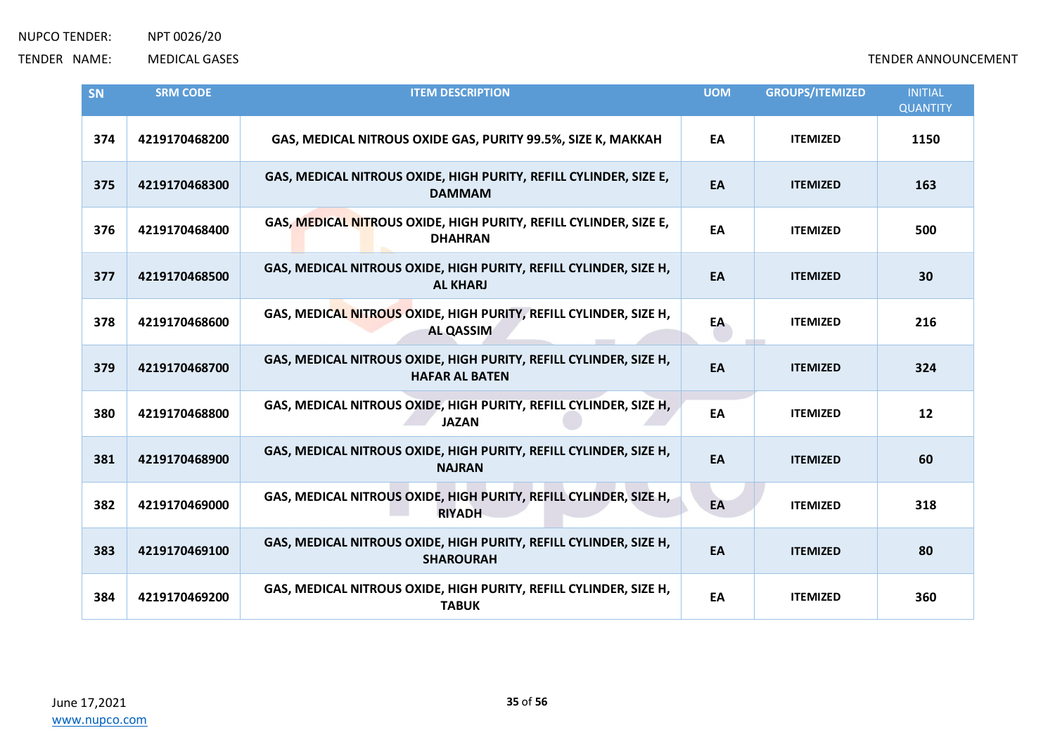| SN | SRM CODE | ITEM DESCRIPTION | UOM | GROUPS/ITEMIZED | INITIAL QUANTITY |
|---|---|---|---|---|---|
| 374 | 4219170468200 | GAS, MEDICAL NITROUS OXIDE GAS, PURITY 99.5%, SIZE K, MAKKAH | EA | ITEMIZED | 1150 |
| 375 | 4219170468300 | GAS, MEDICAL NITROUS OXIDE, HIGH PURITY, REFILL CYLINDER, SIZE E, DAMMAM | EA | ITEMIZED | 163 |
| 376 | 4219170468400 | GAS, MEDICAL NITROUS OXIDE, HIGH PURITY, REFILL CYLINDER, SIZE E, DHAHRAN | EA | ITEMIZED | 500 |
| 377 | 4219170468500 | GAS, MEDICAL NITROUS OXIDE, HIGH PURITY, REFILL CYLINDER, SIZE H, AL KHARJ | EA | ITEMIZED | 30 |
| 378 | 4219170468600 | GAS, MEDICAL NITROUS OXIDE, HIGH PURITY, REFILL CYLINDER, SIZE H, AL QASSIM | EA | ITEMIZED | 216 |
| 379 | 4219170468700 | GAS, MEDICAL NITROUS OXIDE, HIGH PURITY, REFILL CYLINDER, SIZE H, HAFAR AL BATEN | EA | ITEMIZED | 324 |
| 380 | 4219170468800 | GAS, MEDICAL NITROUS OXIDE, HIGH PURITY, REFILL CYLINDER, SIZE H, JAZAN | EA | ITEMIZED | 12 |
| 381 | 4219170468900 | GAS, MEDICAL NITROUS OXIDE, HIGH PURITY, REFILL CYLINDER, SIZE H, NAJRAN | EA | ITEMIZED | 60 |
| 382 | 4219170469000 | GAS, MEDICAL NITROUS OXIDE, HIGH PURITY, REFILL CYLINDER, SIZE H, RIYADH | EA | ITEMIZED | 318 |
| 383 | 4219170469100 | GAS, MEDICAL NITROUS OXIDE, HIGH PURITY, REFILL CYLINDER, SIZE H, SHAROURAH | EA | ITEMIZED | 80 |
| 384 | 4219170469200 | GAS, MEDICAL NITROUS OXIDE, HIGH PURITY, REFILL CYLINDER, SIZE H, TABUK | EA | ITEMIZED | 360 |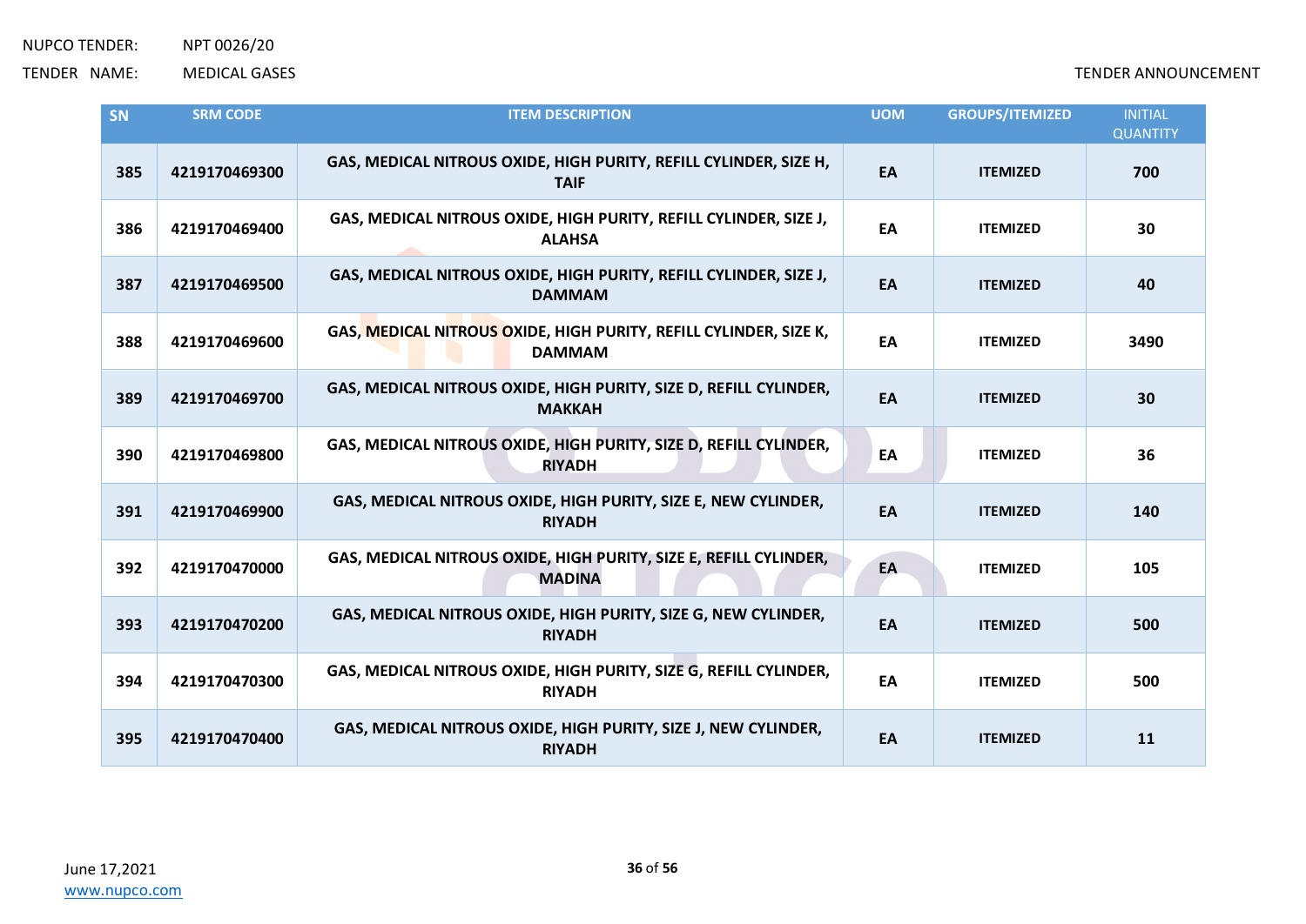| SN | SRM CODE | ITEM DESCRIPTION | UOM | GROUPS/ITEMIZED | INITIAL QUANTITY |
|---|---|---|---|---|---|
| 385 | 4219170469300 | GAS, MEDICAL NITROUS OXIDE, HIGH PURITY, REFILL CYLINDER, SIZE H, TAIF | EA | ITEMIZED | 700 |
| 386 | 4219170469400 | GAS, MEDICAL NITROUS OXIDE, HIGH PURITY, REFILL CYLINDER, SIZE J, ALAHSA | EA | ITEMIZED | 30 |
| 387 | 4219170469500 | GAS, MEDICAL NITROUS OXIDE, HIGH PURITY, REFILL CYLINDER, SIZE J, DAMMAM | EA | ITEMIZED | 40 |
| 388 | 4219170469600 | GAS, MEDICAL NITROUS OXIDE, HIGH PURITY, REFILL CYLINDER, SIZE K, DAMMAM | EA | ITEMIZED | 3490 |
| 389 | 4219170469700 | GAS, MEDICAL NITROUS OXIDE, HIGH PURITY, SIZE D, REFILL CYLINDER, MAKKAH | EA | ITEMIZED | 30 |
| 390 | 4219170469800 | GAS, MEDICAL NITROUS OXIDE, HIGH PURITY, SIZE D, REFILL CYLINDER, RIYADH | EA | ITEMIZED | 36 |
| 391 | 4219170469900 | GAS, MEDICAL NITROUS OXIDE, HIGH PURITY, SIZE E, NEW CYLINDER, RIYADH | EA | ITEMIZED | 140 |
| 392 | 4219170470000 | GAS, MEDICAL NITROUS OXIDE, HIGH PURITY, SIZE E, REFILL CYLINDER, MADINA | EA | ITEMIZED | 105 |
| 393 | 4219170470200 | GAS, MEDICAL NITROUS OXIDE, HIGH PURITY, SIZE G, NEW CYLINDER, RIYADH | EA | ITEMIZED | 500 |
| 394 | 4219170470300 | GAS, MEDICAL NITROUS OXIDE, HIGH PURITY, SIZE G, REFILL CYLINDER, RIYADH | EA | ITEMIZED | 500 |
| 395 | 4219170470400 | GAS, MEDICAL NITROUS OXIDE, HIGH PURITY, SIZE J, NEW CYLINDER, RIYADH | EA | ITEMIZED | 11 |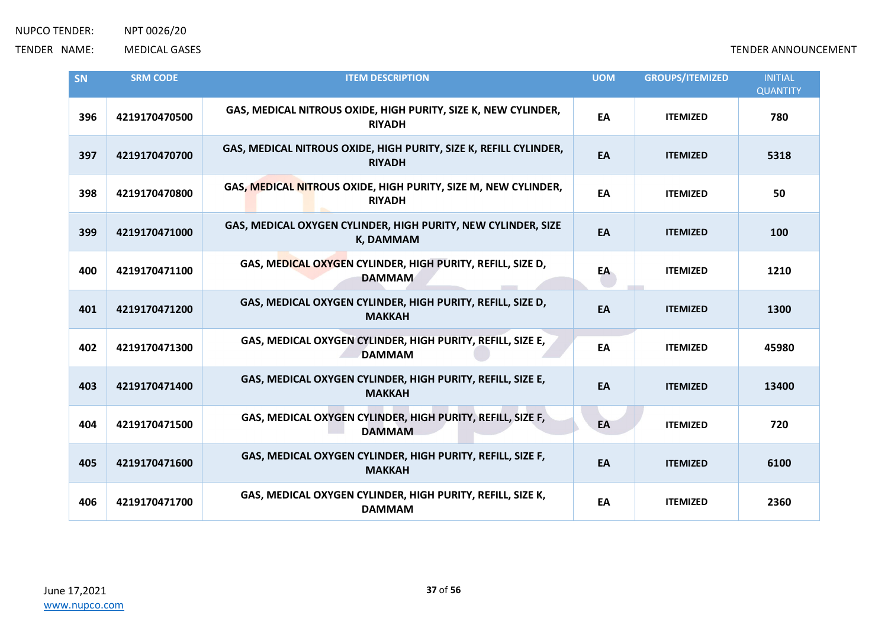NUPCO TENDER: NPT 0026/20

TENDER NAME: MEDICAL GASES

TENDER ANNOUNCEMENT

| SN | SRM CODE | ITEM DESCRIPTION | UOM | GROUPS/ITEMIZED | INITIAL QUANTITY |
|---|---|---|---|---|---|
| 396 | 4219170470500 | GAS, MEDICAL NITROUS OXIDE, HIGH PURITY, SIZE K, NEW CYLINDER, RIYADH | EA | ITEMIZED | 780 |
| 397 | 4219170470700 | GAS, MEDICAL NITROUS OXIDE, HIGH PURITY, SIZE K, REFILL CYLINDER, RIYADH | EA | ITEMIZED | 5318 |
| 398 | 4219170470800 | GAS, MEDICAL NITROUS OXIDE, HIGH PURITY, SIZE M, NEW CYLINDER, RIYADH | EA | ITEMIZED | 50 |
| 399 | 4219170471000 | GAS, MEDICAL OXYGEN CYLINDER, HIGH PURITY, NEW CYLINDER, SIZE K, DAMMAM | EA | ITEMIZED | 100 |
| 400 | 4219170471100 | GAS, MEDICAL OXYGEN CYLINDER, HIGH PURITY, REFILL, SIZE D, DAMMAM | EA | ITEMIZED | 1210 |
| 401 | 4219170471200 | GAS, MEDICAL OXYGEN CYLINDER, HIGH PURITY, REFILL, SIZE D, MAKKAH | EA | ITEMIZED | 1300 |
| 402 | 4219170471300 | GAS, MEDICAL OXYGEN CYLINDER, HIGH PURITY, REFILL, SIZE E, DAMMAM | EA | ITEMIZED | 45980 |
| 403 | 4219170471400 | GAS, MEDICAL OXYGEN CYLINDER, HIGH PURITY, REFILL, SIZE E, MAKKAH | EA | ITEMIZED | 13400 |
| 404 | 4219170471500 | GAS, MEDICAL OXYGEN CYLINDER, HIGH PURITY, REFILL, SIZE F, DAMMAM | EA | ITEMIZED | 720 |
| 405 | 4219170471600 | GAS, MEDICAL OXYGEN CYLINDER, HIGH PURITY, REFILL, SIZE F, MAKKAH | EA | ITEMIZED | 6100 |
| 406 | 4219170471700 | GAS, MEDICAL OXYGEN CYLINDER, HIGH PURITY, REFILL, SIZE K, DAMMAM | EA | ITEMIZED | 2360 |

June 17,2021
www.nupco.com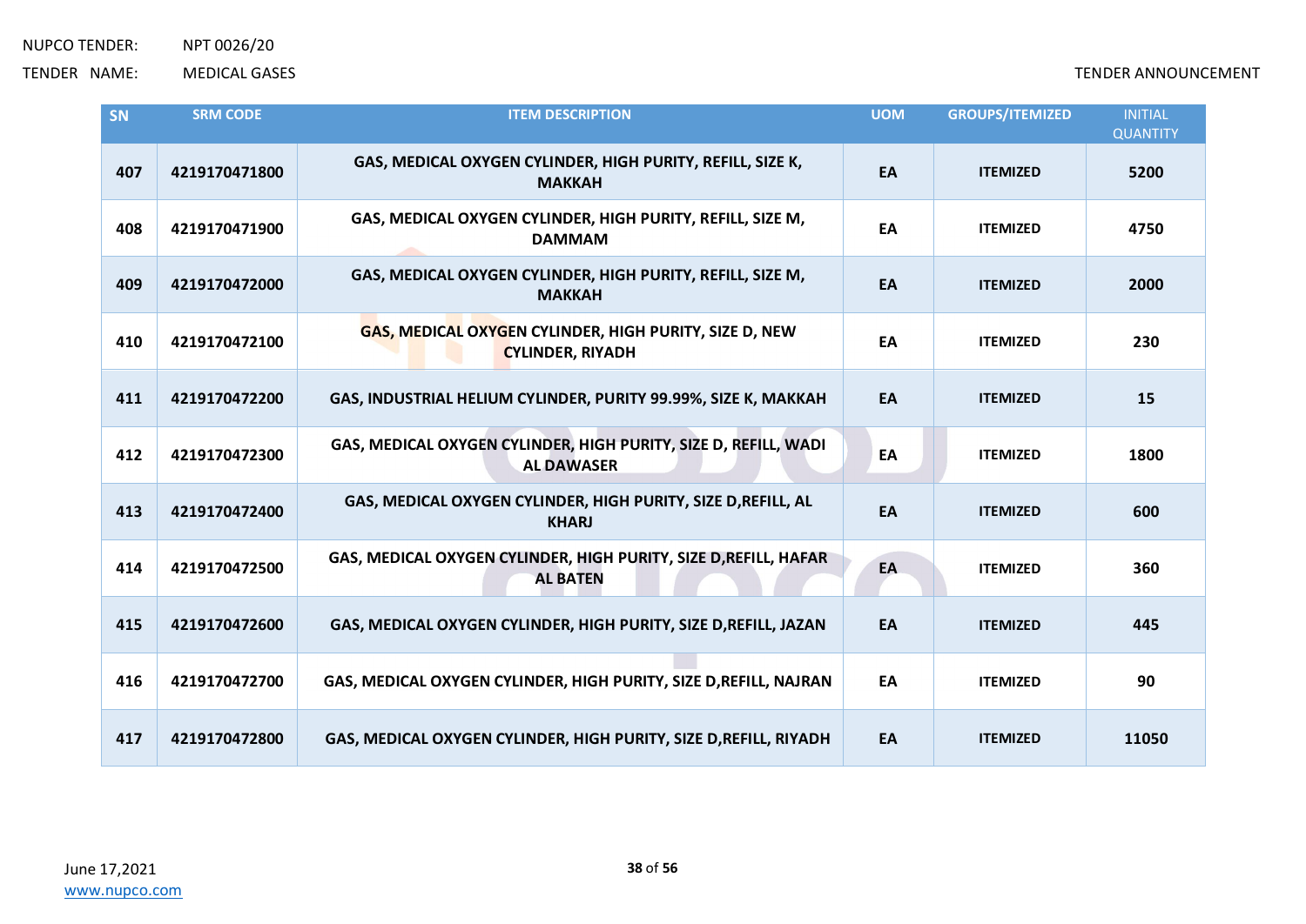NUPCO TENDER: NPT 0026/20

TENDER NAME: MEDICAL GASES

TENDER ANNOUNCEMENT

| SN | SRM CODE | ITEM DESCRIPTION | UOM | GROUPS/ITEMIZED | INITIAL QUANTITY |
|---|---|---|---|---|---|
| 407 | 4219170471800 | GAS, MEDICAL OXYGEN CYLINDER, HIGH PURITY, REFILL, SIZE K, MAKKAH | EA | ITEMIZED | 5200 |
| 408 | 4219170471900 | GAS, MEDICAL OXYGEN CYLINDER, HIGH PURITY, REFILL, SIZE M, DAMMAM | EA | ITEMIZED | 4750 |
| 409 | 4219170472000 | GAS, MEDICAL OXYGEN CYLINDER, HIGH PURITY, REFILL, SIZE M, MAKKAH | EA | ITEMIZED | 2000 |
| 410 | 4219170472100 | GAS, MEDICAL OXYGEN CYLINDER, HIGH PURITY, SIZE D, NEW CYLINDER, RIYADH | EA | ITEMIZED | 230 |
| 411 | 4219170472200 | GAS, INDUSTRIAL HELIUM CYLINDER, PURITY 99.99%, SIZE K, MAKKAH | EA | ITEMIZED | 15 |
| 412 | 4219170472300 | GAS, MEDICAL OXYGEN CYLINDER, HIGH PURITY, SIZE D, REFILL, WADI AL DAWASER | EA | ITEMIZED | 1800 |
| 413 | 4219170472400 | GAS, MEDICAL OXYGEN CYLINDER, HIGH PURITY, SIZE D,REFILL, AL KHARJ | EA | ITEMIZED | 600 |
| 414 | 4219170472500 | GAS, MEDICAL OXYGEN CYLINDER, HIGH PURITY, SIZE D,REFILL, HAFAR AL BATEN | EA | ITEMIZED | 360 |
| 415 | 4219170472600 | GAS, MEDICAL OXYGEN CYLINDER, HIGH PURITY, SIZE D,REFILL, JAZAN | EA | ITEMIZED | 445 |
| 416 | 4219170472700 | GAS, MEDICAL OXYGEN CYLINDER, HIGH PURITY, SIZE D,REFILL, NAJRAN | EA | ITEMIZED | 90 |
| 417 | 4219170472800 | GAS, MEDICAL OXYGEN CYLINDER, HIGH PURITY, SIZE D,REFILL, RIYADH | EA | ITEMIZED | 11050 |

June 17,2021

www.nupco.com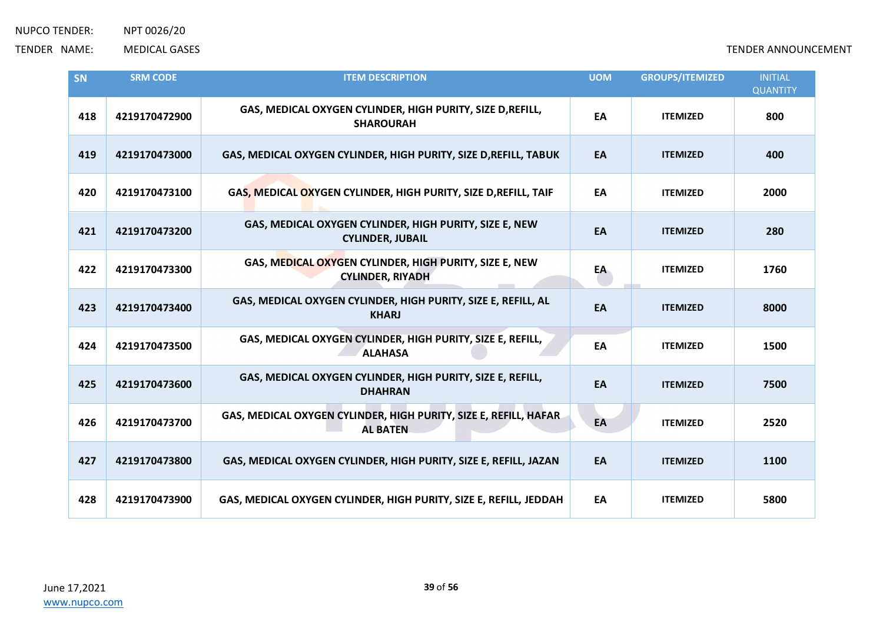NUPCO TENDER: NPT 0026/20

TENDER NAME: MEDICAL GASES

TENDER ANNOUNCEMENT

| SN | SRM CODE | ITEM DESCRIPTION | UOM | GROUPS/ITEMIZED | INITIAL QUANTITY |
|---|---|---|---|---|---|
| 418 | 4219170472900 | GAS, MEDICAL OXYGEN CYLINDER, HIGH PURITY, SIZE D,REFILL, SHAROURAH | EA | ITEMIZED | 800 |
| 419 | 4219170473000 | GAS, MEDICAL OXYGEN CYLINDER, HIGH PURITY, SIZE D,REFILL, TABUK | EA | ITEMIZED | 400 |
| 420 | 4219170473100 | GAS, MEDICAL OXYGEN CYLINDER, HIGH PURITY, SIZE D,REFILL, TAIF | EA | ITEMIZED | 2000 |
| 421 | 4219170473200 | GAS, MEDICAL OXYGEN CYLINDER, HIGH PURITY, SIZE E, NEW CYLINDER, JUBAIL | EA | ITEMIZED | 280 |
| 422 | 4219170473300 | GAS, MEDICAL OXYGEN CYLINDER, HIGH PURITY, SIZE E, NEW CYLINDER, RIYADH | EA | ITEMIZED | 1760 |
| 423 | 4219170473400 | GAS, MEDICAL OXYGEN CYLINDER, HIGH PURITY, SIZE E, REFILL, AL KHARJ | EA | ITEMIZED | 8000 |
| 424 | 4219170473500 | GAS, MEDICAL OXYGEN CYLINDER, HIGH PURITY, SIZE E, REFILL, ALAHASA | EA | ITEMIZED | 1500 |
| 425 | 4219170473600 | GAS, MEDICAL OXYGEN CYLINDER, HIGH PURITY, SIZE E, REFILL, DHAHRAN | EA | ITEMIZED | 7500 |
| 426 | 4219170473700 | GAS, MEDICAL OXYGEN CYLINDER, HIGH PURITY, SIZE E, REFILL, HAFAR AL BATEN | EA | ITEMIZED | 2520 |
| 427 | 4219170473800 | GAS, MEDICAL OXYGEN CYLINDER, HIGH PURITY, SIZE E, REFILL, JAZAN | EA | ITEMIZED | 1100 |
| 428 | 4219170473900 | GAS, MEDICAL OXYGEN CYLINDER, HIGH PURITY, SIZE E, REFILL, JEDDAH | EA | ITEMIZED | 5800 |

June 17,2021

www.nupco.com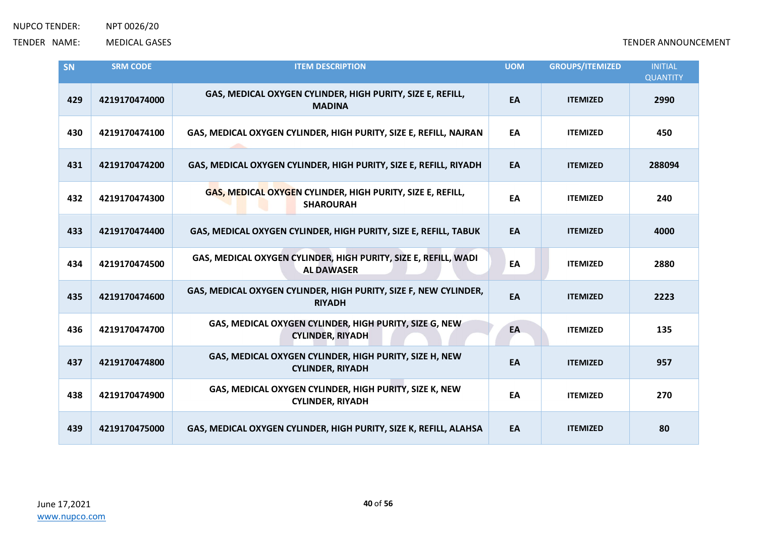NUPCO TENDER: NPT 0026/20

TENDER NAME: MEDICAL GASES

TENDER ANNOUNCEMENT

| SN | SRM CODE | ITEM DESCRIPTION | UOM | GROUPS/ITEMIZED | INITIAL QUANTITY |
|---|---|---|---|---|---|
| 429 | 4219170474000 | GAS, MEDICAL OXYGEN CYLINDER, HIGH PURITY, SIZE E, REFILL, MADINA | EA | ITEMIZED | 2990 |
| 430 | 4219170474100 | GAS, MEDICAL OXYGEN CYLINDER, HIGH PURITY, SIZE E, REFILL, NAJRAN | EA | ITEMIZED | 450 |
| 431 | 4219170474200 | GAS, MEDICAL OXYGEN CYLINDER, HIGH PURITY, SIZE E, REFILL, RIYADH | EA | ITEMIZED | 288094 |
| 432 | 4219170474300 | GAS, MEDICAL OXYGEN CYLINDER, HIGH PURITY, SIZE E, REFILL, SHAROURAH | EA | ITEMIZED | 240 |
| 433 | 4219170474400 | GAS, MEDICAL OXYGEN CYLINDER, HIGH PURITY, SIZE E, REFILL, TABUK | EA | ITEMIZED | 4000 |
| 434 | 4219170474500 | GAS, MEDICAL OXYGEN CYLINDER, HIGH PURITY, SIZE E, REFILL, WADI AL DAWASER | EA | ITEMIZED | 2880 |
| 435 | 4219170474600 | GAS, MEDICAL OXYGEN CYLINDER, HIGH PURITY, SIZE F, NEW CYLINDER, RIYADH | EA | ITEMIZED | 2223 |
| 436 | 4219170474700 | GAS, MEDICAL OXYGEN CYLINDER, HIGH PURITY, SIZE G, NEW CYLINDER, RIYADH | EA | ITEMIZED | 135 |
| 437 | 4219170474800 | GAS, MEDICAL OXYGEN CYLINDER, HIGH PURITY, SIZE H, NEW CYLINDER, RIYADH | EA | ITEMIZED | 957 |
| 438 | 4219170474900 | GAS, MEDICAL OXYGEN CYLINDER, HIGH PURITY, SIZE K, NEW CYLINDER, RIYADH | EA | ITEMIZED | 270 |
| 439 | 4219170475000 | GAS, MEDICAL OXYGEN CYLINDER, HIGH PURITY, SIZE K, REFILL, ALAHSA | EA | ITEMIZED | 80 |

June 17,2021

www.nupco.com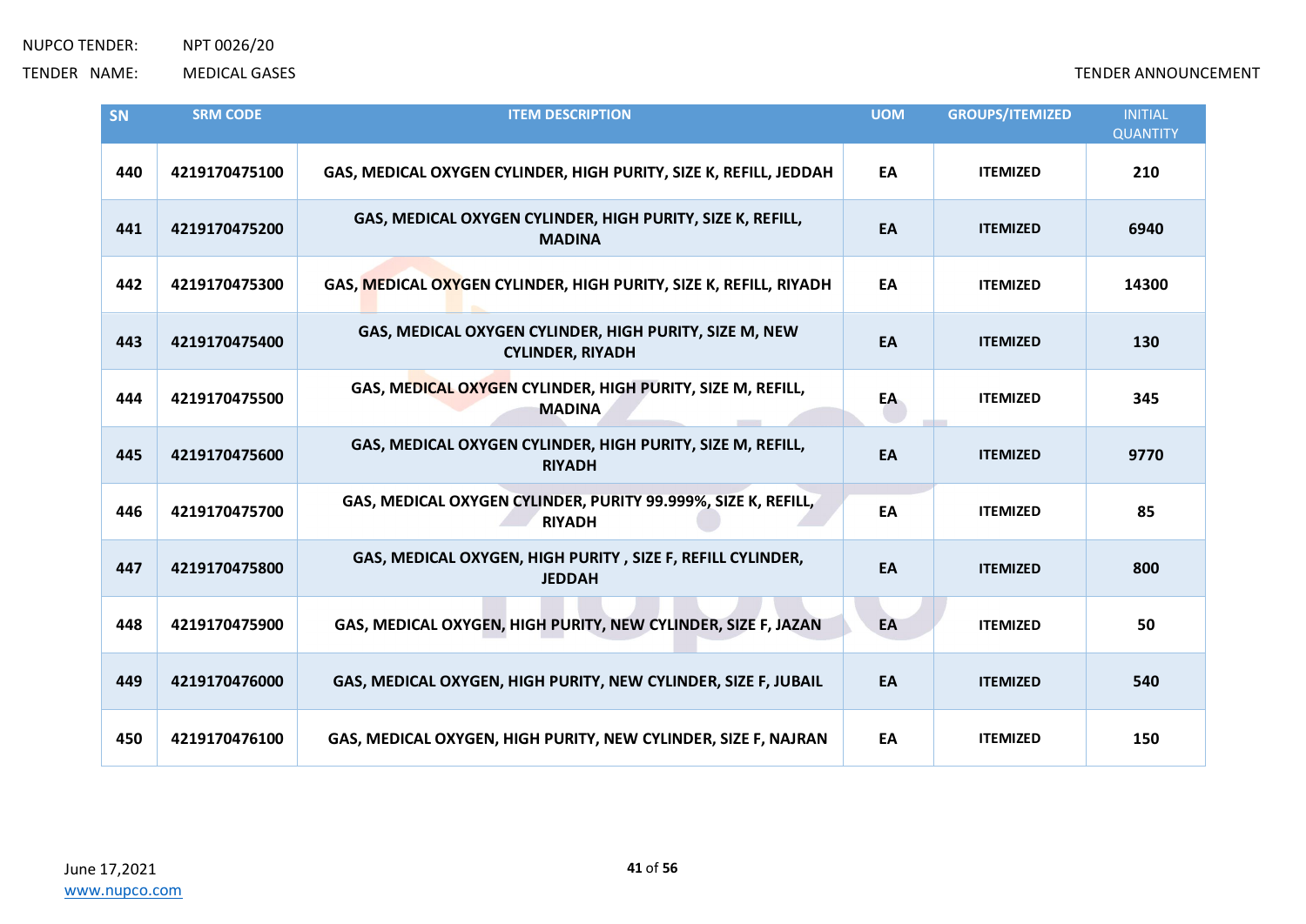| SN | SRM CODE | ITEM DESCRIPTION | UOM | GROUPS/ITEMIZED | INITIAL QUANTITY |
|---|---|---|---|---|---|
| 440 | 4219170475100 | GAS, MEDICAL OXYGEN CYLINDER, HIGH PURITY, SIZE K, REFILL, JEDDAH | EA | ITEMIZED | 210 |
| 441 | 4219170475200 | GAS, MEDICAL OXYGEN CYLINDER, HIGH PURITY, SIZE K, REFILL, MADINA | EA | ITEMIZED | 6940 |
| 442 | 4219170475300 | GAS, MEDICAL OXYGEN CYLINDER, HIGH PURITY, SIZE K, REFILL, RIYADH | EA | ITEMIZED | 14300 |
| 443 | 4219170475400 | GAS, MEDICAL OXYGEN CYLINDER, HIGH PURITY, SIZE M, NEW CYLINDER, RIYADH | EA | ITEMIZED | 130 |
| 444 | 4219170475500 | GAS, MEDICAL OXYGEN CYLINDER, HIGH PURITY, SIZE M, REFILL, MADINA | EA | ITEMIZED | 345 |
| 445 | 4219170475600 | GAS, MEDICAL OXYGEN CYLINDER, HIGH PURITY, SIZE M, REFILL, RIYADH | EA | ITEMIZED | 9770 |
| 446 | 4219170475700 | GAS, MEDICAL OXYGEN CYLINDER, PURITY 99.999%, SIZE K, REFILL, RIYADH | EA | ITEMIZED | 85 |
| 447 | 4219170475800 | GAS, MEDICAL OXYGEN, HIGH PURITY , SIZE F, REFILL CYLINDER, JEDDAH | EA | ITEMIZED | 800 |
| 448 | 4219170475900 | GAS, MEDICAL OXYGEN, HIGH PURITY, NEW CYLINDER, SIZE F, JAZAN | EA | ITEMIZED | 50 |
| 449 | 4219170476000 | GAS, MEDICAL OXYGEN, HIGH PURITY, NEW CYLINDER, SIZE F, JUBAIL | EA | ITEMIZED | 540 |
| 450 | 4219170476100 | GAS, MEDICAL OXYGEN, HIGH PURITY, NEW CYLINDER, SIZE F, NAJRAN | EA | ITEMIZED | 150 |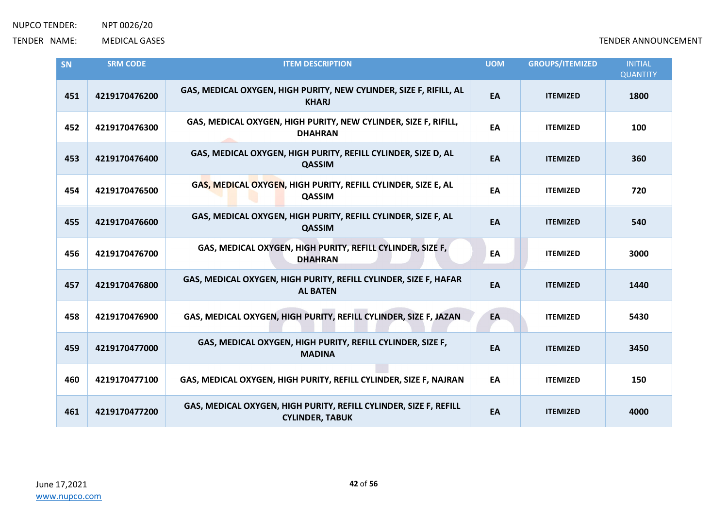| SN | SRM CODE | ITEM DESCRIPTION | UOM | GROUPS/ITEMIZED | INITIAL QUANTITY |
|---|---|---|---|---|---|
| 451 | 4219170476200 | GAS, MEDICAL OXYGEN, HIGH PURITY, NEW CYLINDER, SIZE F, RIFILL, AL KHARJ | EA | ITEMIZED | 1800 |
| 452 | 4219170476300 | GAS, MEDICAL OXYGEN, HIGH PURITY, NEW CYLINDER, SIZE F, RIFILL, DHAHRAN | EA | ITEMIZED | 100 |
| 453 | 4219170476400 | GAS, MEDICAL OXYGEN, HIGH PURITY, REFILL CYLINDER, SIZE D, AL QASSIM | EA | ITEMIZED | 360 |
| 454 | 4219170476500 | GAS, MEDICAL OXYGEN, HIGH PURITY, REFILL CYLINDER, SIZE E, AL QASSIM | EA | ITEMIZED | 720 |
| 455 | 4219170476600 | GAS, MEDICAL OXYGEN, HIGH PURITY, REFILL CYLINDER, SIZE F, AL QASSIM | EA | ITEMIZED | 540 |
| 456 | 4219170476700 | GAS, MEDICAL OXYGEN, HIGH PURITY, REFILL CYLINDER, SIZE F, DHAHRAN | EA | ITEMIZED | 3000 |
| 457 | 4219170476800 | GAS, MEDICAL OXYGEN, HIGH PURITY, REFILL CYLINDER, SIZE F, HAFAR AL BATEN | EA | ITEMIZED | 1440 |
| 458 | 4219170476900 | GAS, MEDICAL OXYGEN, HIGH PURITY, REFILL CYLINDER, SIZE F, JAZAN | EA | ITEMIZED | 5430 |
| 459 | 4219170477000 | GAS, MEDICAL OXYGEN, HIGH PURITY, REFILL CYLINDER, SIZE F, MADINA | EA | ITEMIZED | 3450 |
| 460 | 4219170477100 | GAS, MEDICAL OXYGEN, HIGH PURITY, REFILL CYLINDER, SIZE F, NAJRAN | EA | ITEMIZED | 150 |
| 461 | 4219170477200 | GAS, MEDICAL OXYGEN, HIGH PURITY, REFILL CYLINDER, SIZE F, REFILL CYLINDER, TABUK | EA | ITEMIZED | 4000 |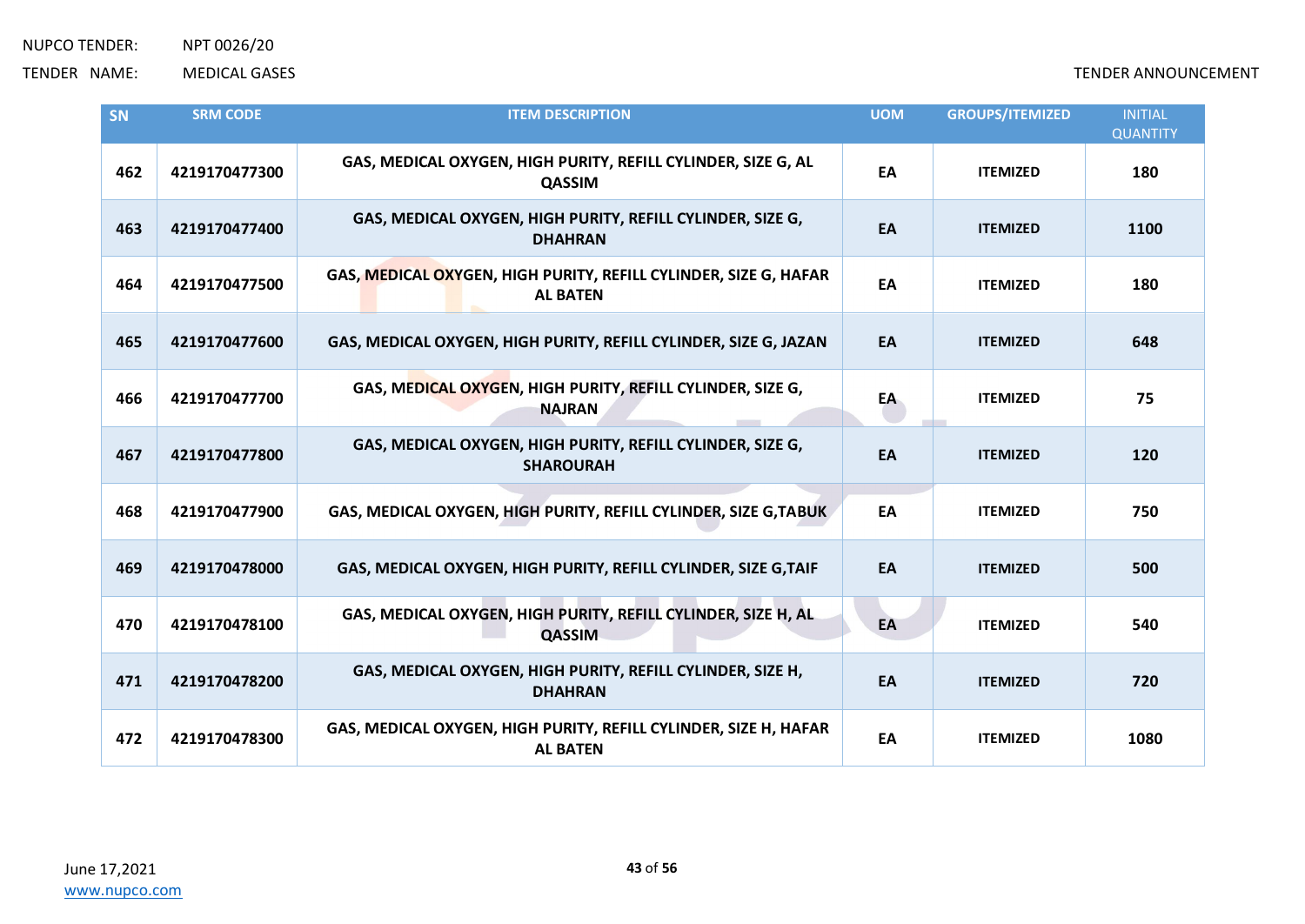| SN | SRM CODE | ITEM DESCRIPTION | UOM | GROUPS/ITEMIZED | INITIAL QUANTITY |
|---|---|---|---|---|---|
| 462 | 4219170477300 | GAS, MEDICAL OXYGEN, HIGH PURITY, REFILL CYLINDER, SIZE G, AL QASSIM | EA | ITEMIZED | 180 |
| 463 | 4219170477400 | GAS, MEDICAL OXYGEN, HIGH PURITY, REFILL CYLINDER, SIZE G, DHAHRAN | EA | ITEMIZED | 1100 |
| 464 | 4219170477500 | GAS, MEDICAL OXYGEN, HIGH PURITY, REFILL CYLINDER, SIZE G, HAFAR AL BATEN | EA | ITEMIZED | 180 |
| 465 | 4219170477600 | GAS, MEDICAL OXYGEN, HIGH PURITY, REFILL CYLINDER, SIZE G, JAZAN | EA | ITEMIZED | 648 |
| 466 | 4219170477700 | GAS, MEDICAL OXYGEN, HIGH PURITY, REFILL CYLINDER, SIZE G, NAJRAN | EA | ITEMIZED | 75 |
| 467 | 4219170477800 | GAS, MEDICAL OXYGEN, HIGH PURITY, REFILL CYLINDER, SIZE G, SHAROURAH | EA | ITEMIZED | 120 |
| 468 | 4219170477900 | GAS, MEDICAL OXYGEN, HIGH PURITY, REFILL CYLINDER, SIZE G,TABUK | EA | ITEMIZED | 750 |
| 469 | 4219170478000 | GAS, MEDICAL OXYGEN, HIGH PURITY, REFILL CYLINDER, SIZE G,TAIF | EA | ITEMIZED | 500 |
| 470 | 4219170478100 | GAS, MEDICAL OXYGEN, HIGH PURITY, REFILL CYLINDER, SIZE H, AL QASSIM | EA | ITEMIZED | 540 |
| 471 | 4219170478200 | GAS, MEDICAL OXYGEN, HIGH PURITY, REFILL CYLINDER, SIZE H, DHAHRAN | EA | ITEMIZED | 720 |
| 472 | 4219170478300 | GAS, MEDICAL OXYGEN, HIGH PURITY, REFILL CYLINDER, SIZE H, HAFAR AL BATEN | EA | ITEMIZED | 1080 |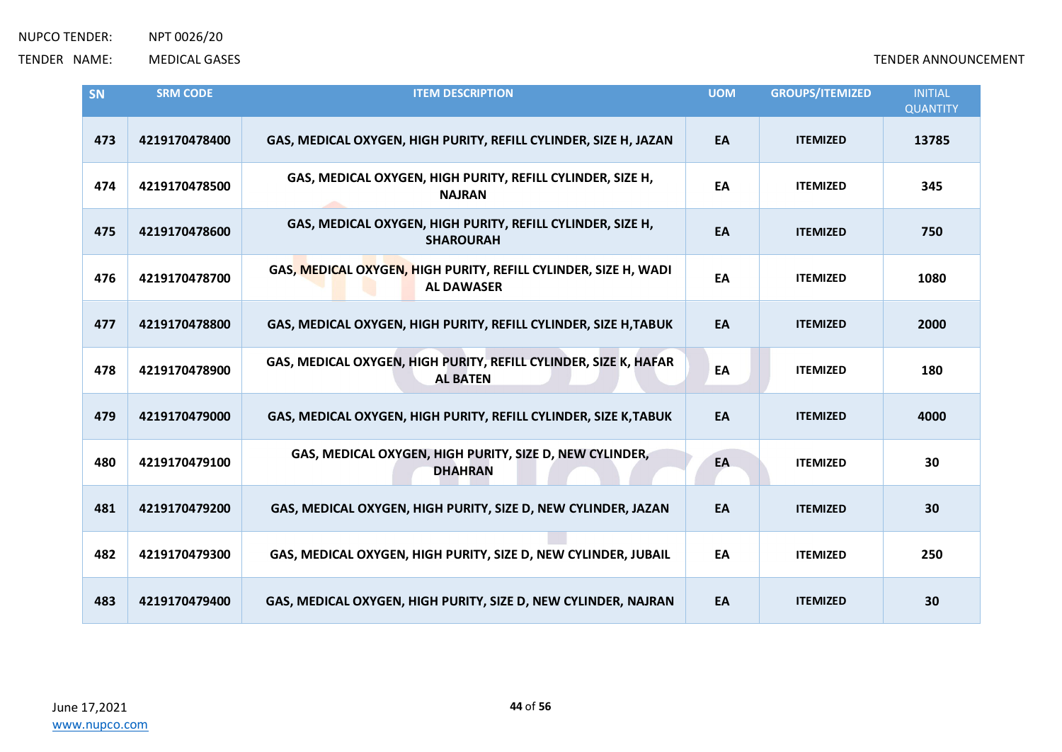| SN | SRM CODE | ITEM DESCRIPTION | UOM | GROUPS/ITEMIZED | INITIAL QUANTITY |
|---|---|---|---|---|---|
| 473 | 4219170478400 | GAS, MEDICAL OXYGEN, HIGH PURITY, REFILL CYLINDER, SIZE H, JAZAN | EA | ITEMIZED | 13785 |
| 474 | 4219170478500 | GAS, MEDICAL OXYGEN, HIGH PURITY, REFILL CYLINDER, SIZE H, NAJRAN | EA | ITEMIZED | 345 |
| 475 | 4219170478600 | GAS, MEDICAL OXYGEN, HIGH PURITY, REFILL CYLINDER, SIZE H, SHAROURAH | EA | ITEMIZED | 750 |
| 476 | 4219170478700 | GAS, MEDICAL OXYGEN, HIGH PURITY, REFILL CYLINDER, SIZE H, WADI AL DAWASER | EA | ITEMIZED | 1080 |
| 477 | 4219170478800 | GAS, MEDICAL OXYGEN, HIGH PURITY, REFILL CYLINDER, SIZE H,TABUK | EA | ITEMIZED | 2000 |
| 478 | 4219170478900 | GAS, MEDICAL OXYGEN, HIGH PURITY, REFILL CYLINDER, SIZE K, HAFAR AL BATEN | EA | ITEMIZED | 180 |
| 479 | 4219170479000 | GAS, MEDICAL OXYGEN, HIGH PURITY, REFILL CYLINDER, SIZE K,TABUK | EA | ITEMIZED | 4000 |
| 480 | 4219170479100 | GAS, MEDICAL OXYGEN, HIGH PURITY, SIZE D, NEW CYLINDER, DHAHRAN | EA | ITEMIZED | 30 |
| 481 | 4219170479200 | GAS, MEDICAL OXYGEN, HIGH PURITY, SIZE D, NEW CYLINDER, JAZAN | EA | ITEMIZED | 30 |
| 482 | 4219170479300 | GAS, MEDICAL OXYGEN, HIGH PURITY, SIZE D, NEW CYLINDER, JUBAIL | EA | ITEMIZED | 250 |
| 483 | 4219170479400 | GAS, MEDICAL OXYGEN, HIGH PURITY, SIZE D, NEW CYLINDER, NAJRAN | EA | ITEMIZED | 30 |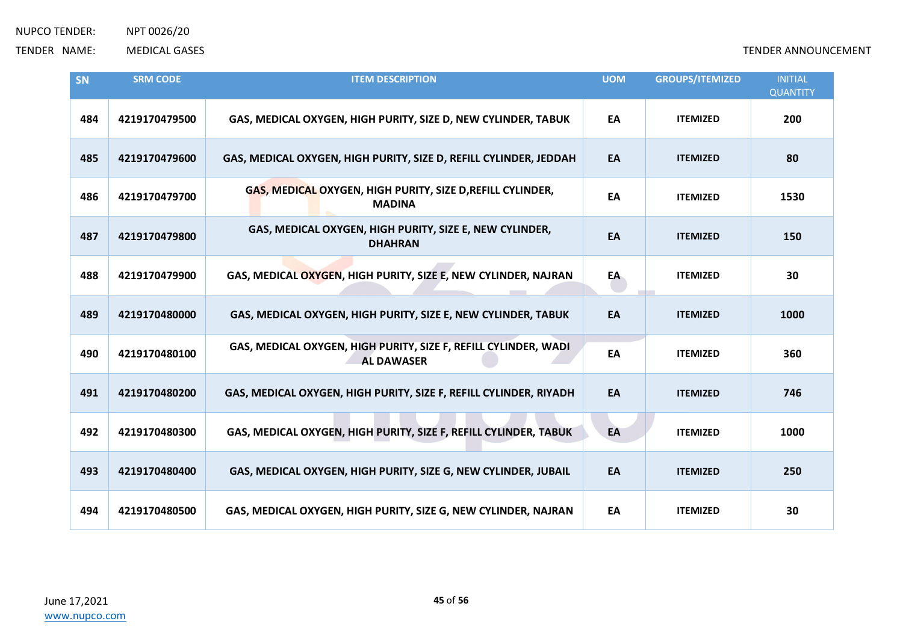| SN | SRM CODE | ITEM DESCRIPTION | UOM | GROUPS/ITEMIZED | INITIAL QUANTITY |
|---|---|---|---|---|---|
| 484 | 4219170479500 | GAS, MEDICAL OXYGEN, HIGH PURITY, SIZE D, NEW CYLINDER, TABUK | EA | ITEMIZED | 200 |
| 485 | 4219170479600 | GAS, MEDICAL OXYGEN, HIGH PURITY, SIZE D, REFILL CYLINDER, JEDDAH | EA | ITEMIZED | 80 |
| 486 | 4219170479700 | GAS, MEDICAL OXYGEN, HIGH PURITY, SIZE D,REFILL CYLINDER, MADINA | EA | ITEMIZED | 1530 |
| 487 | 4219170479800 | GAS, MEDICAL OXYGEN, HIGH PURITY, SIZE E, NEW CYLINDER, DHAHRAN | EA | ITEMIZED | 150 |
| 488 | 4219170479900 | GAS, MEDICAL OXYGEN, HIGH PURITY, SIZE E, NEW CYLINDER, NAJRAN | EA | ITEMIZED | 30 |
| 489 | 4219170480000 | GAS, MEDICAL OXYGEN, HIGH PURITY, SIZE E, NEW CYLINDER, TABUK | EA | ITEMIZED | 1000 |
| 490 | 4219170480100 | GAS, MEDICAL OXYGEN, HIGH PURITY, SIZE F, REFILL CYLINDER, WADI AL DAWASER | EA | ITEMIZED | 360 |
| 491 | 4219170480200 | GAS, MEDICAL OXYGEN, HIGH PURITY, SIZE F, REFILL CYLINDER, RIYADH | EA | ITEMIZED | 746 |
| 492 | 4219170480300 | GAS, MEDICAL OXYGEN, HIGH PURITY, SIZE F, REFILL CYLINDER, TABUK | EA | ITEMIZED | 1000 |
| 493 | 4219170480400 | GAS, MEDICAL OXYGEN, HIGH PURITY, SIZE G, NEW CYLINDER, JUBAIL | EA | ITEMIZED | 250 |
| 494 | 4219170480500 | GAS, MEDICAL OXYGEN, HIGH PURITY, SIZE G, NEW CYLINDER, NAJRAN | EA | ITEMIZED | 30 |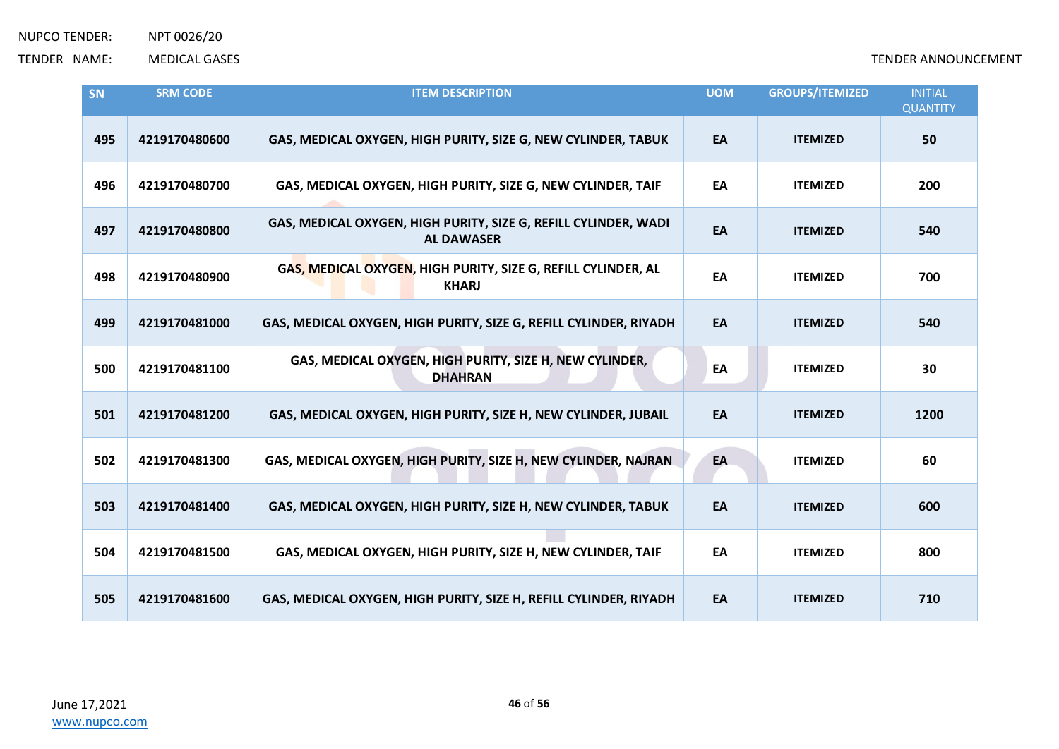| SN | SRM CODE | ITEM DESCRIPTION | UOM | GROUPS/ITEMIZED | INITIAL QUANTITY |
|---|---|---|---|---|---|
| 495 | 4219170480600 | GAS, MEDICAL OXYGEN, HIGH PURITY, SIZE G, NEW CYLINDER, TABUK | EA | ITEMIZED | 50 |
| 496 | 4219170480700 | GAS, MEDICAL OXYGEN, HIGH PURITY, SIZE G, NEW CYLINDER, TAIF | EA | ITEMIZED | 200 |
| 497 | 4219170480800 | GAS, MEDICAL OXYGEN, HIGH PURITY, SIZE G, REFILL CYLINDER, WADI AL DAWASER | EA | ITEMIZED | 540 |
| 498 | 4219170480900 | GAS, MEDICAL OXYGEN, HIGH PURITY, SIZE G, REFILL CYLINDER, AL KHARJ | EA | ITEMIZED | 700 |
| 499 | 4219170481000 | GAS, MEDICAL OXYGEN, HIGH PURITY, SIZE G, REFILL CYLINDER, RIYADH | EA | ITEMIZED | 540 |
| 500 | 4219170481100 | GAS, MEDICAL OXYGEN, HIGH PURITY, SIZE H, NEW CYLINDER, DHAHRAN | EA | ITEMIZED | 30 |
| 501 | 4219170481200 | GAS, MEDICAL OXYGEN, HIGH PURITY, SIZE H, NEW CYLINDER, JUBAIL | EA | ITEMIZED | 1200 |
| 502 | 4219170481300 | GAS, MEDICAL OXYGEN, HIGH PURITY, SIZE H, NEW CYLINDER, NAJRAN | EA | ITEMIZED | 60 |
| 503 | 4219170481400 | GAS, MEDICAL OXYGEN, HIGH PURITY, SIZE H, NEW CYLINDER, TABUK | EA | ITEMIZED | 600 |
| 504 | 4219170481500 | GAS, MEDICAL OXYGEN, HIGH PURITY, SIZE H, NEW CYLINDER, TAIF | EA | ITEMIZED | 800 |
| 505 | 4219170481600 | GAS, MEDICAL OXYGEN, HIGH PURITY, SIZE H, REFILL CYLINDER, RIYADH | EA | ITEMIZED | 710 |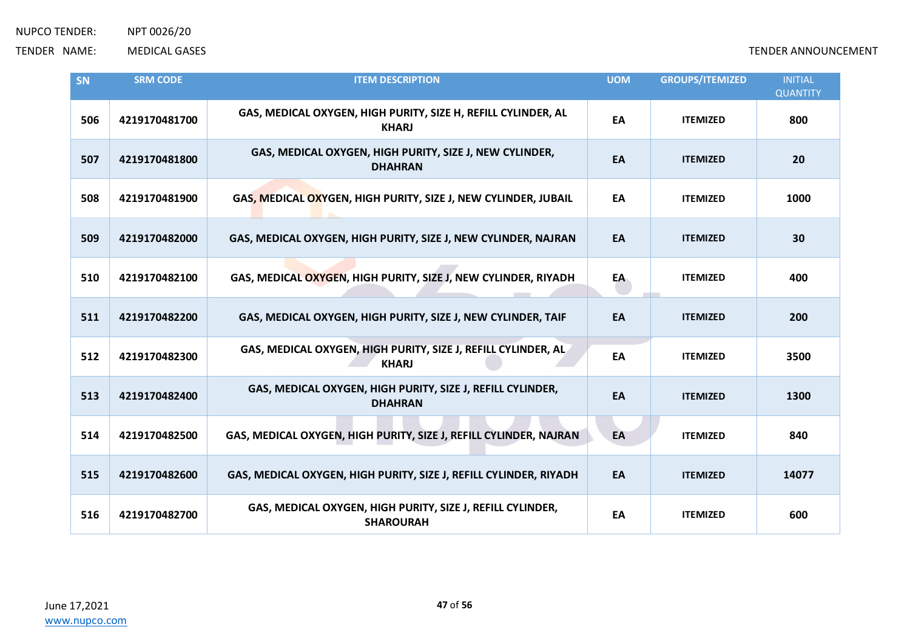| SN | SRM CODE | ITEM DESCRIPTION | UOM | GROUPS/ITEMIZED | INITIAL QUANTITY |
|---|---|---|---|---|---|
| 506 | 4219170481700 | GAS, MEDICAL OXYGEN, HIGH PURITY, SIZE H, REFILL CYLINDER, AL KHARJ | EA | ITEMIZED | 800 |
| 507 | 4219170481800 | GAS, MEDICAL OXYGEN, HIGH PURITY, SIZE J, NEW CYLINDER, DHAHRAN | EA | ITEMIZED | 20 |
| 508 | 4219170481900 | GAS, MEDICAL OXYGEN, HIGH PURITY, SIZE J, NEW CYLINDER, JUBAIL | EA | ITEMIZED | 1000 |
| 509 | 4219170482000 | GAS, MEDICAL OXYGEN, HIGH PURITY, SIZE J, NEW CYLINDER, NAJRAN | EA | ITEMIZED | 30 |
| 510 | 4219170482100 | GAS, MEDICAL OXYGEN, HIGH PURITY, SIZE J, NEW CYLINDER, RIYADH | EA | ITEMIZED | 400 |
| 511 | 4219170482200 | GAS, MEDICAL OXYGEN, HIGH PURITY, SIZE J, NEW CYLINDER, TAIF | EA | ITEMIZED | 200 |
| 512 | 4219170482300 | GAS, MEDICAL OXYGEN, HIGH PURITY, SIZE J, REFILL CYLINDER, AL KHARJ | EA | ITEMIZED | 3500 |
| 513 | 4219170482400 | GAS, MEDICAL OXYGEN, HIGH PURITY, SIZE J, REFILL CYLINDER, DHAHRAN | EA | ITEMIZED | 1300 |
| 514 | 4219170482500 | GAS, MEDICAL OXYGEN, HIGH PURITY, SIZE J, REFILL CYLINDER, NAJRAN | EA | ITEMIZED | 840 |
| 515 | 4219170482600 | GAS, MEDICAL OXYGEN, HIGH PURITY, SIZE J, REFILL CYLINDER, RIYADH | EA | ITEMIZED | 14077 |
| 516 | 4219170482700 | GAS, MEDICAL OXYGEN, HIGH PURITY, SIZE J, REFILL CYLINDER, SHAROURAH | EA | ITEMIZED | 600 |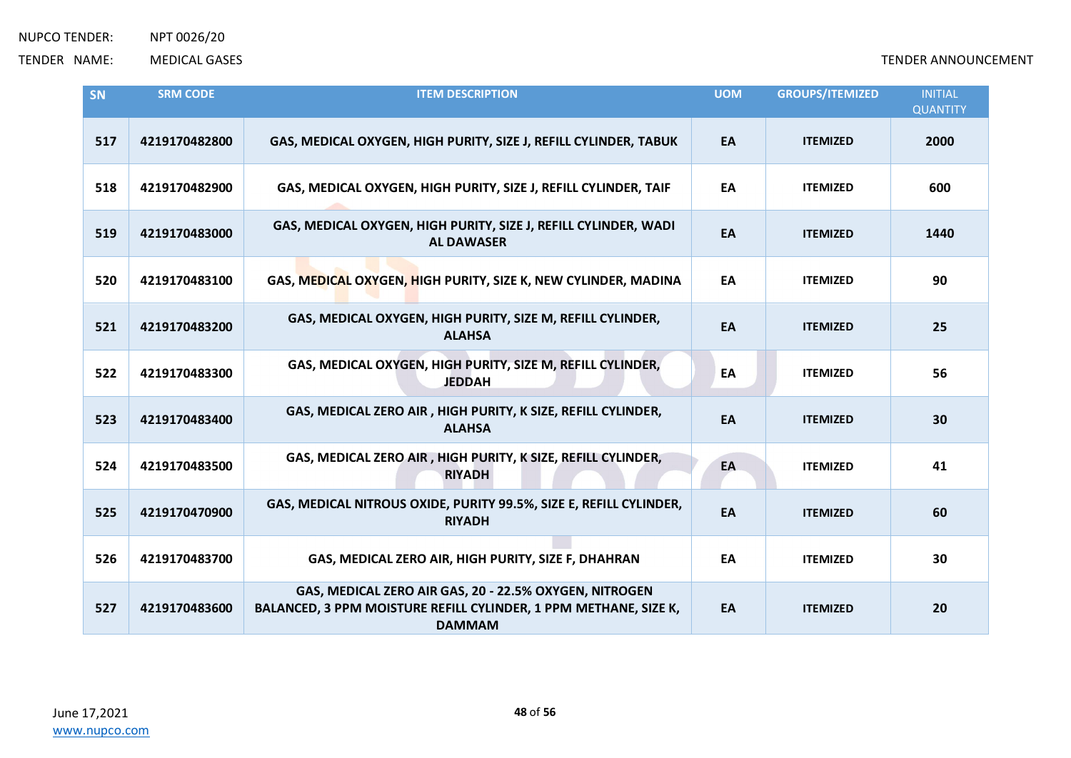| SN | SRM CODE | ITEM DESCRIPTION | UOM | GROUPS/ITEMIZED | INITIAL QUANTITY |
|---|---|---|---|---|---|
| 517 | 4219170482800 | GAS, MEDICAL OXYGEN, HIGH PURITY, SIZE J, REFILL CYLINDER, TABUK | EA | ITEMIZED | 2000 |
| 518 | 4219170482900 | GAS, MEDICAL OXYGEN, HIGH PURITY, SIZE J, REFILL CYLINDER, TAIF | EA | ITEMIZED | 600 |
| 519 | 4219170483000 | GAS, MEDICAL OXYGEN, HIGH PURITY, SIZE J, REFILL CYLINDER, WADI AL DAWASER | EA | ITEMIZED | 1440 |
| 520 | 4219170483100 | GAS, MEDICAL OXYGEN, HIGH PURITY, SIZE K, NEW CYLINDER, MADINA | EA | ITEMIZED | 90 |
| 521 | 4219170483200 | GAS, MEDICAL OXYGEN, HIGH PURITY, SIZE M, REFILL CYLINDER, ALAHSA | EA | ITEMIZED | 25 |
| 522 | 4219170483300 | GAS, MEDICAL OXYGEN, HIGH PURITY, SIZE M, REFILL CYLINDER, JEDDAH | EA | ITEMIZED | 56 |
| 523 | 4219170483400 | GAS, MEDICAL ZERO AIR , HIGH PURITY, K SIZE, REFILL CYLINDER, ALAHSA | EA | ITEMIZED | 30 |
| 524 | 4219170483500 | GAS, MEDICAL ZERO AIR , HIGH PURITY, K SIZE, REFILL CYLINDER, RIYADH | EA | ITEMIZED | 41 |
| 525 | 4219170470900 | GAS, MEDICAL NITROUS OXIDE, PURITY 99.5%, SIZE E, REFILL CYLINDER, RIYADH | EA | ITEMIZED | 60 |
| 526 | 4219170483700 | GAS, MEDICAL ZERO AIR, HIGH PURITY, SIZE F, DHAHRAN | EA | ITEMIZED | 30 |
| 527 | 4219170483600 | GAS, MEDICAL ZERO AIR GAS, 20 - 22.5% OXYGEN, NITROGEN BALANCED, 3 PPM MOISTURE REFILL CYLINDER, 1 PPM METHANE, SIZE K, DAMMAM | EA | ITEMIZED | 20 |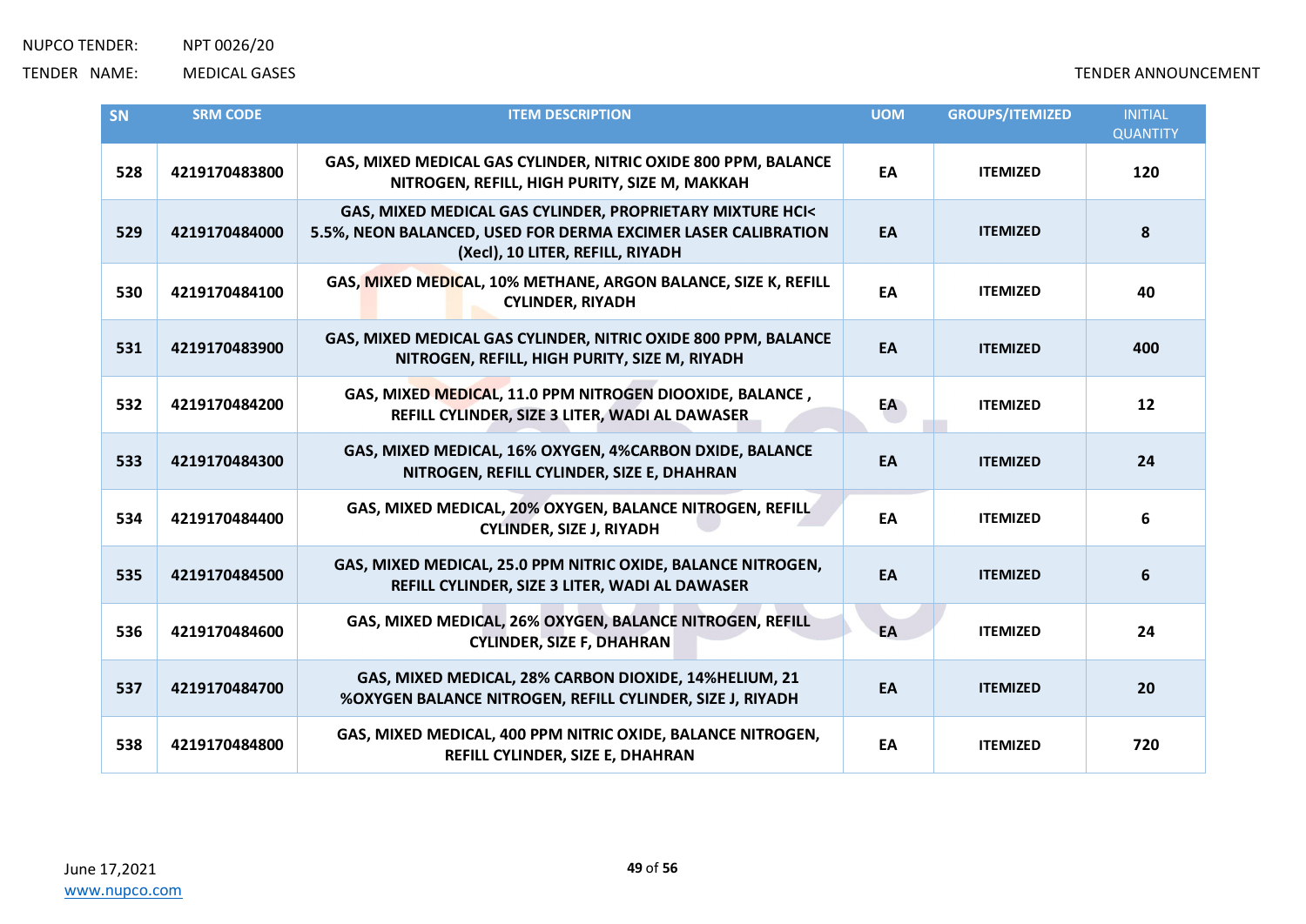| SN | SRM CODE | ITEM DESCRIPTION | UOM | GROUPS/ITEMIZED | INITIAL QUANTITY |
|---|---|---|---|---|---|
| 528 | 4219170483800 | GAS, MIXED MEDICAL GAS CYLINDER, NITRIC OXIDE 800 PPM, BALANCE NITROGEN, REFILL, HIGH PURITY, SIZE M, MAKKAH | EA | ITEMIZED | 120 |
| 529 | 4219170484000 | GAS, MIXED MEDICAL GAS CYLINDER, PROPRIETARY MIXTURE HCl< 5.5%, NEON BALANCED, USED FOR DERMA EXCIMER LASER CALIBRATION (Xecl), 10 LITER, REFILL, RIYADH | EA | ITEMIZED | 8 |
| 530 | 4219170484100 | GAS, MIXED MEDICAL, 10% METHANE, ARGON BALANCE, SIZE K, REFILL CYLINDER, RIYADH | EA | ITEMIZED | 40 |
| 531 | 4219170483900 | GAS, MIXED MEDICAL GAS CYLINDER, NITRIC OXIDE 800 PPM, BALANCE NITROGEN, REFILL, HIGH PURITY, SIZE M, RIYADH | EA | ITEMIZED | 400 |
| 532 | 4219170484200 | GAS, MIXED MEDICAL, 11.0 PPM NITROGEN DIOOXIDE, BALANCE , REFILL CYLINDER, SIZE 3 LITER, WADI AL DAWASER | EA | ITEMIZED | 12 |
| 533 | 4219170484300 | GAS, MIXED MEDICAL, 16% OXYGEN, 4%CARBON DXIDE, BALANCE NITROGEN, REFILL CYLINDER, SIZE E, DHAHRAN | EA | ITEMIZED | 24 |
| 534 | 4219170484400 | GAS, MIXED MEDICAL, 20% OXYGEN, BALANCE NITROGEN, REFILL CYLINDER, SIZE J, RIYADH | EA | ITEMIZED | 6 |
| 535 | 4219170484500 | GAS, MIXED MEDICAL, 25.0 PPM NITRIC OXIDE, BALANCE NITROGEN, REFILL CYLINDER, SIZE 3 LITER, WADI AL DAWASER | EA | ITEMIZED | 6 |
| 536 | 4219170484600 | GAS, MIXED MEDICAL, 26% OXYGEN, BALANCE NITROGEN, REFILL CYLINDER, SIZE F, DHAHRAN | EA | ITEMIZED | 24 |
| 537 | 4219170484700 | GAS, MIXED MEDICAL, 28% CARBON DIOXIDE, 14%HELIUM, 21 %OXYGEN BALANCE NITROGEN, REFILL CYLINDER, SIZE J, RIYADH | EA | ITEMIZED | 20 |
| 538 | 4219170484800 | GAS, MIXED MEDICAL, 400 PPM NITRIC OXIDE, BALANCE NITROGEN, REFILL CYLINDER, SIZE E, DHAHRAN | EA | ITEMIZED | 720 |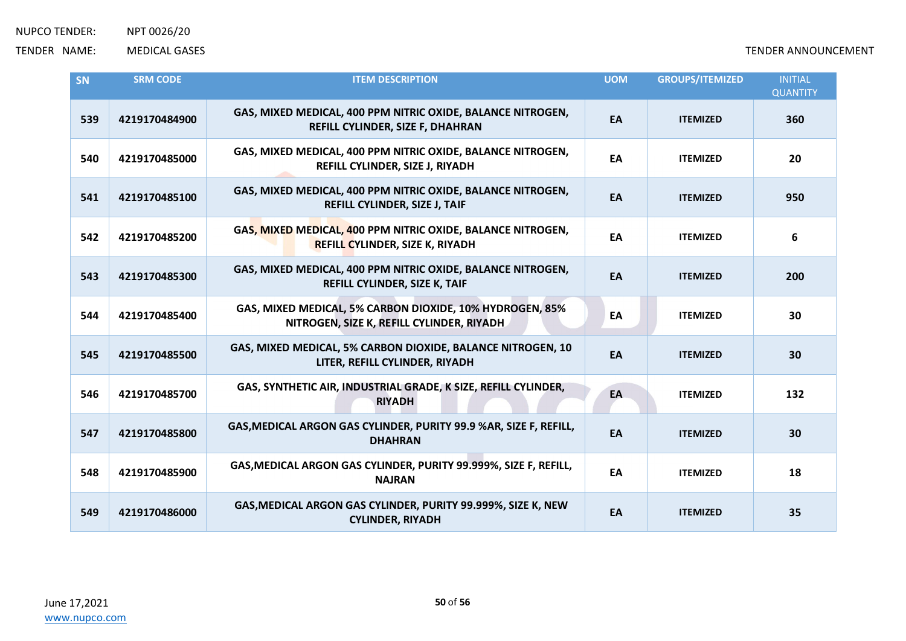| SN | SRM CODE | ITEM DESCRIPTION | UOM | GROUPS/ITEMIZED | INITIAL QUANTITY |
|---|---|---|---|---|---|
| 539 | 4219170484900 | GAS, MIXED MEDICAL, 400 PPM NITRIC OXIDE, BALANCE NITROGEN, REFILL CYLINDER, SIZE F, DHAHRAN | EA | ITEMIZED | 360 |
| 540 | 4219170485000 | GAS, MIXED MEDICAL, 400 PPM NITRIC OXIDE, BALANCE NITROGEN, REFILL CYLINDER, SIZE J, RIYADH | EA | ITEMIZED | 20 |
| 541 | 4219170485100 | GAS, MIXED MEDICAL, 400 PPM NITRIC OXIDE, BALANCE NITROGEN, REFILL CYLINDER, SIZE J, TAIF | EA | ITEMIZED | 950 |
| 542 | 4219170485200 | GAS, MIXED MEDICAL, 400 PPM NITRIC OXIDE, BALANCE NITROGEN, REFILL CYLINDER, SIZE K, RIYADH | EA | ITEMIZED | 6 |
| 543 | 4219170485300 | GAS, MIXED MEDICAL, 400 PPM NITRIC OXIDE, BALANCE NITROGEN, REFILL CYLINDER, SIZE K, TAIF | EA | ITEMIZED | 200 |
| 544 | 4219170485400 | GAS, MIXED MEDICAL, 5% CARBON DIOXIDE, 10% HYDROGEN, 85% NITROGEN, SIZE K, REFILL CYLINDER, RIYADH | EA | ITEMIZED | 30 |
| 545 | 4219170485500 | GAS, MIXED MEDICAL, 5% CARBON DIOXIDE, BALANCE NITROGEN, 10 LITER, REFILL CYLINDER, RIYADH | EA | ITEMIZED | 30 |
| 546 | 4219170485700 | GAS, SYNTHETIC AIR, INDUSTRIAL GRADE, K SIZE, REFILL CYLINDER, RIYADH | EA | ITEMIZED | 132 |
| 547 | 4219170485800 | GAS,MEDICAL ARGON GAS CYLINDER, PURITY 99.9 %AR, SIZE F, REFILL, DHAHRAN | EA | ITEMIZED | 30 |
| 548 | 4219170485900 | GAS,MEDICAL ARGON GAS CYLINDER, PURITY 99.999%, SIZE F, REFILL, NAJRAN | EA | ITEMIZED | 18 |
| 549 | 4219170486000 | GAS,MEDICAL ARGON GAS CYLINDER, PURITY 99.999%, SIZE K, NEW CYLINDER, RIYADH | EA | ITEMIZED | 35 |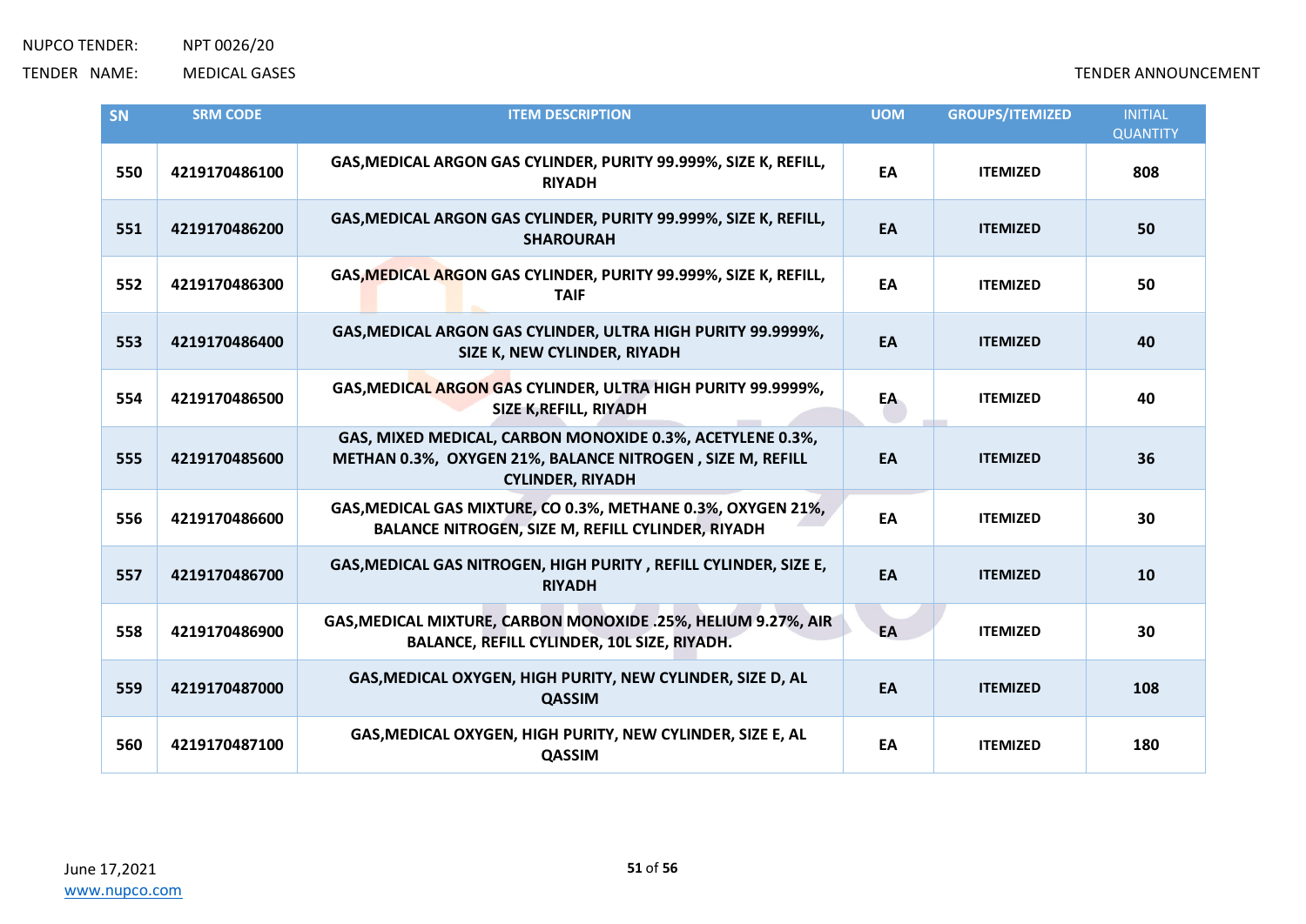NUPCO TENDER: NPT 0026/20

TENDER NAME: MEDICAL GASES

TENDER ANNOUNCEMENT

| SN | SRM CODE | ITEM DESCRIPTION | UOM | GROUPS/ITEMIZED | INITIAL QUANTITY |
|---|---|---|---|---|---|
| 550 | 4219170486100 | GAS,MEDICAL ARGON GAS CYLINDER, PURITY 99.999%, SIZE K, REFILL, RIYADH | EA | ITEMIZED | 808 |
| 551 | 4219170486200 | GAS,MEDICAL ARGON GAS CYLINDER, PURITY 99.999%, SIZE K, REFILL, SHAROURAH | EA | ITEMIZED | 50 |
| 552 | 4219170486300 | GAS,MEDICAL ARGON GAS CYLINDER, PURITY 99.999%, SIZE K, REFILL, TAIF | EA | ITEMIZED | 50 |
| 553 | 4219170486400 | GAS,MEDICAL ARGON GAS CYLINDER, ULTRA HIGH PURITY 99.9999%, SIZE K, NEW CYLINDER, RIYADH | EA | ITEMIZED | 40 |
| 554 | 4219170486500 | GAS,MEDICAL ARGON GAS CYLINDER, ULTRA HIGH PURITY 99.9999%, SIZE K,REFILL, RIYADH | EA | ITEMIZED | 40 |
| 555 | 4219170485600 | GAS, MIXED MEDICAL, CARBON MONOXIDE 0.3%, ACETYLENE 0.3%, METHAN 0.3%, OXYGEN 21%, BALANCE NITROGEN , SIZE M, REFILL CYLINDER, RIYADH | EA | ITEMIZED | 36 |
| 556 | 4219170486600 | GAS,MEDICAL GAS MIXTURE, CO 0.3%, METHANE 0.3%, OXYGEN 21%, BALANCE NITROGEN, SIZE M, REFILL CYLINDER, RIYADH | EA | ITEMIZED | 30 |
| 557 | 4219170486700 | GAS,MEDICAL GAS NITROGEN, HIGH PURITY , REFILL CYLINDER, SIZE E, RIYADH | EA | ITEMIZED | 10 |
| 558 | 4219170486900 | GAS,MEDICAL MIXTURE, CARBON MONOXIDE .25%, HELIUM 9.27%, AIR BALANCE, REFILL CYLINDER, 10L SIZE, RIYADH. | EA | ITEMIZED | 30 |
| 559 | 4219170487000 | GAS,MEDICAL OXYGEN, HIGH PURITY, NEW CYLINDER, SIZE D, AL QASSIM | EA | ITEMIZED | 108 |
| 560 | 4219170487100 | GAS,MEDICAL OXYGEN, HIGH PURITY, NEW CYLINDER, SIZE E, AL QASSIM | EA | ITEMIZED | 180 |

June 17,2021

www.nupco.com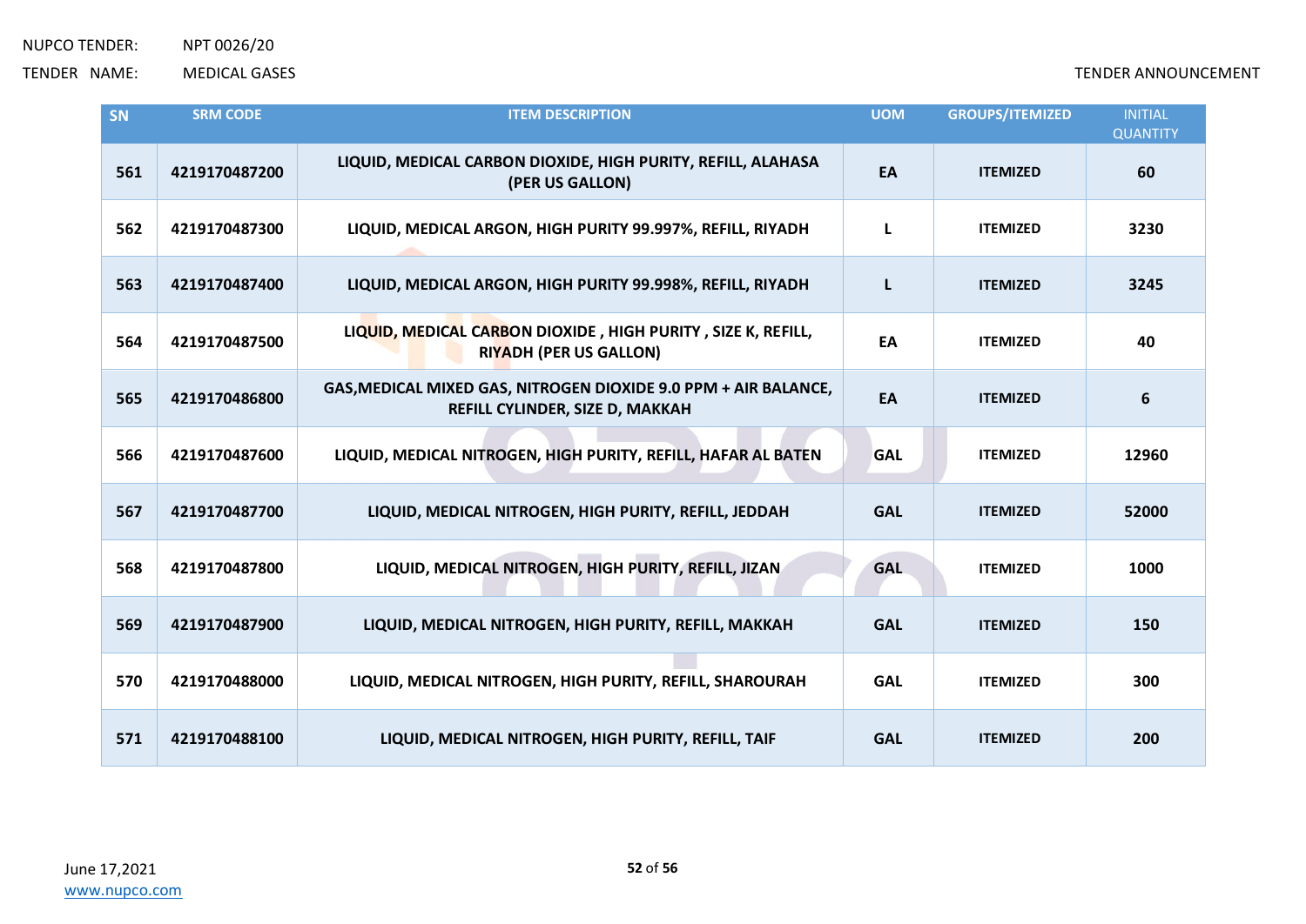| SN | SRM CODE | ITEM DESCRIPTION | UOM | GROUPS/ITEMIZED | INITIAL QUANTITY |
|---|---|---|---|---|---|
| 561 | 4219170487200 | LIQUID, MEDICAL CARBON DIOXIDE, HIGH PURITY, REFILL, ALAHASA (PER US GALLON) | EA | ITEMIZED | 60 |
| 562 | 4219170487300 | LIQUID, MEDICAL ARGON, HIGH PURITY 99.997%, REFILL, RIYADH | L | ITEMIZED | 3230 |
| 563 | 4219170487400 | LIQUID, MEDICAL ARGON, HIGH PURITY 99.998%, REFILL, RIYADH | L | ITEMIZED | 3245 |
| 564 | 4219170487500 | LIQUID, MEDICAL CARBON DIOXIDE , HIGH PURITY , SIZE K, REFILL, RIYADH (PER US GALLON) | EA | ITEMIZED | 40 |
| 565 | 4219170486800 | GAS,MEDICAL MIXED GAS, NITROGEN DIOXIDE 9.0 PPM + AIR BALANCE, REFILL CYLINDER, SIZE D, MAKKAH | EA | ITEMIZED | 6 |
| 566 | 4219170487600 | LIQUID, MEDICAL NITROGEN, HIGH PURITY, REFILL, HAFAR AL BATEN | GAL | ITEMIZED | 12960 |
| 567 | 4219170487700 | LIQUID, MEDICAL NITROGEN, HIGH PURITY, REFILL, JEDDAH | GAL | ITEMIZED | 52000 |
| 568 | 4219170487800 | LIQUID, MEDICAL NITROGEN, HIGH PURITY, REFILL, JIZAN | GAL | ITEMIZED | 1000 |
| 569 | 4219170487900 | LIQUID, MEDICAL NITROGEN, HIGH PURITY, REFILL, MAKKAH | GAL | ITEMIZED | 150 |
| 570 | 4219170488000 | LIQUID, MEDICAL NITROGEN, HIGH PURITY, REFILL, SHAROURAH | GAL | ITEMIZED | 300 |
| 571 | 4219170488100 | LIQUID, MEDICAL NITROGEN, HIGH PURITY, REFILL, TAIF | GAL | ITEMIZED | 200 |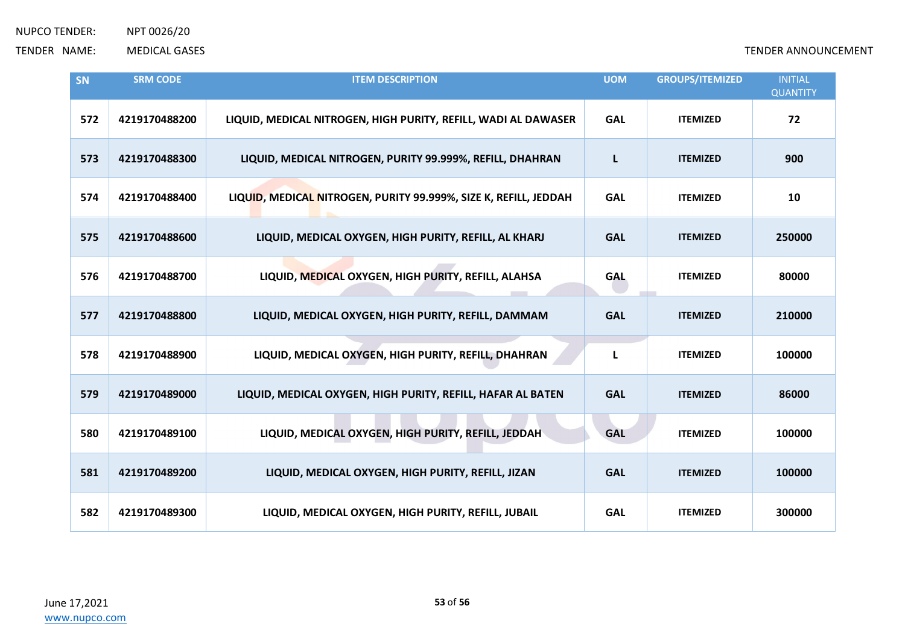| SN | SRM CODE | ITEM DESCRIPTION | UOM | GROUPS/ITEMIZED | INITIAL QUANTITY |
|---|---|---|---|---|---|
| 572 | 4219170488200 | LIQUID, MEDICAL NITROGEN, HIGH PURITY, REFILL, WADI AL DAWASER | GAL | ITEMIZED | 72 |
| 573 | 4219170488300 | LIQUID, MEDICAL NITROGEN, PURITY 99.999%, REFILL, DHAHRAN | L | ITEMIZED | 900 |
| 574 | 4219170488400 | LIQUID, MEDICAL NITROGEN, PURITY 99.999%, SIZE K, REFILL, JEDDAH | GAL | ITEMIZED | 10 |
| 575 | 4219170488600 | LIQUID, MEDICAL OXYGEN, HIGH PURITY, REFILL, AL KHARJ | GAL | ITEMIZED | 250000 |
| 576 | 4219170488700 | LIQUID, MEDICAL OXYGEN, HIGH PURITY, REFILL, ALAHSA | GAL | ITEMIZED | 80000 |
| 577 | 4219170488800 | LIQUID, MEDICAL OXYGEN, HIGH PURITY, REFILL, DAMMAM | GAL | ITEMIZED | 210000 |
| 578 | 4219170488900 | LIQUID, MEDICAL OXYGEN, HIGH PURITY, REFILL, DHAHRAN | L | ITEMIZED | 100000 |
| 579 | 4219170489000 | LIQUID, MEDICAL OXYGEN, HIGH PURITY, REFILL, HAFAR AL BATEN | GAL | ITEMIZED | 86000 |
| 580 | 4219170489100 | LIQUID, MEDICAL OXYGEN, HIGH PURITY, REFILL, JEDDAH | GAL | ITEMIZED | 100000 |
| 581 | 4219170489200 | LIQUID, MEDICAL OXYGEN, HIGH PURITY, REFILL, JIZAN | GAL | ITEMIZED | 100000 |
| 582 | 4219170489300 | LIQUID, MEDICAL OXYGEN, HIGH PURITY, REFILL, JUBAIL | GAL | ITEMIZED | 300000 |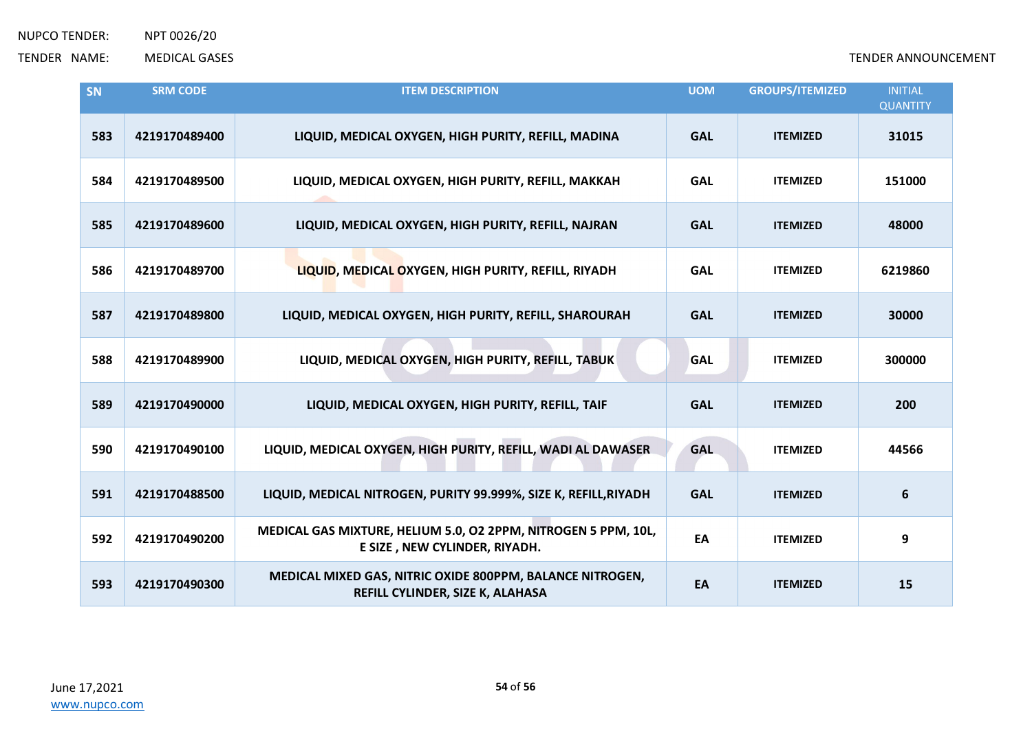| SN | SRM CODE | ITEM DESCRIPTION | UOM | GROUPS/ITEMIZED | INITIAL QUANTITY |
|---|---|---|---|---|---|
| 583 | 4219170489400 | LIQUID, MEDICAL OXYGEN, HIGH PURITY, REFILL, MADINA | GAL | ITEMIZED | 31015 |
| 584 | 4219170489500 | LIQUID, MEDICAL OXYGEN, HIGH PURITY, REFILL, MAKKAH | GAL | ITEMIZED | 151000 |
| 585 | 4219170489600 | LIQUID, MEDICAL OXYGEN, HIGH PURITY, REFILL, NAJRAN | GAL | ITEMIZED | 48000 |
| 586 | 4219170489700 | LIQUID, MEDICAL OXYGEN, HIGH PURITY, REFILL, RIYADH | GAL | ITEMIZED | 6219860 |
| 587 | 4219170489800 | LIQUID, MEDICAL OXYGEN, HIGH PURITY, REFILL, SHAROURAH | GAL | ITEMIZED | 30000 |
| 588 | 4219170489900 | LIQUID, MEDICAL OXYGEN, HIGH PURITY, REFILL, TABUK | GAL | ITEMIZED | 300000 |
| 589 | 4219170490000 | LIQUID, MEDICAL OXYGEN, HIGH PURITY, REFILL, TAIF | GAL | ITEMIZED | 200 |
| 590 | 4219170490100 | LIQUID, MEDICAL OXYGEN, HIGH PURITY, REFILL, WADI AL DAWASER | GAL | ITEMIZED | 44566 |
| 591 | 4219170488500 | LIQUID, MEDICAL NITROGEN, PURITY 99.999%, SIZE K, REFILL,RIYADH | GAL | ITEMIZED | 6 |
| 592 | 4219170490200 | MEDICAL GAS MIXTURE, HELIUM 5.0, O2 2PPM, NITROGEN 5 PPM, 10L, E SIZE , NEW CYLINDER, RIYADH. | EA | ITEMIZED | 9 |
| 593 | 4219170490300 | MEDICAL MIXED GAS, NITRIC OXIDE 800PPM, BALANCE NITROGEN, REFILL CYLINDER, SIZE K, ALAHASA | EA | ITEMIZED | 15 |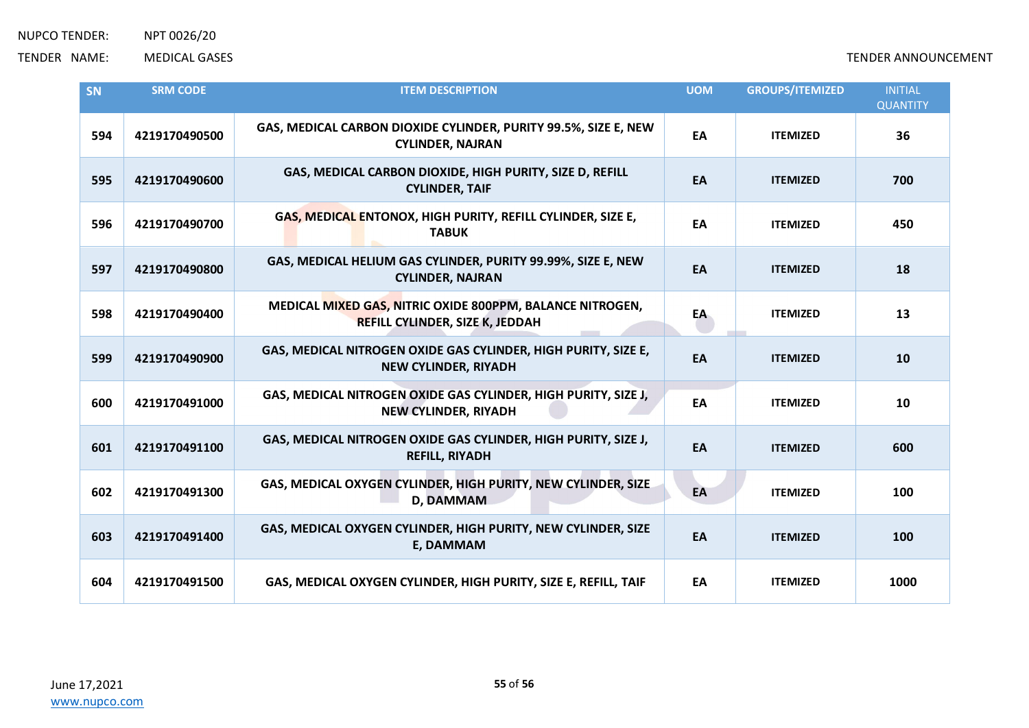| SN | SRM CODE | ITEM DESCRIPTION | UOM | GROUPS/ITEMIZED | INITIAL QUANTITY |
|---|---|---|---|---|---|
| 594 | 4219170490500 | GAS, MEDICAL CARBON DIOXIDE CYLINDER, PURITY 99.5%, SIZE E, NEW CYLINDER, NAJRAN | EA | ITEMIZED | 36 |
| 595 | 4219170490600 | GAS, MEDICAL CARBON DIOXIDE, HIGH PURITY, SIZE D, REFILL CYLINDER, TAIF | EA | ITEMIZED | 700 |
| 596 | 4219170490700 | GAS, MEDICAL ENTONOX, HIGH PURITY, REFILL CYLINDER, SIZE E, TABUK | EA | ITEMIZED | 450 |
| 597 | 4219170490800 | GAS, MEDICAL HELIUM GAS CYLINDER, PURITY 99.99%, SIZE E, NEW CYLINDER, NAJRAN | EA | ITEMIZED | 18 |
| 598 | 4219170490400 | MEDICAL MIXED GAS, NITRIC OXIDE 800PPM, BALANCE NITROGEN, REFILL CYLINDER, SIZE K, JEDDAH | EA | ITEMIZED | 13 |
| 599 | 4219170490900 | GAS, MEDICAL NITROGEN OXIDE GAS CYLINDER, HIGH PURITY, SIZE E, NEW CYLINDER, RIYADH | EA | ITEMIZED | 10 |
| 600 | 4219170491000 | GAS, MEDICAL NITROGEN OXIDE GAS CYLINDER, HIGH PURITY, SIZE J, NEW CYLINDER, RIYADH | EA | ITEMIZED | 10 |
| 601 | 4219170491100 | GAS, MEDICAL NITROGEN OXIDE GAS CYLINDER, HIGH PURITY, SIZE J, REFILL, RIYADH | EA | ITEMIZED | 600 |
| 602 | 4219170491300 | GAS, MEDICAL OXYGEN CYLINDER, HIGH PURITY, NEW CYLINDER, SIZE D, DAMMAM | EA | ITEMIZED | 100 |
| 603 | 4219170491400 | GAS, MEDICAL OXYGEN CYLINDER, HIGH PURITY, NEW CYLINDER, SIZE E, DAMMAM | EA | ITEMIZED | 100 |
| 604 | 4219170491500 | GAS, MEDICAL OXYGEN CYLINDER, HIGH PURITY, SIZE E, REFILL, TAIF | EA | ITEMIZED | 1000 |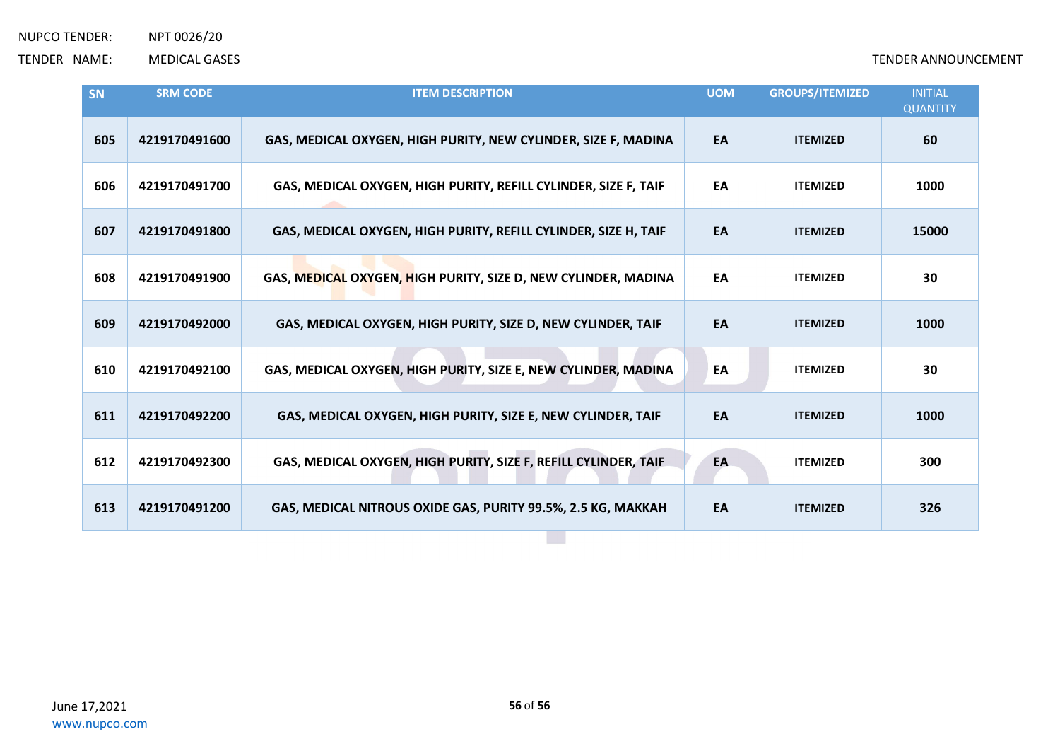| SN | SRM CODE | ITEM DESCRIPTION | UOM | GROUPS/ITEMIZED | INITIAL QUANTITY |
|---|---|---|---|---|---|
| 605 | 4219170491600 | GAS, MEDICAL OXYGEN, HIGH PURITY, NEW CYLINDER, SIZE F, MADINA | EA | ITEMIZED | 60 |
| 606 | 4219170491700 | GAS, MEDICAL OXYGEN, HIGH PURITY, REFILL CYLINDER, SIZE F, TAIF | EA | ITEMIZED | 1000 |
| 607 | 4219170491800 | GAS, MEDICAL OXYGEN, HIGH PURITY, REFILL CYLINDER, SIZE H, TAIF | EA | ITEMIZED | 15000 |
| 608 | 4219170491900 | GAS, MEDICAL OXYGEN, HIGH PURITY, SIZE D, NEW CYLINDER, MADINA | EA | ITEMIZED | 30 |
| 609 | 4219170492000 | GAS, MEDICAL OXYGEN, HIGH PURITY, SIZE D, NEW CYLINDER, TAIF | EA | ITEMIZED | 1000 |
| 610 | 4219170492100 | GAS, MEDICAL OXYGEN, HIGH PURITY, SIZE E, NEW CYLINDER, MADINA | EA | ITEMIZED | 30 |
| 611 | 4219170492200 | GAS, MEDICAL OXYGEN, HIGH PURITY, SIZE E, NEW CYLINDER, TAIF | EA | ITEMIZED | 1000 |
| 612 | 4219170492300 | GAS, MEDICAL OXYGEN, HIGH PURITY, SIZE F, REFILL CYLINDER, TAIF | EA | ITEMIZED | 300 |
| 613 | 4219170491200 | GAS, MEDICAL NITROUS OXIDE GAS, PURITY 99.5%, 2.5 KG, MAKKAH | EA | ITEMIZED | 326 |

June 17,2021
www.nupco.com